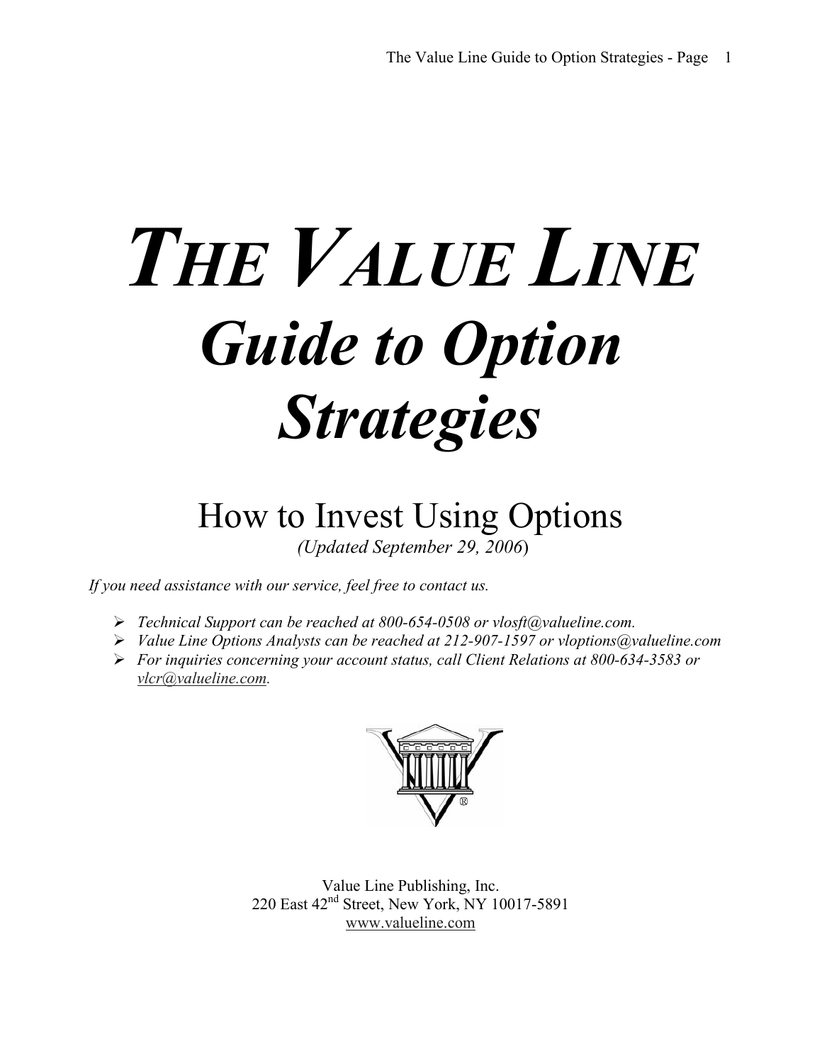# THE VALUE LINE

# Guide to Option Strategies

## How to Invest Using Options

*(Updated September 29, 2006)*

*If you need assistance with our service, feel free to contact us.*

- *Technical Support can be reached at 800-654-0508 or vlosft@valueline.com.*
- *Value Line Options Analysts can be reached at 212-907-1597 or vloptions@valueline.com*
- *For inquiries concerning your account status, call Client Relations at 800-634-3583 or vlcr@valueline.com.*

Value Line Publishing, Inc.
220 East 42nd Street, New York, NY 10017-5891
www.valueline.com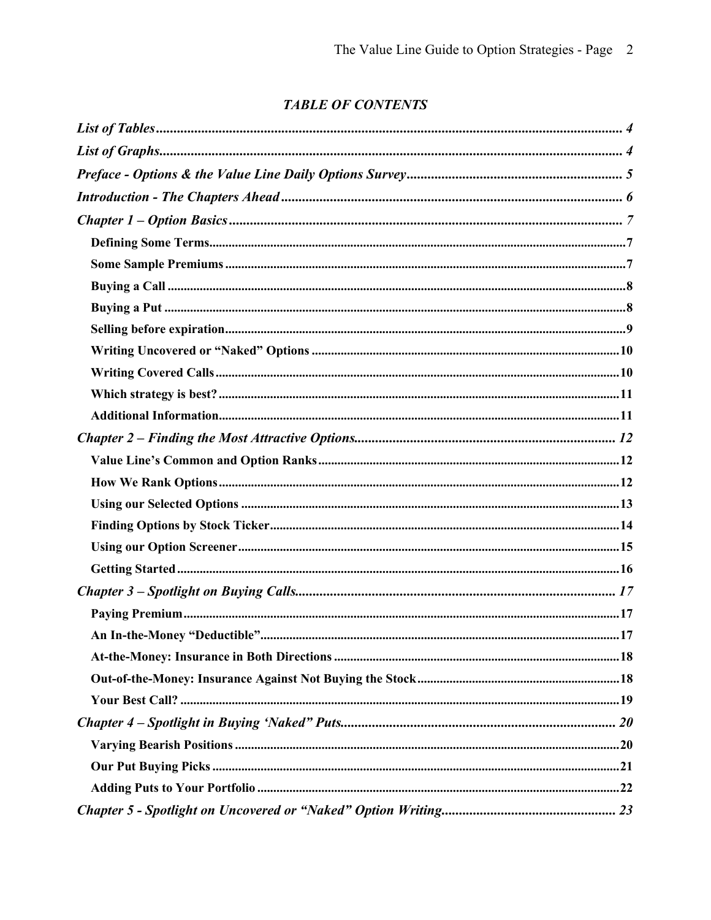# *TABLE OF CONTENTS*

*List of Tables* ........ 4

*List of Graphs* ........ 4

*Preface - Options & the Value Line Daily Options Survey* ........ 5

*Introduction - The Chapters Ahead* ........ 6

*Chapter 1 – Option Basics* ........ 7

- **Defining Some Terms** ........ 7
- **Some Sample Premiums** ........ 7
- **Buying a Call** ........ 8
- **Buying a Put** ........ 8
- **Selling before expiration** ........ 9
- **Writing Uncovered or "Naked" Options** ........ 10
- **Writing Covered Calls** ........ 10
- **Which strategy is best?** ........ 11
- **Additional Information** ........ 11

*Chapter 2 – Finding the Most Attractive Options* ........ 12

- **Value Line's Common and Option Ranks** ........ 12
- **How We Rank Options** ........ 12
- **Using our Selected Options** ........ 13
- **Finding Options by Stock Ticker** ........ 14
- **Using our Option Screener** ........ 15
- **Getting Started** ........ 16

*Chapter 3 – Spotlight on Buying Calls* ........ 17

- **Paying Premium** ........ 17
- **An In-the-Money "Deductible"** ........ 17
- **At-the-Money: Insurance in Both Directions** ........ 18
- **Out-of-the-Money: Insurance Against Not Buying the Stock** ........ 18
- **Your Best Call?** ........ 19

*Chapter 4 – Spotlight in Buying 'Naked" Puts* ........ 20

- **Varying Bearish Positions** ........ 20
- **Our Put Buying Picks** ........ 21
- **Adding Puts to Your Portfolio** ........ 22

*Chapter 5 - Spotlight on Uncovered or "Naked" Option Writing* ........ 23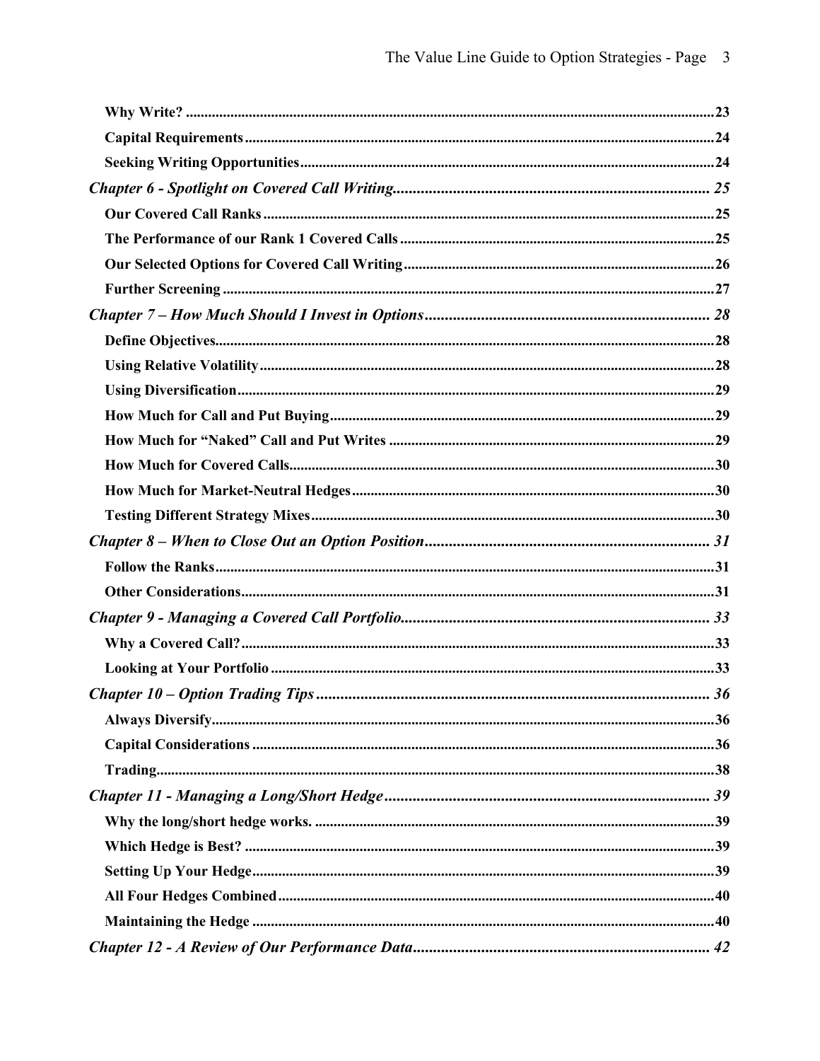**Why Write?** ............................................................................................................................. 23

**Capital Requirements** ............................................................................................................. 24

**Seeking Writing Opportunities** ............................................................................................... 24

***Chapter 6 - Spotlight on Covered Call Writing*** ............................................................... 25

**Our Covered Call Ranks** ......................................................................................................... 25

**The Performance of our Rank 1 Covered Calls** ..................................................................... 25

**Our Selected Options for Covered Call Writing** ..................................................................... 26

**Further Screening** ................................................................................................................... 27

***Chapter 7 – How Much Should I Invest in Options*** ......................................................... 28

**Define Objectives** ................................................................................................................... 28

**Using Relative Volatility** ......................................................................................................... 28

**Using Diversification** .............................................................................................................. 29

**How Much for Call and Put Buying** ....................................................................................... 29

**How Much for "Naked" Call and Put Writes** ......................................................................... 29

**How Much for Covered Calls** ................................................................................................. 30

**How Much for Market-Neutral Hedges** .................................................................................. 30

**Testing Different Strategy Mixes** ........................................................................................... 30

***Chapter 8 – When to Close Out an Option Position*** ........................................................ 31

**Follow the Ranks** .................................................................................................................... 31

**Other Considerations** .............................................................................................................. 31

***Chapter 9 - Managing a Covered Call Portfolio*** .............................................................. 33

**Why a Covered Call?** .............................................................................................................. 33

**Looking at Your Portfolio** ....................................................................................................... 33

***Chapter 10 – Option Trading Tips*** .................................................................................... 36

**Always Diversify** ..................................................................................................................... 36

**Capital Considerations** ............................................................................................................ 36

**Trading** ................................................................................................................................... 38

***Chapter 11 - Managing a Long/Short Hedge*** ................................................................... 39

**Why the long/short hedge works.** ........................................................................................... 39

**Which Hedge is Best?** ............................................................................................................. 39

**Setting Up Your Hedge** ........................................................................................................... 39

**All Four Hedges Combined** .................................................................................................... 40

**Maintaining the Hedge** ........................................................................................................... 40

***Chapter 12 - A Review of Our Performance Data*** ........................................................... 42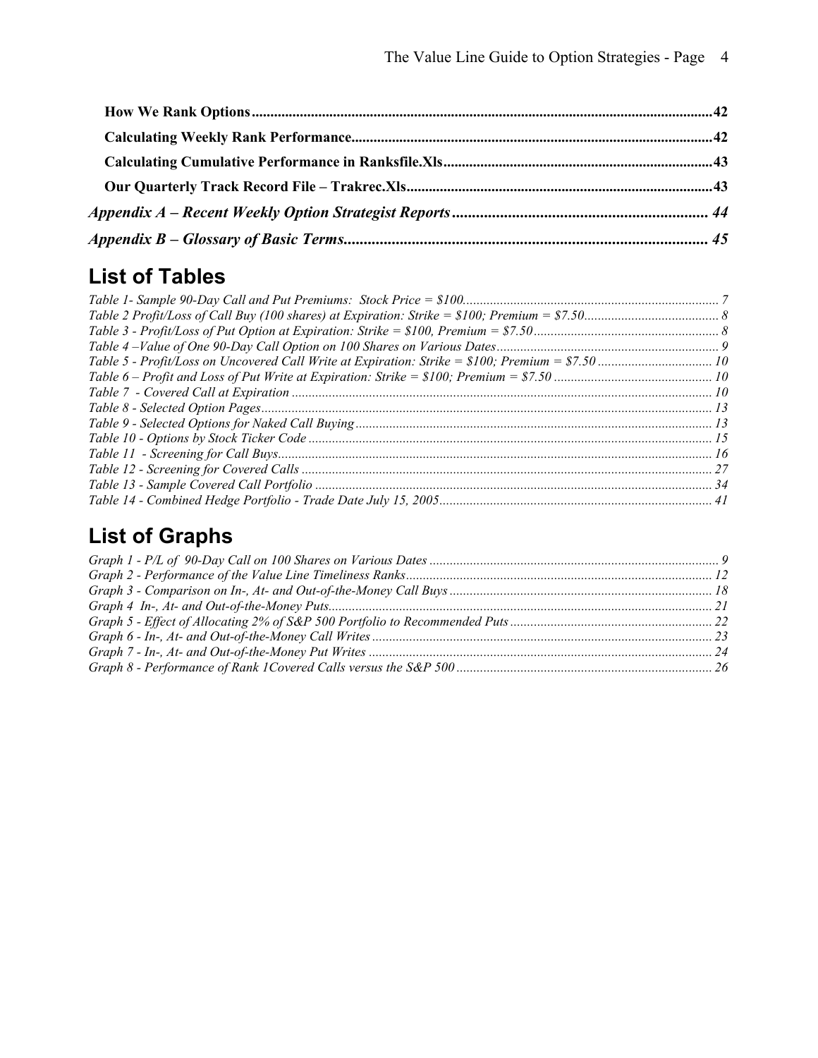**How We Rank Options** ............................................................ 42

**Calculating Weekly Rank Performance** ............................................................ 42

**Calculating Cumulative Performance in Ranksfile.Xls** ............................................................ 43

**Our Quarterly Track Record File – Trakrec.Xls** ............................................................ 43

***Appendix A – Recent Weekly Option Strategist Reports*** ............................................................ 44

***Appendix B – Glossary of Basic Terms*** ............................................................ 45

# List of Tables

*Table 1- Sample 90-Day Call and Put Premiums: Stock Price = $100* ............................................................ 7

*Table 2 Profit/Loss of Call Buy (100 shares) at Expiration: Strike = $100; Premium = $7.50* ............................................................ 8

*Table 3 - Profit/Loss of Put Option at Expiration: Strike = $100, Premium = $7.50* ............................................................ 8

*Table 4 –Value of One 90-Day Call Option on 100 Shares on Various Dates* ............................................................ 9

*Table 5 - Profit/Loss on Uncovered Call Write at Expiration: Strike = $100; Premium = $7.50* ............................................................ 10

*Table 6 – Profit and Loss of Put Write at Expiration: Strike = $100; Premium = $7.50* ............................................................ 10

*Table 7 - Covered Call at Expiration* ............................................................ 10

*Table 8 - Selected Option Pages* ............................................................ 13

*Table 9 - Selected Options for Naked Call Buying* ............................................................ 13

*Table 10 - Options by Stock Ticker Code* ............................................................ 15

*Table 11 - Screening for Call Buys* ............................................................ 16

*Table 12 - Screening for Covered Calls* ............................................................ 27

*Table 13 - Sample Covered Call Portfolio* ............................................................ 34

*Table 14 - Combined Hedge Portfolio - Trade Date July 15, 2005* ............................................................ 41

# List of Graphs

*Graph 1 - P/L of 90-Day Call on 100 Shares on Various Dates* ............................................................ 9

*Graph 2 - Performance of the Value Line Timeliness Ranks* ............................................................ 12

*Graph 3 - Comparison on In-, At- and Out-of-the-Money Call Buys* ............................................................ 18

*Graph 4 In-, At- and Out-of-the-Money Puts* ............................................................ 21

*Graph 5 - Effect of Allocating 2% of S&P 500 Portfolio to Recommended Puts* ............................................................ 22

*Graph 6 - In-, At- and Out-of-the-Money Call Writes* ............................................................ 23

*Graph 7 - In-, At- and Out-of-the-Money Put Writes* ............................................................ 24

*Graph 8 - Performance of Rank 1Covered Calls versus the S&P 500* ............................................................ 26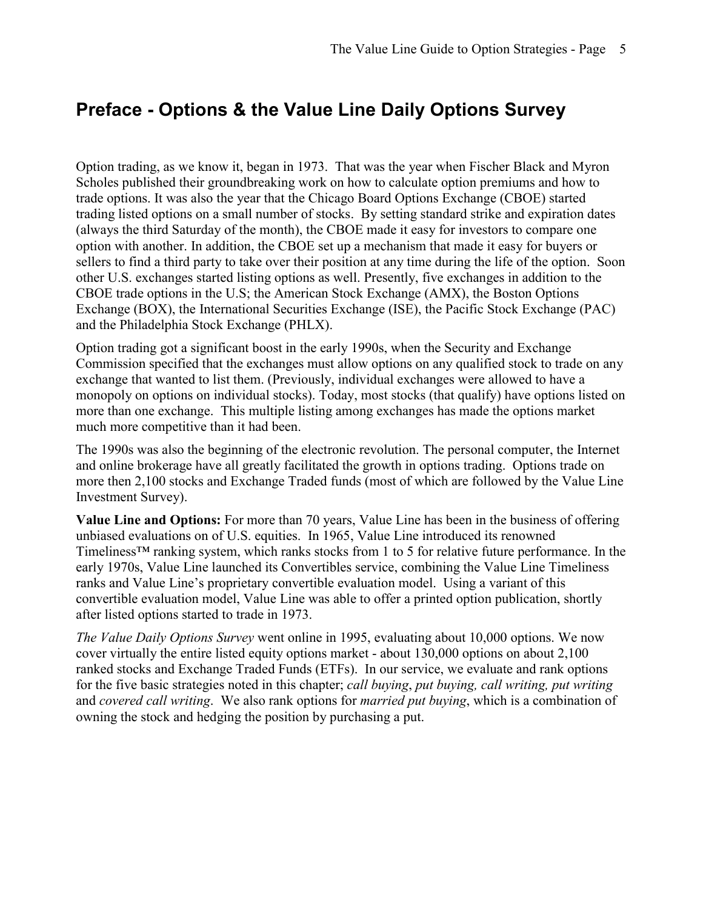## Preface - Options & the Value Line Daily Options Survey

Option trading, as we know it, began in 1973. That was the year when Fischer Black and Myron Scholes published their groundbreaking work on how to calculate option premiums and how to trade options. It was also the year that the Chicago Board Options Exchange (CBOE) started trading listed options on a small number of stocks. By setting standard strike and expiration dates (always the third Saturday of the month), the CBOE made it easy for investors to compare one option with another. In addition, the CBOE set up a mechanism that made it easy for buyers or sellers to find a third party to take over their position at any time during the life of the option. Soon other U.S. exchanges started listing options as well. Presently, five exchanges in addition to the CBOE trade options in the U.S; the American Stock Exchange (AMX), the Boston Options Exchange (BOX), the International Securities Exchange (ISE), the Pacific Stock Exchange (PAC) and the Philadelphia Stock Exchange (PHLX).

Option trading got a significant boost in the early 1990s, when the Security and Exchange Commission specified that the exchanges must allow options on any qualified stock to trade on any exchange that wanted to list them. (Previously, individual exchanges were allowed to have a monopoly on options on individual stocks). Today, most stocks (that qualify) have options listed on more than one exchange. This multiple listing among exchanges has made the options market much more competitive than it had been.

The 1990s was also the beginning of the electronic revolution. The personal computer, the Internet and online brokerage have all greatly facilitated the growth in options trading. Options trade on more then 2,100 stocks and Exchange Traded funds (most of which are followed by the Value Line Investment Survey).

**Value Line and Options:** For more than 70 years, Value Line has been in the business of offering unbiased evaluations on of U.S. equities. In 1965, Value Line introduced its renowned Timeliness™ ranking system, which ranks stocks from 1 to 5 for relative future performance. In the early 1970s, Value Line launched its Convertibles service, combining the Value Line Timeliness ranks and Value Line's proprietary convertible evaluation model. Using a variant of this convertible evaluation model, Value Line was able to offer a printed option publication, shortly after listed options started to trade in 1973.

*The Value Daily Options Survey* went online in 1995, evaluating about 10,000 options. We now cover virtually the entire listed equity options market - about 130,000 options on about 2,100 ranked stocks and Exchange Traded Funds (ETFs). In our service, we evaluate and rank options for the five basic strategies noted in this chapter; *call buying*, *put buying, call writing, put writing* and *covered call writing*. We also rank options for *married put buying*, which is a combination of owning the stock and hedging the position by purchasing a put.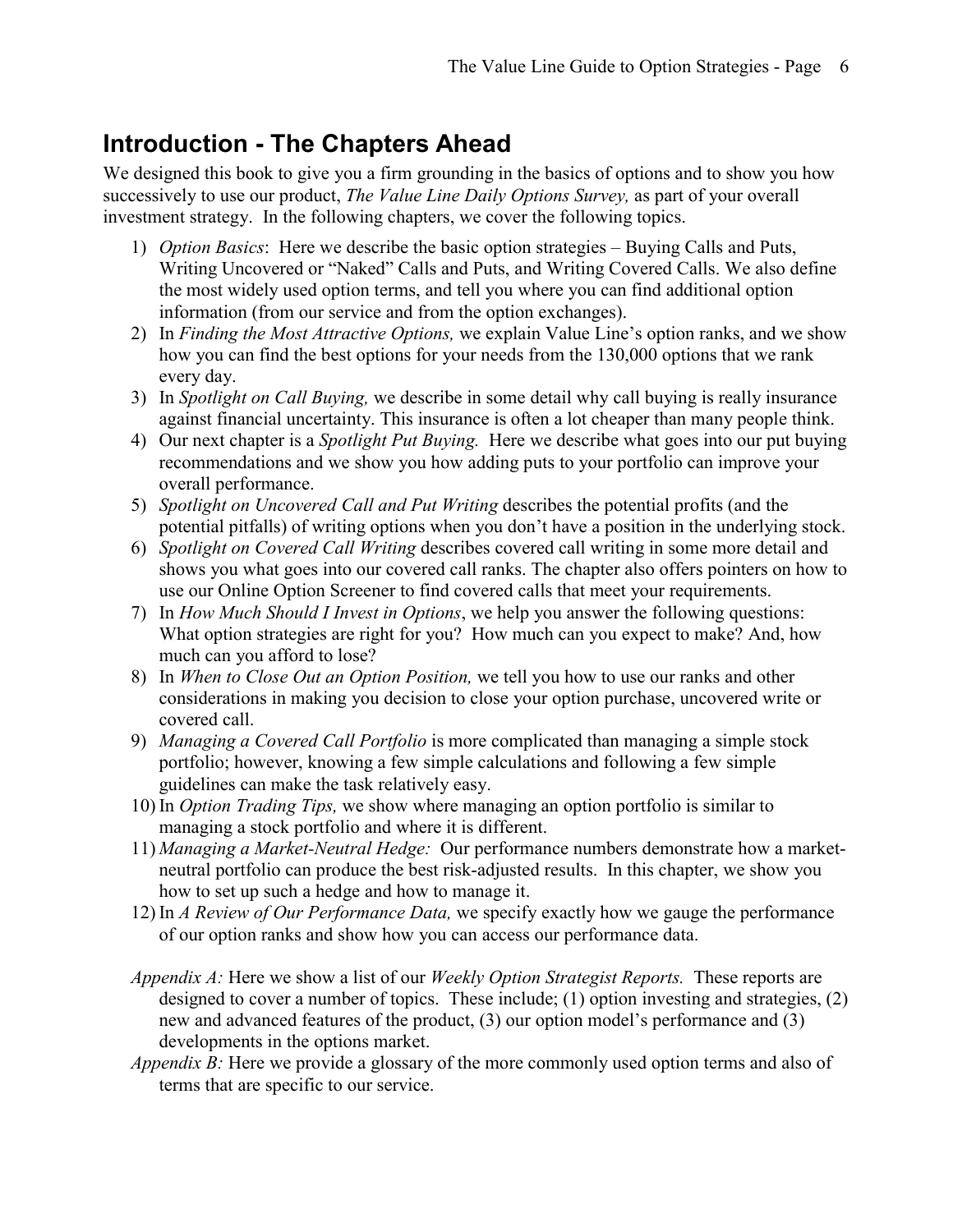## Introduction - The Chapters Ahead

We designed this book to give you a firm grounding in the basics of options and to show you how successively to use our product, *The Value Line Daily Options Survey,* as part of your overall investment strategy. In the following chapters, we cover the following topics.

1) *Option Basics*: Here we describe the basic option strategies – Buying Calls and Puts, Writing Uncovered or "Naked" Calls and Puts, and Writing Covered Calls. We also define the most widely used option terms, and tell you where you can find additional option information (from our service and from the option exchanges).
2) In *Finding the Most Attractive Options,* we explain Value Line's option ranks, and we show how you can find the best options for your needs from the 130,000 options that we rank every day.
3) In *Spotlight on Call Buying,* we describe in some detail why call buying is really insurance against financial uncertainty. This insurance is often a lot cheaper than many people think.
4) Our next chapter is a *Spotlight Put Buying.* Here we describe what goes into our put buying recommendations and we show you how adding puts to your portfolio can improve your overall performance.
5) *Spotlight on Uncovered Call and Put Writing* describes the potential profits (and the potential pitfalls) of writing options when you don't have a position in the underlying stock.
6) *Spotlight on Covered Call Writing* describes covered call writing in some more detail and shows you what goes into our covered call ranks. The chapter also offers pointers on how to use our Online Option Screener to find covered calls that meet your requirements.
7) In *How Much Should I Invest in Options*, we help you answer the following questions: What option strategies are right for you? How much can you expect to make? And, how much can you afford to lose?
8) In *When to Close Out an Option Position,* we tell you how to use our ranks and other considerations in making you decision to close your option purchase, uncovered write or covered call.
9) *Managing a Covered Call Portfolio* is more complicated than managing a simple stock portfolio; however, knowing a few simple calculations and following a few simple guidelines can make the task relatively easy.
10) In *Option Trading Tips,* we show where managing an option portfolio is similar to managing a stock portfolio and where it is different.
11) *Managing a Market-Neutral Hedge:* Our performance numbers demonstrate how a market-neutral portfolio can produce the best risk-adjusted results. In this chapter, we show you how to set up such a hedge and how to manage it.
12) In *A Review of Our Performance Data,* we specify exactly how we gauge the performance of our option ranks and show how you can access our performance data.

*Appendix A:* Here we show a list of our *Weekly Option Strategist Reports.* These reports are designed to cover a number of topics. These include; (1) option investing and strategies, (2) new and advanced features of the product, (3) our option model's performance and (3) developments in the options market.

*Appendix B:* Here we provide a glossary of the more commonly used option terms and also of terms that are specific to our service.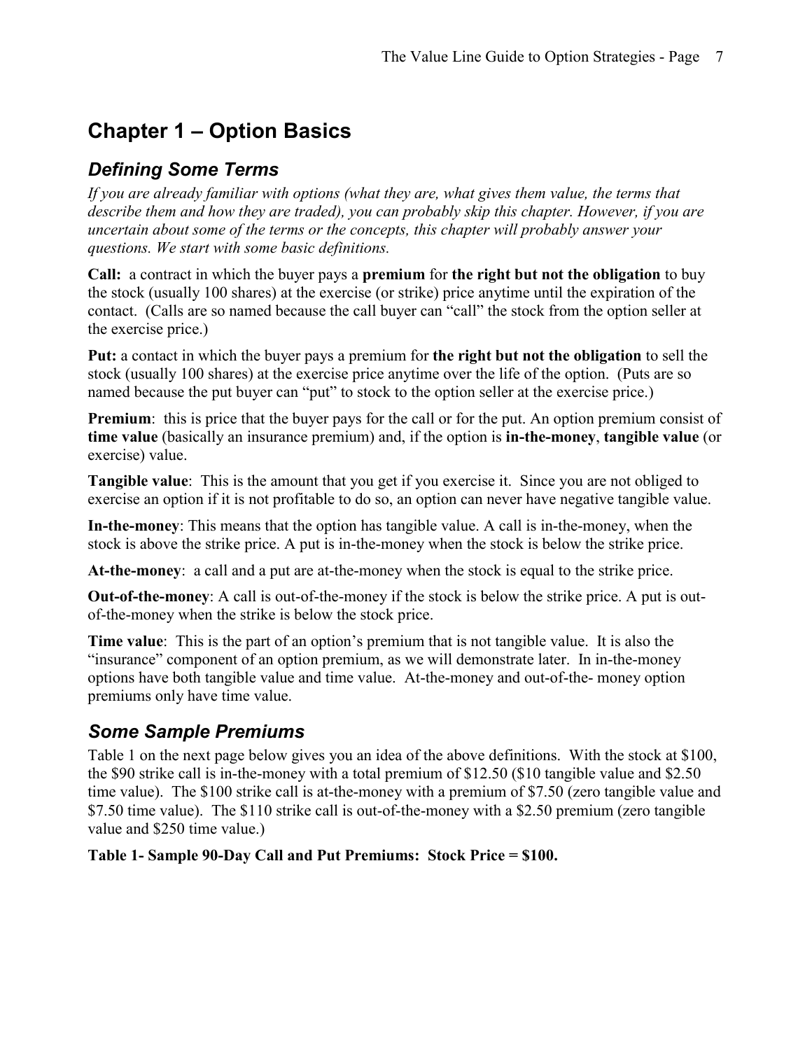# Chapter 1 – Option Basics

## *Defining Some Terms*

*If you are already familiar with options (what they are, what gives them value, the terms that describe them and how they are traded), you can probably skip this chapter. However, if you are uncertain about some of the terms or the concepts, this chapter will probably answer your questions. We start with some basic definitions.*

**Call:** a contract in which the buyer pays a **premium** for **the right but not the obligation** to buy the stock (usually 100 shares) at the exercise (or strike) price anytime until the expiration of the contact. (Calls are so named because the call buyer can "call" the stock from the option seller at the exercise price.)

**Put:** a contact in which the buyer pays a premium for **the right but not the obligation** to sell the stock (usually 100 shares) at the exercise price anytime over the life of the option. (Puts are so named because the put buyer can "put" to stock to the option seller at the exercise price.)

**Premium**: this is price that the buyer pays for the call or for the put. An option premium consist of **time value** (basically an insurance premium) and, if the option is **in-the-money**, **tangible value** (or exercise) value.

**Tangible value**: This is the amount that you get if you exercise it. Since you are not obliged to exercise an option if it is not profitable to do so, an option can never have negative tangible value.

**In-the-money**: This means that the option has tangible value. A call is in-the-money, when the stock is above the strike price. A put is in-the-money when the stock is below the strike price.

**At-the-money**: a call and a put are at-the-money when the stock is equal to the strike price.

**Out-of-the-money**: A call is out-of-the-money if the stock is below the strike price. A put is out-of-the-money when the strike is below the stock price.

**Time value**: This is the part of an option's premium that is not tangible value. It is also the "insurance" component of an option premium, as we will demonstrate later. In in-the-money options have both tangible value and time value. At-the-money and out-of-the- money option premiums only have time value.

## *Some Sample Premiums*

Table 1 on the next page below gives you an idea of the above definitions. With the stock at \$100, the \$90 strike call is in-the-money with a total premium of \$12.50 (\$10 tangible value and \$2.50 time value). The \$100 strike call is at-the-money with a premium of \$7.50 (zero tangible value and \$7.50 time value). The \$110 strike call is out-of-the-money with a \$2.50 premium (zero tangible value and \$250 time value.)

**Table 1- Sample 90-Day Call and Put Premiums: Stock Price = \$100.**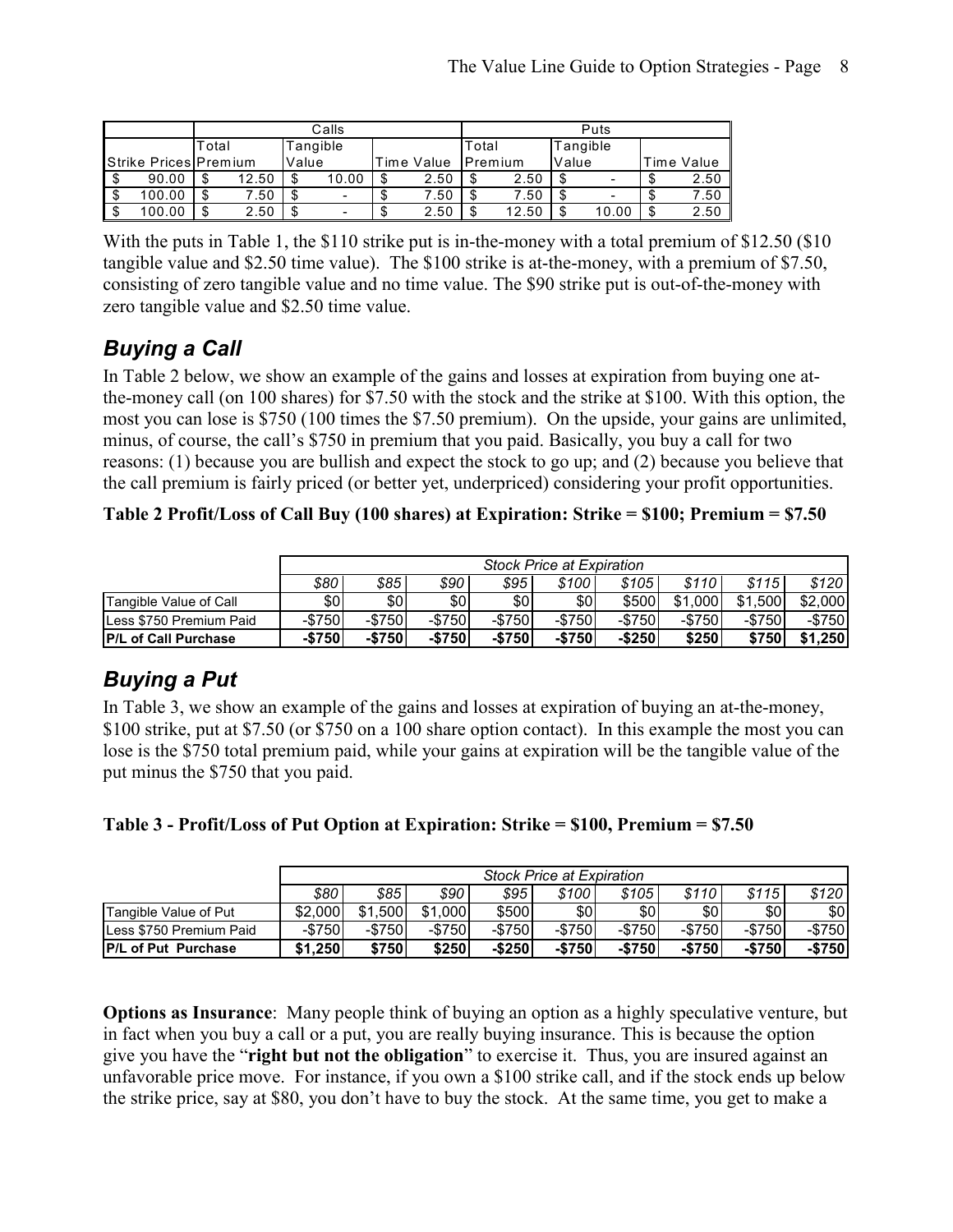| | Calls | | | Puts | | |
|---|---|---|---|---|---|---|
| Strike Prices | Total Premium | Tangible Value | Time Value | Total Premium | Tangible Value | Time Value |
| $ 90.00 | $ 12.50 | $ 10.00 | $ 2.50 | $ 2.50 | $ - | $ 2.50 |
| $ 100.00 | $ 7.50 | $ - | $ 7.50 | $ 7.50 | $ - | $ 7.50 |
| $ 100.00 | $ 2.50 | $ - | $ 2.50 | $ 12.50 | $ 10.00 | $ 2.50 |

With the puts in Table 1, the $110 strike put is in-the-money with a total premium of $12.50 ($10 tangible value and $2.50 time value). The $100 strike is at-the-money, with a premium of $7.50, consisting of zero tangible value and no time value. The $90 strike put is out-of-the-money with zero tangible value and $2.50 time value.

## *Buying a Call*

In Table 2 below, we show an example of the gains and losses at expiration from buying one at-the-money call (on 100 shares) for $7.50 with the stock and the strike at $100. With this option, the most you can lose is $750 (100 times the $7.50 premium). On the upside, your gains are unlimited, minus, of course, the call's $750 in premium that you paid. Basically, you buy a call for two reasons: (1) because you are bullish and expect the stock to go up; and (2) because you believe that the call premium is fairly priced (or better yet, underpriced) considering your profit opportunities.

**Table 2 Profit/Loss of Call Buy (100 shares) at Expiration: Strike = $100; Premium = $7.50**

| | *Stock Price at Expiration* | | | | | | | | |
|---|---|---|---|---|---|---|---|---|---|
| | *$80* | *$85* | *$90* | *$95* | *$100* | *$105* | *$110* | *$115* | *$120* |
| Tangible Value of Call | $0 | $0 | $0 | $0 | $0 | $500 | $1,000 | $1,500 | $2,000 |
| Less $750 Premium Paid | -$750 | -$750 | -$750 | -$750 | -$750 | -$750 | -$750 | -$750 | -$750 |
| **P/L of Call Purchase** | **-$750** | **-$750** | **-$750** | **-$750** | **-$750** | **-$250** | **$250** | **$750** | **$1,250** |

## *Buying a Put*

In Table 3, we show an example of the gains and losses at expiration of buying an at-the-money, $100 strike, put at $7.50 (or $750 on a 100 share option contact). In this example the most you can lose is the $750 total premium paid, while your gains at expiration will be the tangible value of the put minus the $750 that you paid.

**Table 3 - Profit/Loss of Put Option at Expiration: Strike = $100, Premium = $7.50**

| | *Stock Price at Expiration* | | | | | | | | |
|---|---|---|---|---|---|---|---|---|---|
| | *$80* | *$85* | *$90* | *$95* | *$100* | *$105* | *$110* | *$115* | *$120* |
| Tangible Value of Put | $2,000 | $1,500 | $1,000 | $500 | $0 | $0 | $0 | $0 | $0 |
| Less $750 Premium Paid | -$750 | -$750 | -$750 | -$750 | -$750 | -$750 | -$750 | -$750 | -$750 |
| **P/L of Put Purchase** | **$1,250** | **$750** | **$250** | **-$250** | **-$750** | **-$750** | **-$750** | **-$750** | **-$750** |

**Options as Insurance**: Many people think of buying an option as a highly speculative venture, but in fact when you buy a call or a put, you are really buying insurance. This is because the option give you have the "**right but not the obligation**" to exercise it. Thus, you are insured against an unfavorable price move. For instance, if you own a $100 strike call, and if the stock ends up below the strike price, say at $80, you don't have to buy the stock. At the same time, you get to make a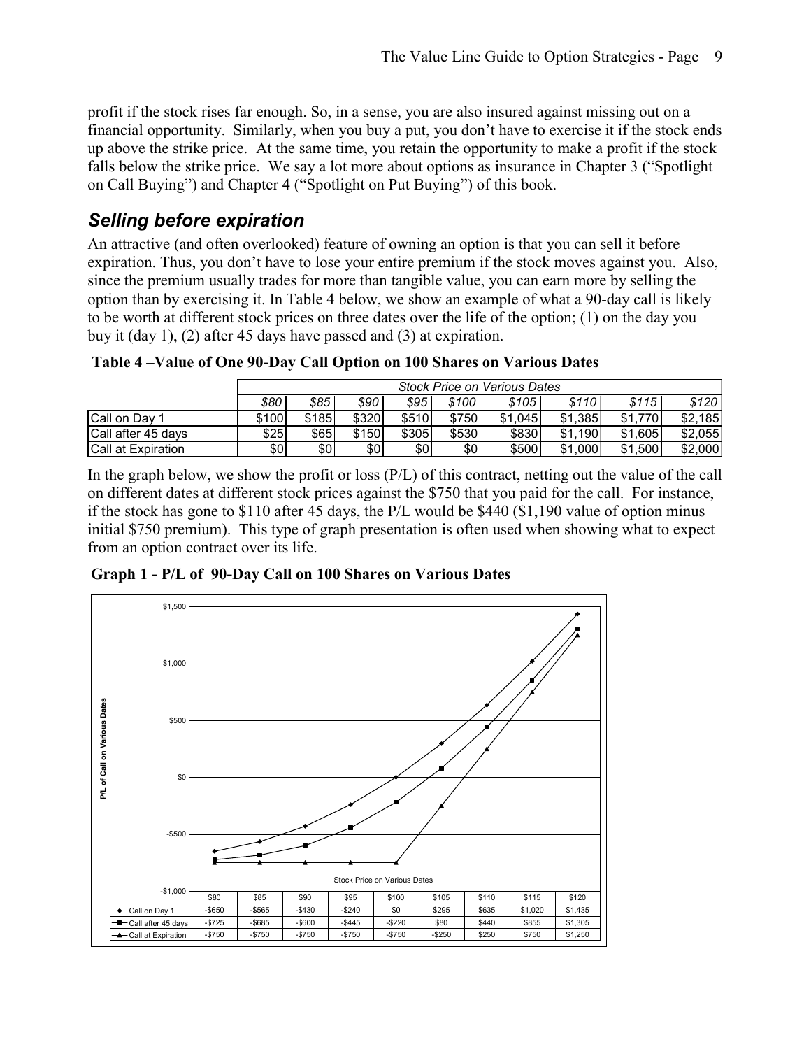profit if the stock rises far enough. So, in a sense, you are also insured against missing out on a financial opportunity. Similarly, when you buy a put, you don't have to exercise it if the stock ends up above the strike price. At the same time, you retain the opportunity to make a profit if the stock falls below the strike price. We say a lot more about options as insurance in Chapter 3 ("Spotlight on Call Buying") and Chapter 4 ("Spotlight on Put Buying") of this book.

## *Selling before expiration*

An attractive (and often overlooked) feature of owning an option is that you can sell it before expiration. Thus, you don't have to lose your entire premium if the stock moves against you. Also, since the premium usually trades for more than tangible value, you can earn more by selling the option than by exercising it. In Table 4 below, we show an example of what a 90-day call is likely to be worth at different stock prices on three dates over the life of the option; (1) on the day you buy it (day 1), (2) after 45 days have passed and (3) at expiration.

**Table 4 –Value of One 90-Day Call Option on 100 Shares on Various Dates**

| | *Stock Price on Various Dates* | | | | | | | | |
|---|---|---|---|---|---|---|---|---|---|
| | *$80* | *$85* | *$90* | *$95* | *$100* | *$105* | *$110* | *$115* | *$120* |
| Call on Day 1 | $100 | $185 | $320 | $510 | $750 | $1,045 | $1,385 | $1,770 | $2,185 |
| Call after 45 days | $25 | $65 | $150 | $305 | $530 | $830 | $1,190 | $1,605 | $2,055 |
| Call at Expiration | $0 | $0 | $0 | $0 | $0 | $500 | $1,000 | $1,500 | $2,000 |

In the graph below, we show the profit or loss (P/L) of this contract, netting out the value of the call on different dates at different stock prices against the $750 that you paid for the call. For instance, if the stock has gone to $110 after 45 days, the P/L would be $440 ($1,190 value of option minus initial $750 premium). This type of graph presentation is often used when showing what to expect from an option contract over its life.

**Graph 1 - P/L of 90-Day Call on 100 Shares on Various Dates**

| Stock Price on Various Dates | $80 | $85 | $90 | $95 | $100 | $105 | $110 | $115 | $120 |
|---|---|---|---|---|---|---|---|---|---|
| Call on Day 1 | -$650 | -$565 | -$430 | -$240 | $0 | $295 | $635 | $1,020 | $1,435 |
| Call after 45 days | -$725 | -$685 | -$600 | -$445 | -$220 | $80 | $440 | $855 | $1,305 |
| Call at Expiration | -$750 | -$750 | -$750 | -$750 | -$750 | -$250 | $250 | $750 | $1,250 |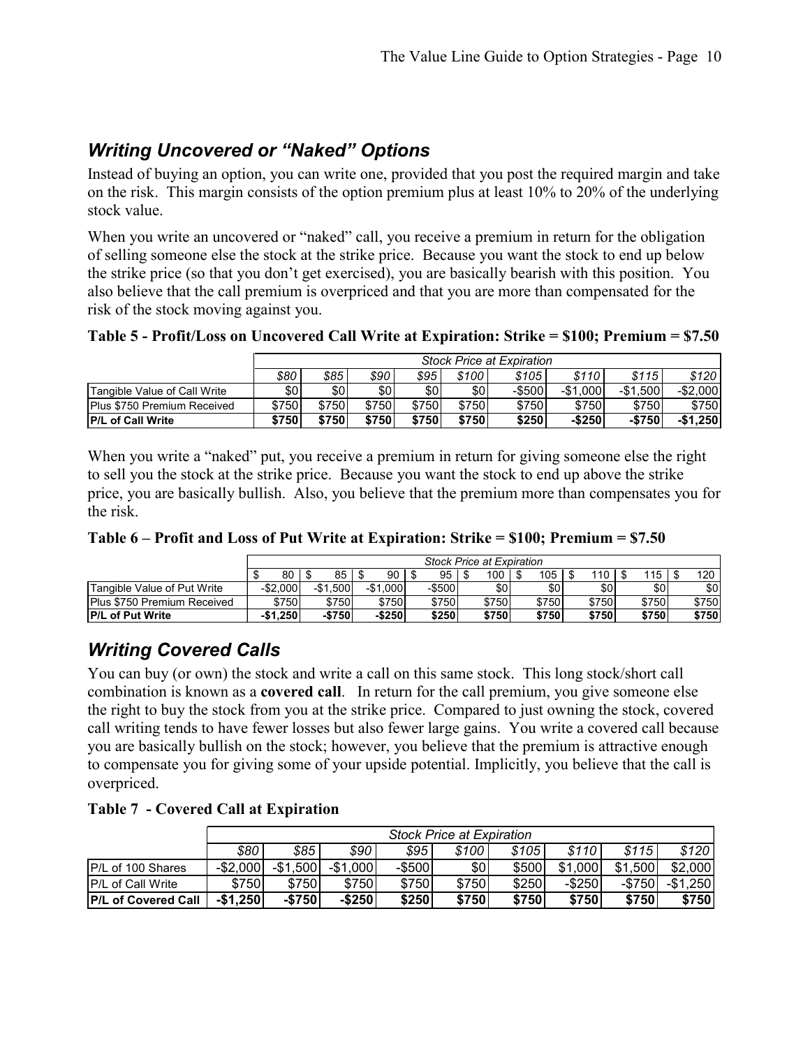## *Writing Uncovered or "Naked" Options*

Instead of buying an option, you can write one, provided that you post the required margin and take on the risk. This margin consists of the option premium plus at least 10% to 20% of the underlying stock value.

When you write an uncovered or "naked" call, you receive a premium in return for the obligation of selling someone else the stock at the strike price. Because you want the stock to end up below the strike price (so that you don't get exercised), you are basically bearish with this position. You also believe that the call premium is overpriced and that you are more than compensated for the risk of the stock moving against you.

**Table 5 - Profit/Loss on Uncovered Call Write at Expiration: Strike = $100; Premium = $7.50**

| | *Stock Price at Expiration* | | | | | | | | |
|---|---|---|---|---|---|---|---|---|---|
| | *$80* | *$85* | *$90* | *$95* | *$100* | *$105* | *$110* | *$115* | *$120* |
| Tangible Value of Call Write | $0 | $0 | $0 | $0 | $0 | -$500 | -$1,000 | -$1,500 | -$2,000 |
| Plus $750 Premium Received | $750 | $750 | $750 | $750 | $750 | $750 | $750 | $750 | $750 |
| **P/L of Call Write** | **$750** | **$750** | **$750** | **$750** | **$750** | **$250** | **-$250** | **-$750** | **-$1,250** |

When you write a "naked" put, you receive a premium in return for giving someone else the right to sell you the stock at the strike price. Because you want the stock to end up above the strike price, you are basically bullish. Also, you believe that the premium more than compensates you for the risk.

**Table 6 – Profit and Loss of Put Write at Expiration: Strike = $100; Premium = $7.50**

| | *Stock Price at Expiration* | | | | | | | | |
|---|---|---|---|---|---|---|---|---|---|
| | $ 80 | $ 85 | $ 90 | $ 95 | $ 100 | $ 105 | $ 110 | $ 115 | $ 120 |
| Tangible Value of Put Write | -$2,000 | -$1,500 | -$1,000 | -$500 | $0 | $0 | $0 | $0 | $0 |
| Plus $750 Premium Received | $750 | $750 | $750 | $750 | $750 | $750 | $750 | $750 | $750 |
| **P/L of Put Write** | **-$1,250** | **-$750** | **-$250** | **$250** | **$750** | **$750** | **$750** | **$750** | **$750** |

## *Writing Covered Calls*

You can buy (or own) the stock and write a call on this same stock. This long stock/short call combination is known as a **covered call**. In return for the call premium, you give someone else the right to buy the stock from you at the strike price. Compared to just owning the stock, covered call writing tends to have fewer losses but also fewer large gains. You write a covered call because you are basically bullish on the stock; however, you believe that the premium is attractive enough to compensate you for giving some of your upside potential. Implicitly, you believe that the call is overpriced.

**Table 7 - Covered Call at Expiration**

| | *Stock Price at Expiration* | | | | | | | | |
|---|---|---|---|---|---|---|---|---|---|
| | *$80* | *$85* | *$90* | *$95* | *$100* | *$105* | *$110* | *$115* | *$120* |
| P/L of 100 Shares | -$2,000 | -$1,500 | -$1,000 | -$500 | $0 | $500 | $1,000 | $1,500 | $2,000 |
| P/L of Call Write | $750 | $750 | $750 | $750 | $750 | $250 | -$250 | -$750 | -$1,250 |
| **P/L of Covered Call** | **-$1,250** | **-$750** | **-$250** | **$250** | **$750** | **$750** | **$750** | **$750** | **$750** |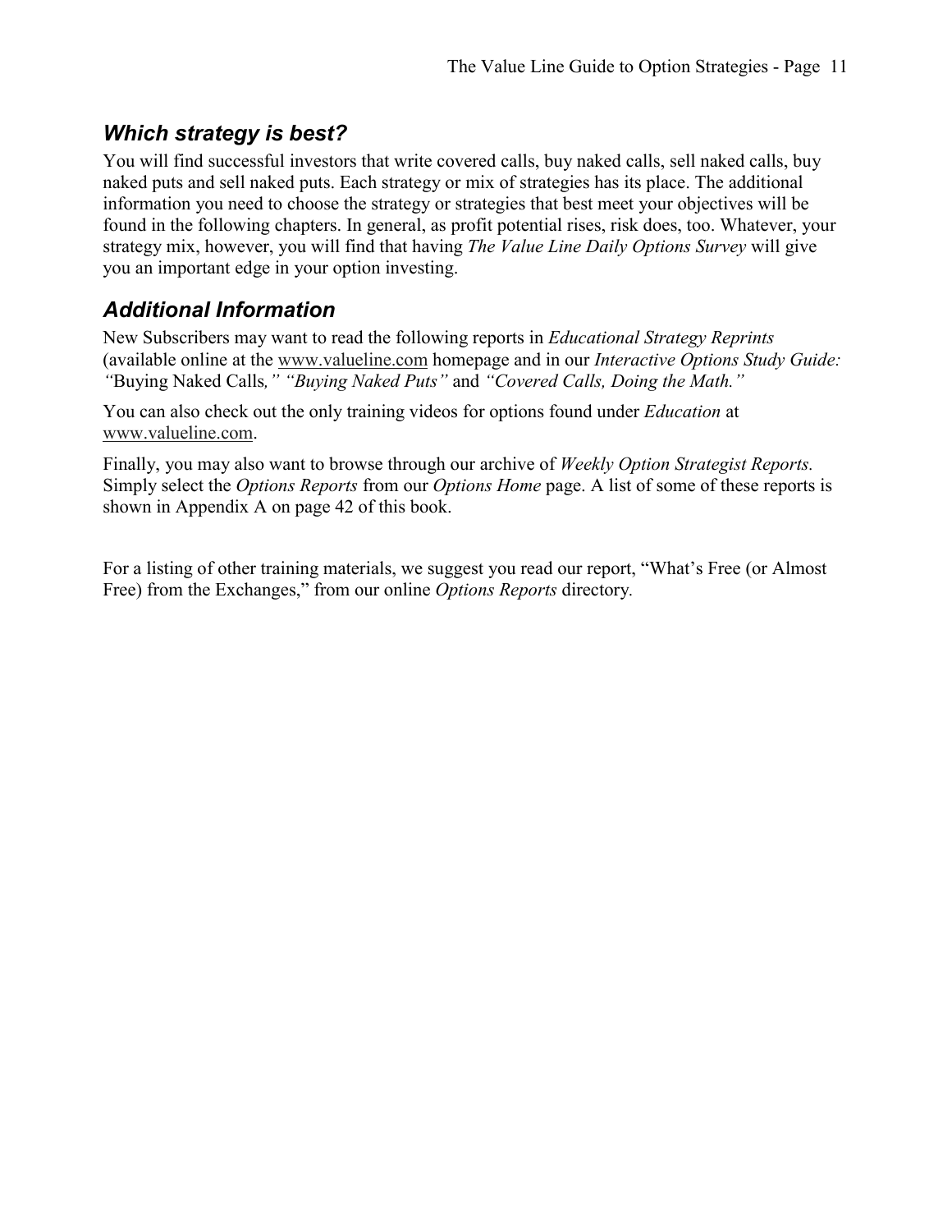### *Which strategy is best?*

You will find successful investors that write covered calls, buy naked calls, sell naked calls, buy naked puts and sell naked puts. Each strategy or mix of strategies has its place. The additional information you need to choose the strategy or strategies that best meet your objectives will be found in the following chapters. In general, as profit potential rises, risk does, too. Whatever, your strategy mix, however, you will find that having *The Value Line Daily Options Survey* will give you an important edge in your option investing.

### *Additional Information*

New Subscribers may want to read the following reports in *Educational Strategy Reprints* (available online at the www.valueline.com homepage and in our *Interactive Options Study Guide: "*Buying Naked Calls*," "Buying Naked Puts"* and *"Covered Calls, Doing the Math."*

You can also check out the only training videos for options found under *Education* at www.valueline.com.

Finally, you may also want to browse through our archive of *Weekly Option Strategist Reports.* Simply select the *Options Reports* from our *Options Home* page. A list of some of these reports is shown in Appendix A on page 42 of this book.

For a listing of other training materials, we suggest you read our report, "What's Free (or Almost Free) from the Exchanges," from our online *Options Reports* directory.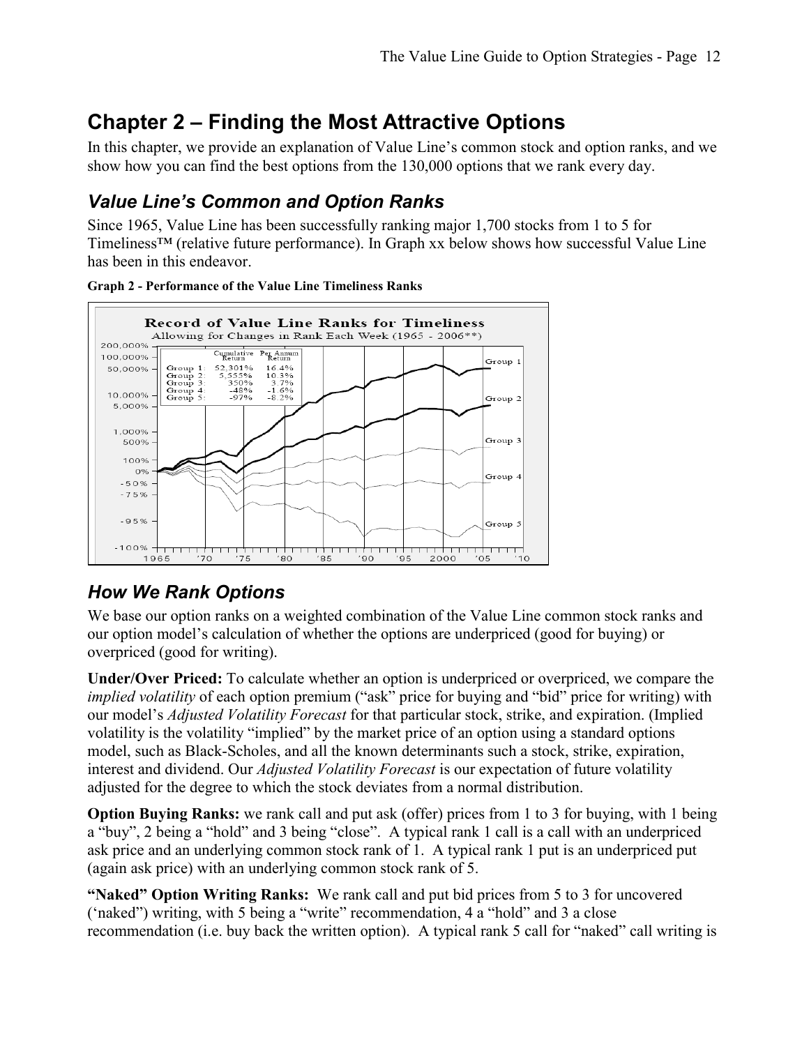## Chapter 2 – Finding the Most Attractive Options

In this chapter, we provide an explanation of Value Line's common stock and option ranks, and we show how you can find the best options from the 130,000 options that we rank every day.

### *Value Line's Common and Option Ranks*

Since 1965, Value Line has been successfully ranking major 1,700 stocks from 1 to 5 for Timeliness™ (relative future performance). In Graph xx below shows how successful Value Line has been in this endeavor.

**Graph 2 - Performance of the Value Line Timeliness Ranks**

### *How We Rank Options*

We base our option ranks on a weighted combination of the Value Line common stock ranks and our option model's calculation of whether the options are underpriced (good for buying) or overpriced (good for writing).

**Under/Over Priced:** To calculate whether an option is underpriced or overpriced, we compare the *implied volatility* of each option premium ("ask" price for buying and "bid" price for writing) with our model's *Adjusted Volatility Forecast* for that particular stock, strike, and expiration. (Implied volatility is the volatility "implied" by the market price of an option using a standard options model, such as Black-Scholes, and all the known determinants such a stock, strike, expiration, interest and dividend. Our *Adjusted Volatility Forecast* is our expectation of future volatility adjusted for the degree to which the stock deviates from a normal distribution.

**Option Buying Ranks:** we rank call and put ask (offer) prices from 1 to 3 for buying, with 1 being a "buy", 2 being a "hold" and 3 being "close". A typical rank 1 call is a call with an underpriced ask price and an underlying common stock rank of 1. A typical rank 1 put is an underpriced put (again ask price) with an underlying common stock rank of 5.

**"Naked" Option Writing Ranks:** We rank call and put bid prices from 5 to 3 for uncovered ('naked") writing, with 5 being a "write" recommendation, 4 a "hold" and 3 a close recommendation (i.e. buy back the written option). A typical rank 5 call for "naked" call writing is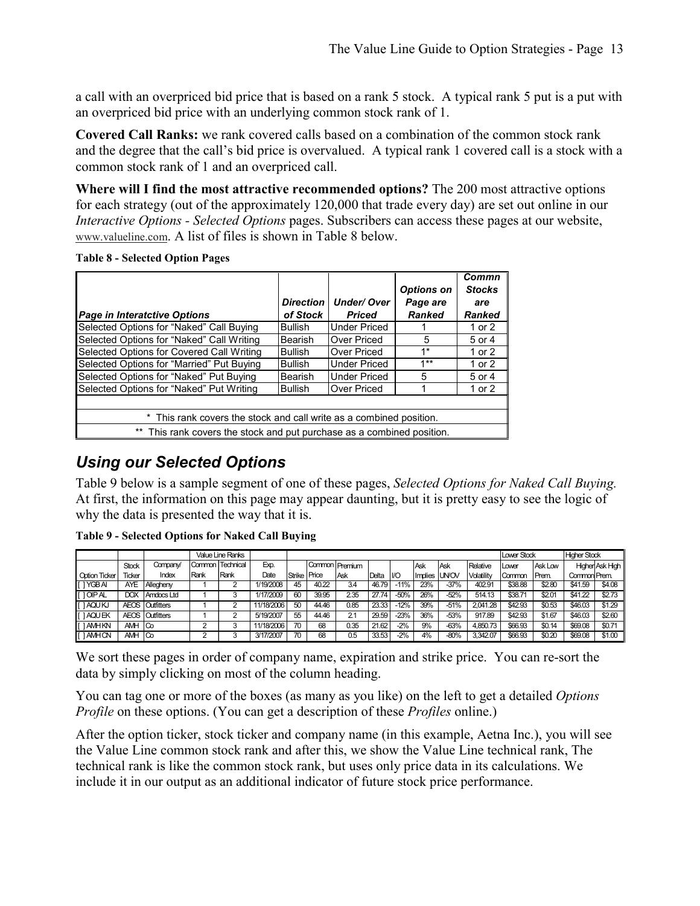a call with an overpriced bid price that is based on a rank 5 stock. A typical rank 5 put is a put with an overpriced bid price with an underlying common stock rank of 1.

**Covered Call Ranks:** we rank covered calls based on a combination of the common stock rank and the degree that the call's bid price is overvalued. A typical rank 1 covered call is a stock with a common stock rank of 1 and an overpriced call.

**Where will I find the most attractive recommended options?** The 200 most attractive options for each strategy (out of the approximately 120,000 that trade every day) are set out online in our *Interactive Options - Selected Options* pages. Subscribers can access these pages at our website, www.valueline.com. A list of files is shown in Table 8 below.

**Table 8 - Selected Option Pages**

| *Page in Interatctive Options* | *Direction of Stock* | *Under/ Over Priced* | *Options on Page are Ranked* | *Commn Stocks are Ranked* |
|---|---|---|---|---|
| Selected Options for "Naked" Call Buying | Bullish | Under Priced | 1 | 1 or 2 |
| Selected Options for "Naked" Call Writing | Bearish | Over Priced | 5 | 5 or 4 |
| Selected Options for Covered Call Writing | Bullish | Over Priced | 1* | 1 or 2 |
| Selected Options for "Married" Put Buying | Bullish | Under Priced | 1** | 1 or 2 |
| Selected Options for "Naked" Put Buying | Bearish | Under Priced | 5 | 5 or 4 |
| Selected Options for "Naked" Put Writing | Bullish | Over Priced | 1 | 1 or 2 |

\* This rank covers the stock and call write as a combined position.

\*\* This rank covers the stock and put purchase as a combined position.

## *Using our Selected Options*

Table 9 below is a sample segment of one of these pages, *Selected Options for Naked Call Buying.* At first, the information on this page may appear daunting, but it is pretty easy to see the logic of why the data is presented the way that it is.

**Table 9 - Selected Options for Naked Call Buying**

| | | | Value Line Ranks | | | | | | | | | | | Lower Stock | | Higher Stock | |
|---|---|---|---|---|---|---|---|---|---|---|---|---|---|---|---|---|---|
| Option Ticker | Stock Ticker | Company/ Index | Common Rank | Technical Rank | Exp. Date | Strike | Common Price | Premium Ask | Delta | I/O | Ask Implies | Ask UN/OV | Relative Volatility | Lower Common | Ask Low Prem. | Higher Common | Ask High Prem. |
| [ ] YGB AI | AYE | Allegheny | 1 | 2 | 1/19/2008 | 45 | 40.22 | 3.4 | 46.79 | -11% | 23% | -37% | 402.91 | $38.88 | $2.80 | $41.59 | $4.08 |
| [ ] OIP AL | DOX | Amdocs Ltd | 1 | 3 | 1/17/2009 | 60 | 39.95 | 2.35 | 27.74 | -50% | 26% | -52% | 514.13 | $38.71 | $2.01 | $41.22 | $2.73 |
| [ ] AQU KJ | AEOS | Outfitters | 1 | 2 | 11/18/2006 | 50 | 44.46 | 0.85 | 23.33 | -12% | 39% | -51% | 2,041.28 | $42.93 | $0.53 | $46.03 | $1.29 |
| [ ] AQU EK | AEOS | Outfitters | 1 | 2 | 5/19/2007 | 55 | 44.46 | 2.1 | 29.59 | -23% | 36% | -53% | 917.89 | $42.93 | $1.67 | $46.03 | $2.60 |
| [ ] AMH KN | AMH | Co | 2 | 3 | 11/18/2006 | 70 | 68 | 0.35 | 21.62 | -2% | 9% | -63% | 4,850.73 | $66.93 | $0.14 | $69.08 | $0.71 |
| [ ] AMH CN | AMH | Co | 2 | 3 | 3/17/2007 | 70 | 68 | 0.5 | 33.53 | -2% | 4% | -80% | 3,342.07 | $66.93 | $0.20 | $69.08 | $1.00 |

We sort these pages in order of company name, expiration and strike price. You can re-sort the data by simply clicking on most of the column heading.

You can tag one or more of the boxes (as many as you like) on the left to get a detailed *Options Profile* on these options. (You can get a description of these *Profiles* online.)

After the option ticker, stock ticker and company name (in this example, Aetna Inc.), you will see the Value Line common stock rank and after this, we show the Value Line technical rank, The technical rank is like the common stock rank, but uses only price data in its calculations. We include it in our output as an additional indicator of future stock price performance.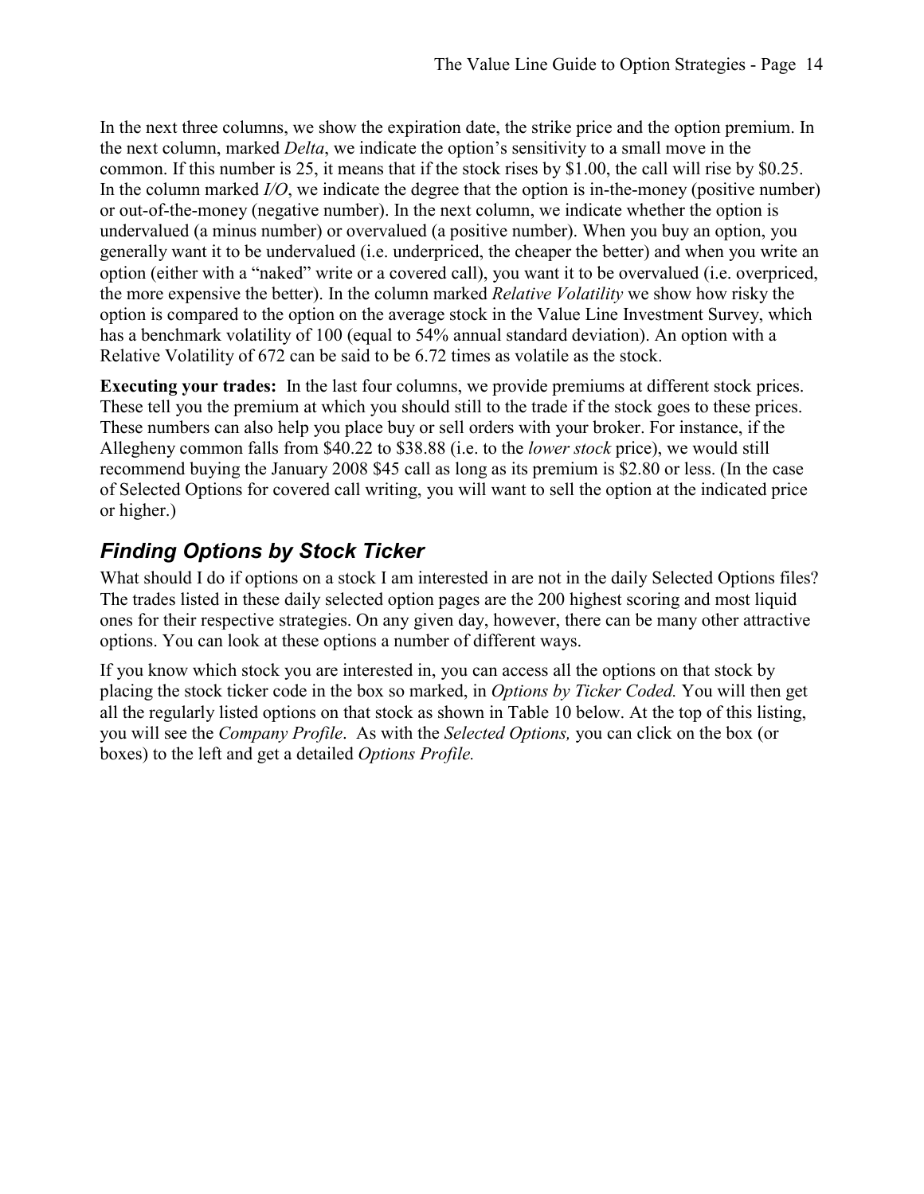In the next three columns, we show the expiration date, the strike price and the option premium. In the next column, marked *Delta*, we indicate the option's sensitivity to a small move in the common. If this number is 25, it means that if the stock rises by $1.00, the call will rise by $0.25. In the column marked *I/O*, we indicate the degree that the option is in-the-money (positive number) or out-of-the-money (negative number). In the next column, we indicate whether the option is undervalued (a minus number) or overvalued (a positive number). When you buy an option, you generally want it to be undervalued (i.e. underpriced, the cheaper the better) and when you write an option (either with a "naked" write or a covered call), you want it to be overvalued (i.e. overpriced, the more expensive the better). In the column marked *Relative Volatility* we show how risky the option is compared to the option on the average stock in the Value Line Investment Survey, which has a benchmark volatility of 100 (equal to 54% annual standard deviation). An option with a Relative Volatility of 672 can be said to be 6.72 times as volatile as the stock.

**Executing your trades:** In the last four columns, we provide premiums at different stock prices. These tell you the premium at which you should still to the trade if the stock goes to these prices. These numbers can also help you place buy or sell orders with your broker. For instance, if the Allegheny common falls from $40.22 to $38.88 (i.e. to the *lower stock* price), we would still recommend buying the January 2008 $45 call as long as its premium is $2.80 or less. (In the case of Selected Options for covered call writing, you will want to sell the option at the indicated price or higher.)

## Finding Options by Stock Ticker

What should I do if options on a stock I am interested in are not in the daily Selected Options files? The trades listed in these daily selected option pages are the 200 highest scoring and most liquid ones for their respective strategies. On any given day, however, there can be many other attractive options. You can look at these options a number of different ways.

If you know which stock you are interested in, you can access all the options on that stock by placing the stock ticker code in the box so marked, in *Options by Ticker Coded.* You will then get all the regularly listed options on that stock as shown in Table 10 below. At the top of this listing, you will see the *Company Profile*. As with the *Selected Options,* you can click on the box (or boxes) to the left and get a detailed *Options Profile.*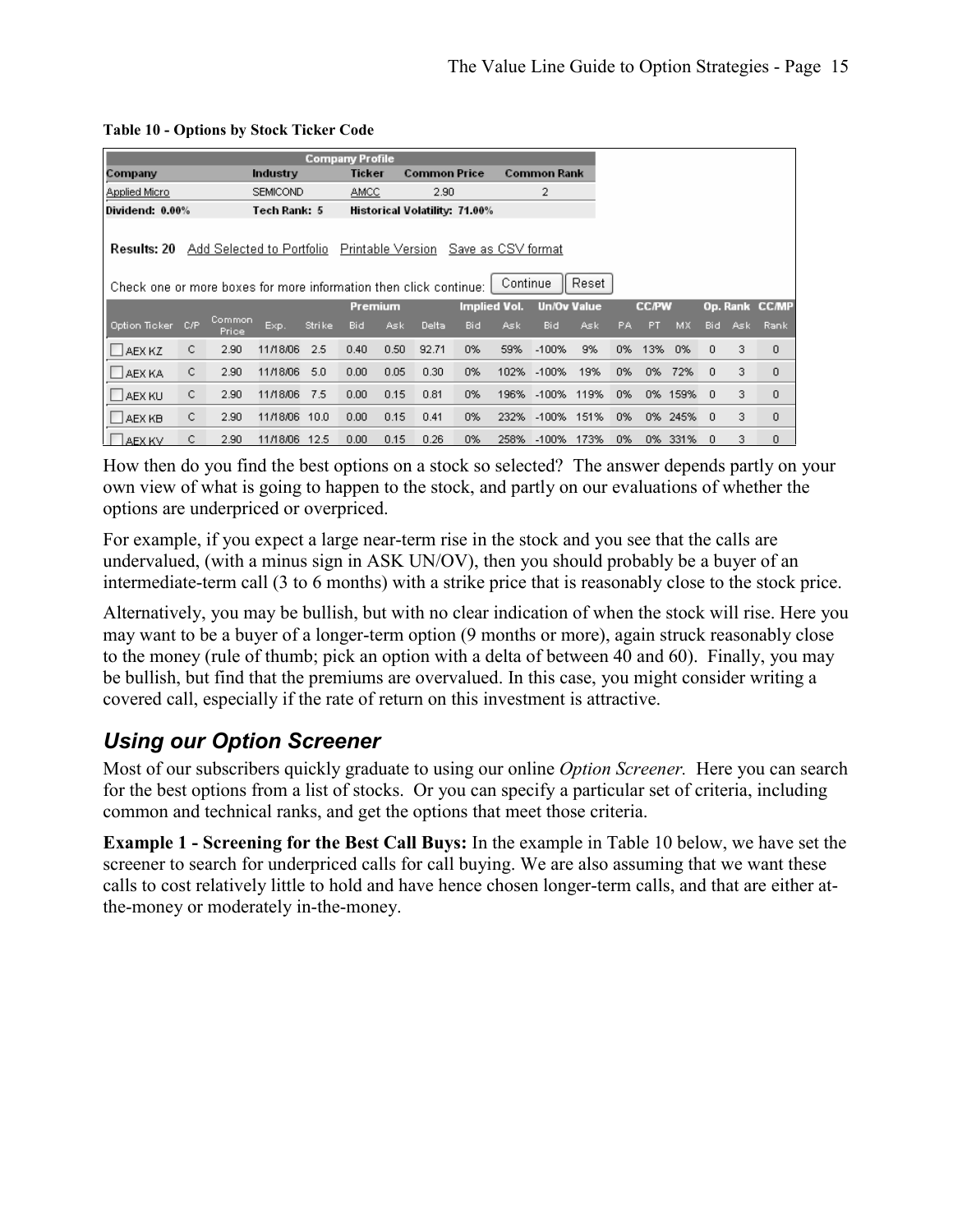**Table 10 - Options by Stock Ticker Code**

| Company Profile | | | | |
|---|---|---|---|---|
| Company | Industry | Ticker | Common Price | Common Rank |
| Applied Micro | SEMICOND | AMCC | 2.90 | 2 |
| Dividend: 0.00% | Tech Rank: 5 | Historical Volatility: 71.00% | | |

Results: 20 Add Selected to Portfolio Printable Version Save as CSV format

Check one or more boxes for more information then click continue: Continue Reset

| | | | | | Premium | | | Implied Vol. | | Un/Ov Value | | CC/PW | | | Op. Rank | | CC/MP |
|---|---|---|---|---|---|---|---|---|---|---|---|---|---|---|---|---|---|
| Option Ticker | C/P | Common Price | Exp. | Strike | Bid | Ask | Delta | Bid | Ask | Bid | Ask | PA | PT | MX | Bid | Ask | Rank |
| AEX KZ | C | 2.90 | 11/18/06 | 2.5 | 0.40 | 0.50 | 92.71 | 0% | 59% | -100% | 9% | 0% | 13% | 0% | 0 | 3 | 0 |
| AEX KA | C | 2.90 | 11/18/06 | 5.0 | 0.00 | 0.05 | 0.30 | 0% | 102% | -100% | 19% | 0% | 0% | 72% | 0 | 3 | 0 |
| AEX KU | C | 2.90 | 11/18/06 | 7.5 | 0.00 | 0.15 | 0.81 | 0% | 196% | -100% | 119% | 0% | 0% | 159% | 0 | 3 | 0 |
| AEX KB | C | 2.90 | 11/18/06 | 10.0 | 0.00 | 0.15 | 0.41 | 0% | 232% | -100% | 151% | 0% | 0% | 245% | 0 | 3 | 0 |
| AEX KV | C | 2.90 | 11/18/06 | 12.5 | 0.00 | 0.15 | 0.26 | 0% | 258% | -100% | 173% | 0% | 0% | 331% | 0 | 3 | 0 |

How then do you find the best options on a stock so selected? The answer depends partly on your own view of what is going to happen to the stock, and partly on our evaluations of whether the options are underpriced or overpriced.

For example, if you expect a large near-term rise in the stock and you see that the calls are undervalued, (with a minus sign in ASK UN/OV), then you should probably be a buyer of an intermediate-term call (3 to 6 months) with a strike price that is reasonably close to the stock price.

Alternatively, you may be bullish, but with no clear indication of when the stock will rise. Here you may want to be a buyer of a longer-term option (9 months or more), again struck reasonably close to the money (rule of thumb; pick an option with a delta of between 40 and 60). Finally, you may be bullish, but find that the premiums are overvalued. In this case, you might consider writing a covered call, especially if the rate of return on this investment is attractive.

## *Using our Option Screener*

Most of our subscribers quickly graduate to using our online *Option Screener.* Here you can search for the best options from a list of stocks. Or you can specify a particular set of criteria, including common and technical ranks, and get the options that meet those criteria.

**Example 1 - Screening for the Best Call Buys:** In the example in Table 10 below, we have set the screener to search for underpriced calls for call buying. We are also assuming that we want these calls to cost relatively little to hold and have hence chosen longer-term calls, and that are either at-the-money or moderately in-the-money.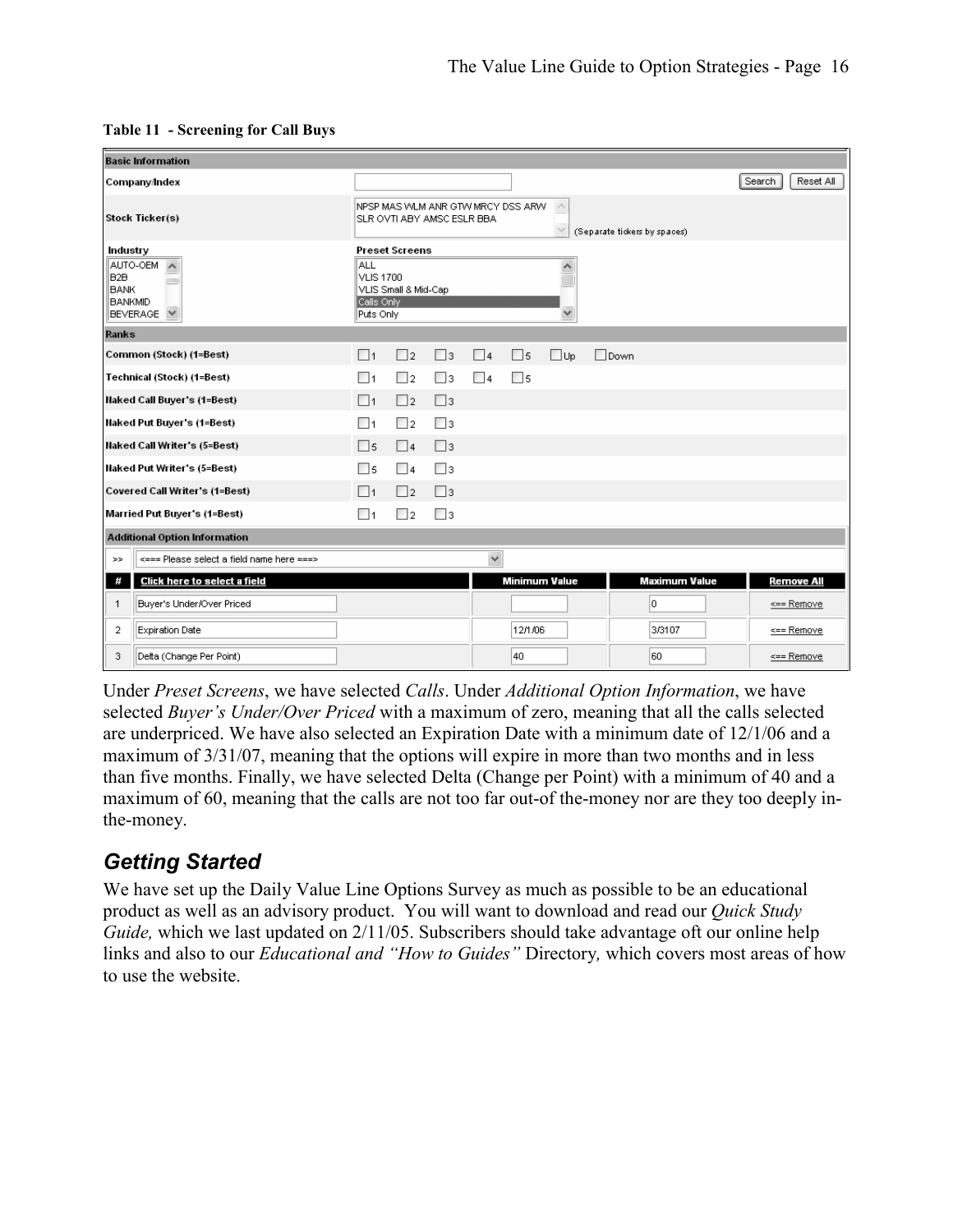**Table 11 - Screening for Call Buys**

| Basic Information | | | |
|---|---|---|---|
| Company/Index | | | Search / Reset All |
| Stock Ticker(s) | NPSP MAS WLM ANR GTW MRCY DSS ARW SLR OVTI ABY AMSC ESLR BBA | (Separate tickers by spaces) | |
| Industry: AUTO-OEM, B2B, BANK, BANKMID, BEVERAGE | Preset Screens: ALL, VLIS 1700, VLIS Small & Mid-Cap, Calls Only, Puts Only | | |

| Ranks | | | | | | | |
|---|---|---|---|---|---|---|---|
| Common (Stock) (1=Best) | 1 | 2 | 3 | 4 | 5 | Up | Down |
| Technical (Stock) (1=Best) | 1 | 2 | 3 | 4 | 5 | | |
| Naked Call Buyer's (1=Best) | 1 | 2 | 3 | | | | |
| Naked Put Buyer's (1=Best) | 1 | 2 | 3 | | | | |
| Naked Call Writer's (5=Best) | 5 | 4 | 3 | | | | |
| Naked Put Writer's (5=Best) | 5 | 4 | 3 | | | | |
| Covered Call Writer's (1=Best) | 1 | 2 | 3 | | | | |
| Married Put Buyer's (1=Best) | 1 | 2 | 3 | | | | |

**Additional Option Information**

>> <=== Please select a field name here ===>

| # | Click here to select a field | Minimum Value | Maximum Value | Remove All |
|---|---|---|---|---|
| 1 | Buyer's Under/Over Priced | | 0 | <== Remove |
| 2 | Expiration Date | 12/1/06 | 3/3107 | <== Remove |
| 3 | Delta (Change Per Point) | 40 | 60 | <== Remove |

Under *Preset Screens*, we have selected *Calls*. Under *Additional Option Information*, we have selected *Buyer's Under/Over Priced* with a maximum of zero, meaning that all the calls selected are underpriced. We have also selected an Expiration Date with a minimum date of 12/1/06 and a maximum of 3/31/07, meaning that the options will expire in more than two months and in less than five months. Finally, we have selected Delta (Change per Point) with a minimum of 40 and a maximum of 60, meaning that the calls are not too far out-of the-money nor are they too deeply in-the-money.

## *Getting Started*

We have set up the Daily Value Line Options Survey as much as possible to be an educational product as well as an advisory product. You will want to download and read our *Quick Study Guide,* which we last updated on 2/11/05. Subscribers should take advantage oft our online help links and also to our *Educational and "How to Guides"* Directory*,* which covers most areas of how to use the website.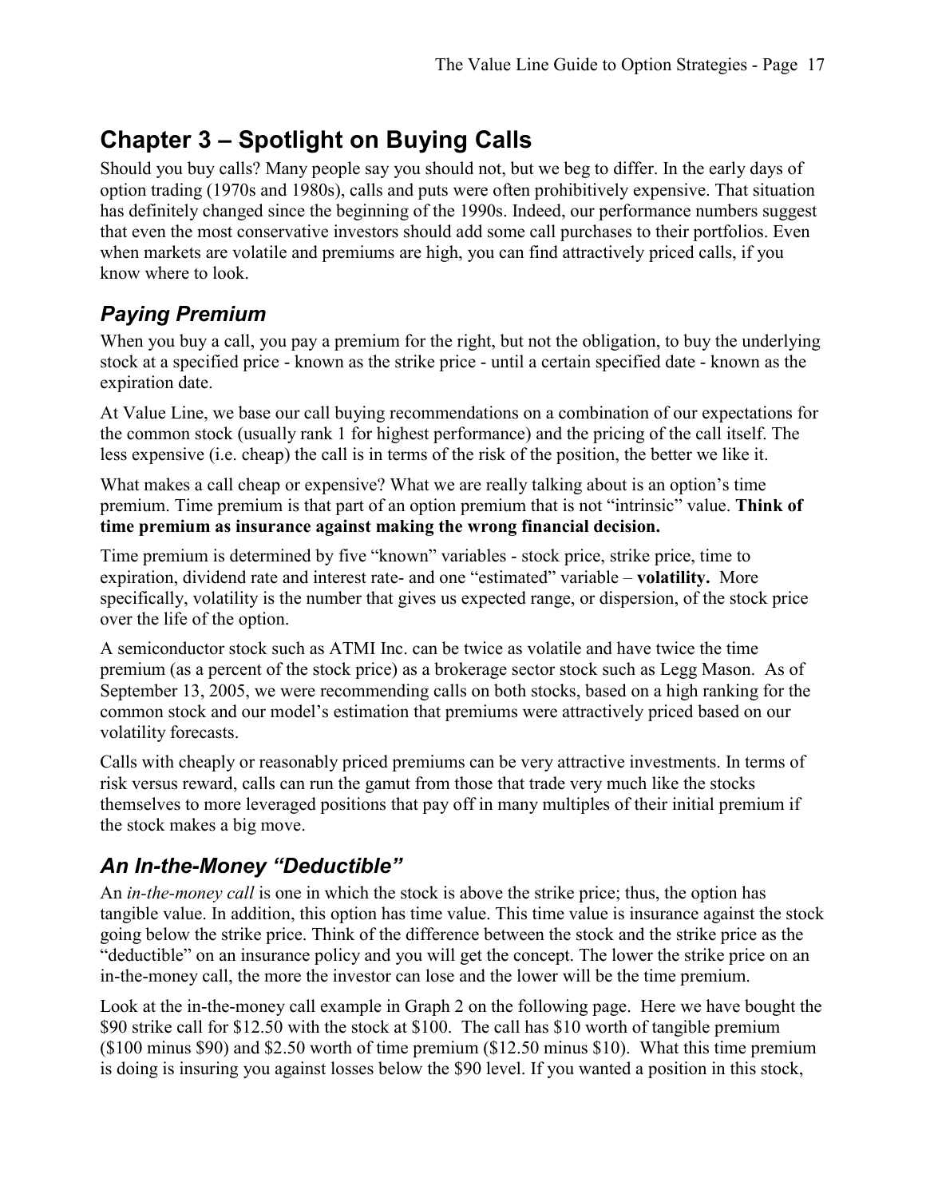# Chapter 3 – Spotlight on Buying Calls

Should you buy calls? Many people say you should not, but we beg to differ. In the early days of option trading (1970s and 1980s), calls and puts were often prohibitively expensive. That situation has definitely changed since the beginning of the 1990s. Indeed, our performance numbers suggest that even the most conservative investors should add some call purchases to their portfolios. Even when markets are volatile and premiums are high, you can find attractively priced calls, if you know where to look.

## *Paying Premium*

When you buy a call, you pay a premium for the right, but not the obligation, to buy the underlying stock at a specified price - known as the strike price - until a certain specified date - known as the expiration date.

At Value Line, we base our call buying recommendations on a combination of our expectations for the common stock (usually rank 1 for highest performance) and the pricing of the call itself. The less expensive (i.e. cheap) the call is in terms of the risk of the position, the better we like it.

What makes a call cheap or expensive? What we are really talking about is an option's time premium. Time premium is that part of an option premium that is not "intrinsic" value. **Think of time premium as insurance against making the wrong financial decision.**

Time premium is determined by five "known" variables - stock price, strike price, time to expiration, dividend rate and interest rate- and one "estimated" variable – **volatility.** More specifically, volatility is the number that gives us expected range, or dispersion, of the stock price over the life of the option.

A semiconductor stock such as ATMI Inc. can be twice as volatile and have twice the time premium (as a percent of the stock price) as a brokerage sector stock such as Legg Mason. As of September 13, 2005, we were recommending calls on both stocks, based on a high ranking for the common stock and our model's estimation that premiums were attractively priced based on our volatility forecasts.

Calls with cheaply or reasonably priced premiums can be very attractive investments. In terms of risk versus reward, calls can run the gamut from those that trade very much like the stocks themselves to more leveraged positions that pay off in many multiples of their initial premium if the stock makes a big move.

## *An In-the-Money "Deductible"*

An *in-the-money call* is one in which the stock is above the strike price; thus, the option has tangible value. In addition, this option has time value. This time value is insurance against the stock going below the strike price. Think of the difference between the stock and the strike price as the "deductible" on an insurance policy and you will get the concept. The lower the strike price on an in-the-money call, the more the investor can lose and the lower will be the time premium.

Look at the in-the-money call example in Graph 2 on the following page. Here we have bought the $90 strike call for $12.50 with the stock at $100. The call has $10 worth of tangible premium ($100 minus $90) and $2.50 worth of time premium ($12.50 minus $10). What this time premium is doing is insuring you against losses below the $90 level. If you wanted a position in this stock,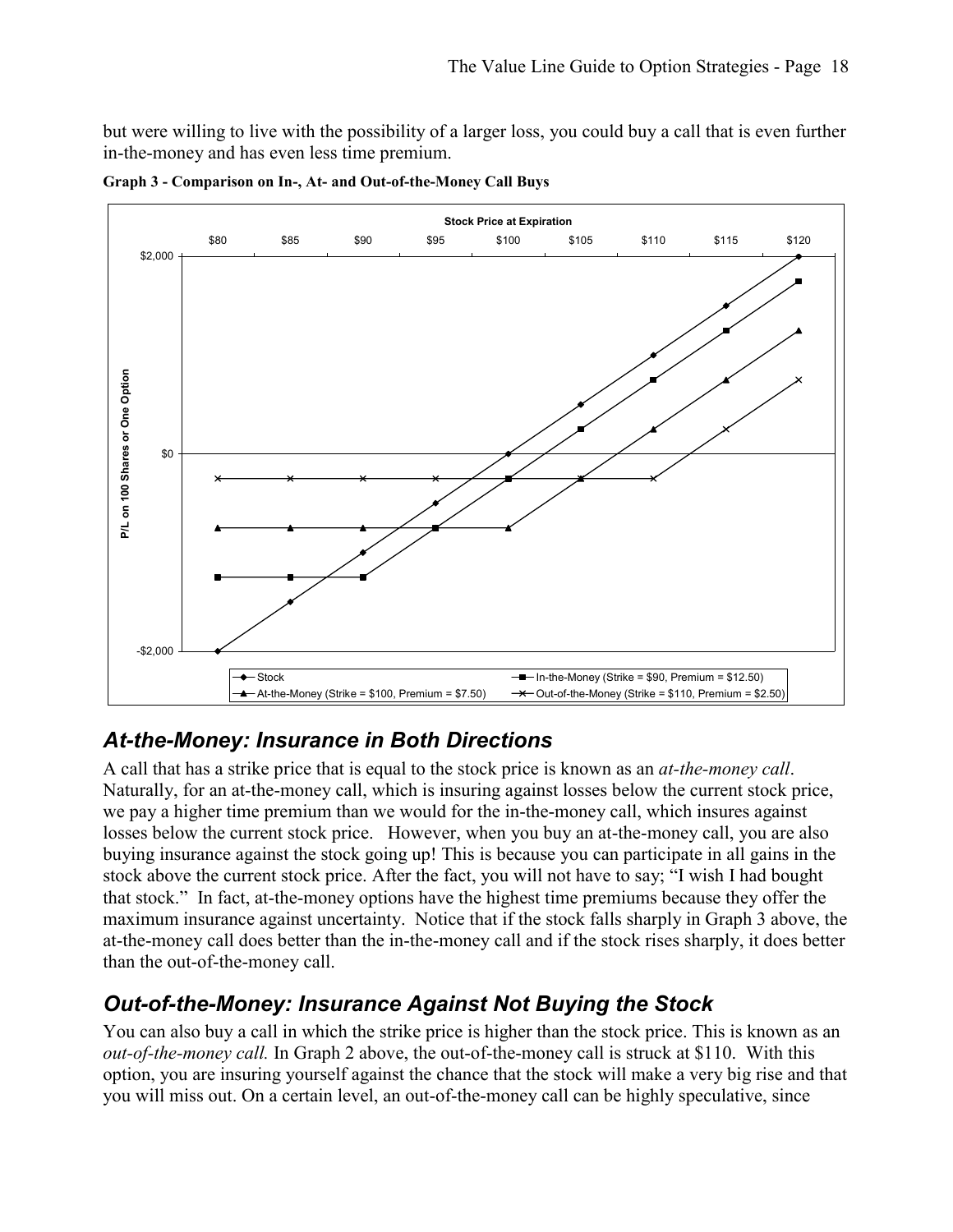but were willing to live with the possibility of a larger loss, you could buy a call that is even further in-the-money and has even less time premium.

**Graph 3 - Comparison on In-, At- and Out-of-the-Money Call Buys**

## *At-the-Money: Insurance in Both Directions*

A call that has a strike price that is equal to the stock price is known as an *at-the-money call*. Naturally, for an at-the-money call, which is insuring against losses below the current stock price, we pay a higher time premium than we would for the in-the-money call, which insures against losses below the current stock price. However, when you buy an at-the-money call, you are also buying insurance against the stock going up! This is because you can participate in all gains in the stock above the current stock price. After the fact, you will not have to say; "I wish I had bought that stock." In fact, at-the-money options have the highest time premiums because they offer the maximum insurance against uncertainty. Notice that if the stock falls sharply in Graph 3 above, the at-the-money call does better than the in-the-money call and if the stock rises sharply, it does better than the out-of-the-money call.

## *Out-of-the-Money: Insurance Against Not Buying the Stock*

You can also buy a call in which the strike price is higher than the stock price. This is known as an *out-of-the-money call.* In Graph 2 above, the out-of-the-money call is struck at $110. With this option, you are insuring yourself against the chance that the stock will make a very big rise and that you will miss out. On a certain level, an out-of-the-money call can be highly speculative, since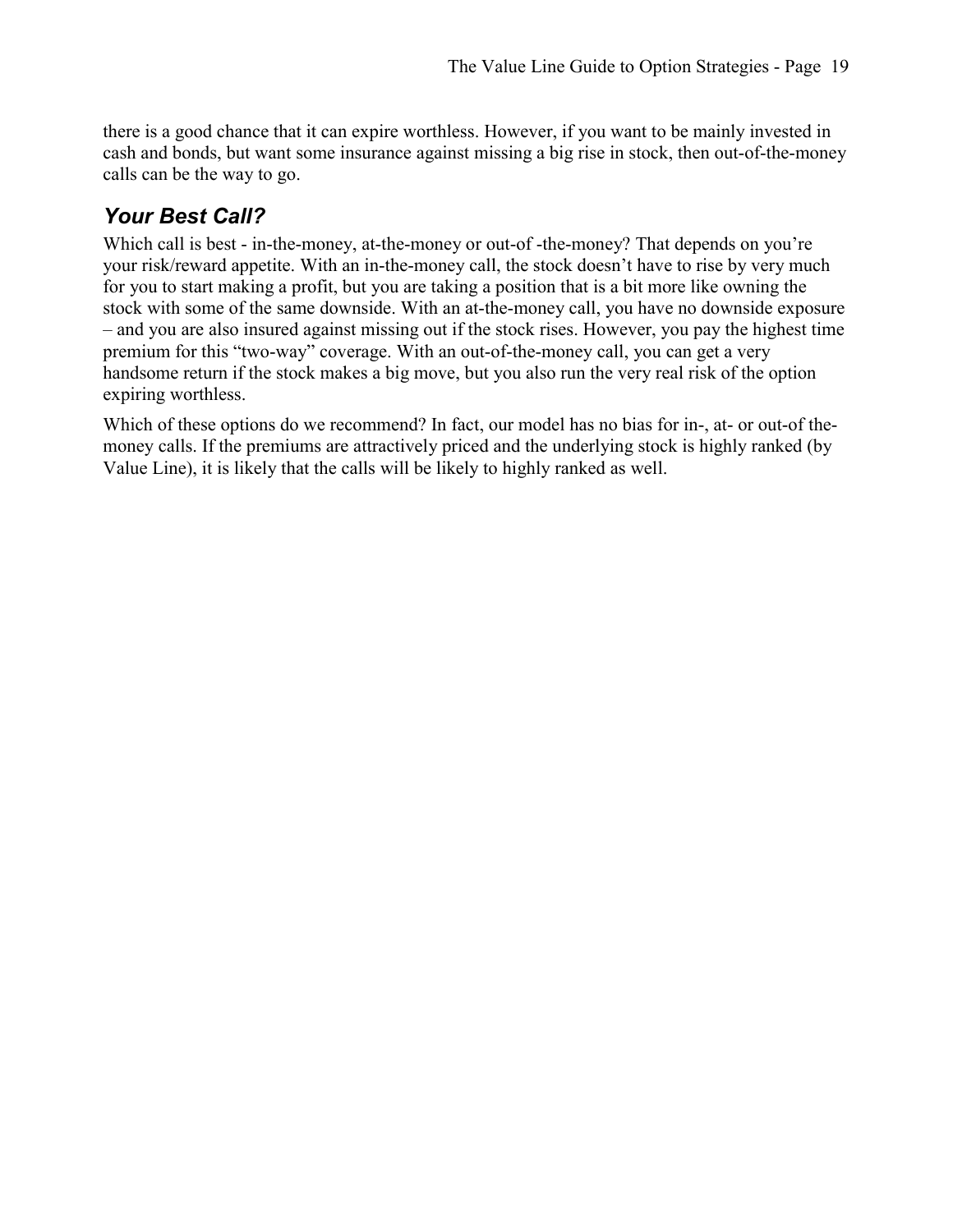there is a good chance that it can expire worthless. However, if you want to be mainly invested in cash and bonds, but want some insurance against missing a big rise in stock, then out-of-the-money calls can be the way to go.

## *Your Best Call?*

Which call is best - in-the-money, at-the-money or out-of -the-money? That depends on you're your risk/reward appetite. With an in-the-money call, the stock doesn't have to rise by very much for you to start making a profit, but you are taking a position that is a bit more like owning the stock with some of the same downside. With an at-the-money call, you have no downside exposure – and you are also insured against missing out if the stock rises. However, you pay the highest time premium for this "two-way" coverage. With an out-of-the-money call, you can get a very handsome return if the stock makes a big move, but you also run the very real risk of the option expiring worthless.

Which of these options do we recommend? In fact, our model has no bias for in-, at- or out-of the-money calls. If the premiums are attractively priced and the underlying stock is highly ranked (by Value Line), it is likely that the calls will be likely to highly ranked as well.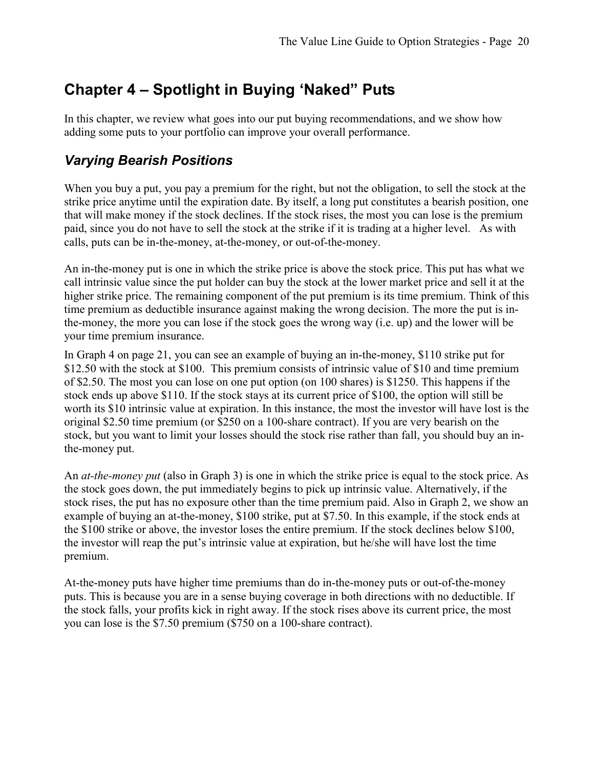# Chapter 4 – Spotlight in Buying 'Naked" Puts

In this chapter, we review what goes into our put buying recommendations, and we show how adding some puts to your portfolio can improve your overall performance.

## *Varying Bearish Positions*

When you buy a put, you pay a premium for the right, but not the obligation, to sell the stock at the strike price anytime until the expiration date. By itself, a long put constitutes a bearish position, one that will make money if the stock declines. If the stock rises, the most you can lose is the premium paid, since you do not have to sell the stock at the strike if it is trading at a higher level. As with calls, puts can be in-the-money, at-the-money, or out-of-the-money.

An in-the-money put is one in which the strike price is above the stock price. This put has what we call intrinsic value since the put holder can buy the stock at the lower market price and sell it at the higher strike price. The remaining component of the put premium is its time premium. Think of this time premium as deductible insurance against making the wrong decision. The more the put is in-the-money, the more you can lose if the stock goes the wrong way (i.e. up) and the lower will be your time premium insurance.

In Graph 4 on page 21, you can see an example of buying an in-the-money, $110 strike put for $12.50 with the stock at $100. This premium consists of intrinsic value of $10 and time premium of $2.50. The most you can lose on one put option (on 100 shares) is $1250. This happens if the stock ends up above $110. If the stock stays at its current price of $100, the option will still be worth its $10 intrinsic value at expiration. In this instance, the most the investor will have lost is the original $2.50 time premium (or $250 on a 100-share contract). If you are very bearish on the stock, but you want to limit your losses should the stock rise rather than fall, you should buy an in-the-money put.

An *at-the-money put* (also in Graph 3) is one in which the strike price is equal to the stock price. As the stock goes down, the put immediately begins to pick up intrinsic value. Alternatively, if the stock rises, the put has no exposure other than the time premium paid. Also in Graph 2, we show an example of buying an at-the-money, $100 strike, put at $7.50. In this example, if the stock ends at the $100 strike or above, the investor loses the entire premium. If the stock declines below $100, the investor will reap the put's intrinsic value at expiration, but he/she will have lost the time premium.

At-the-money puts have higher time premiums than do in-the-money puts or out-of-the-money puts. This is because you are in a sense buying coverage in both directions with no deductible. If the stock falls, your profits kick in right away. If the stock rises above its current price, the most you can lose is the $7.50 premium ($750 on a 100-share contract).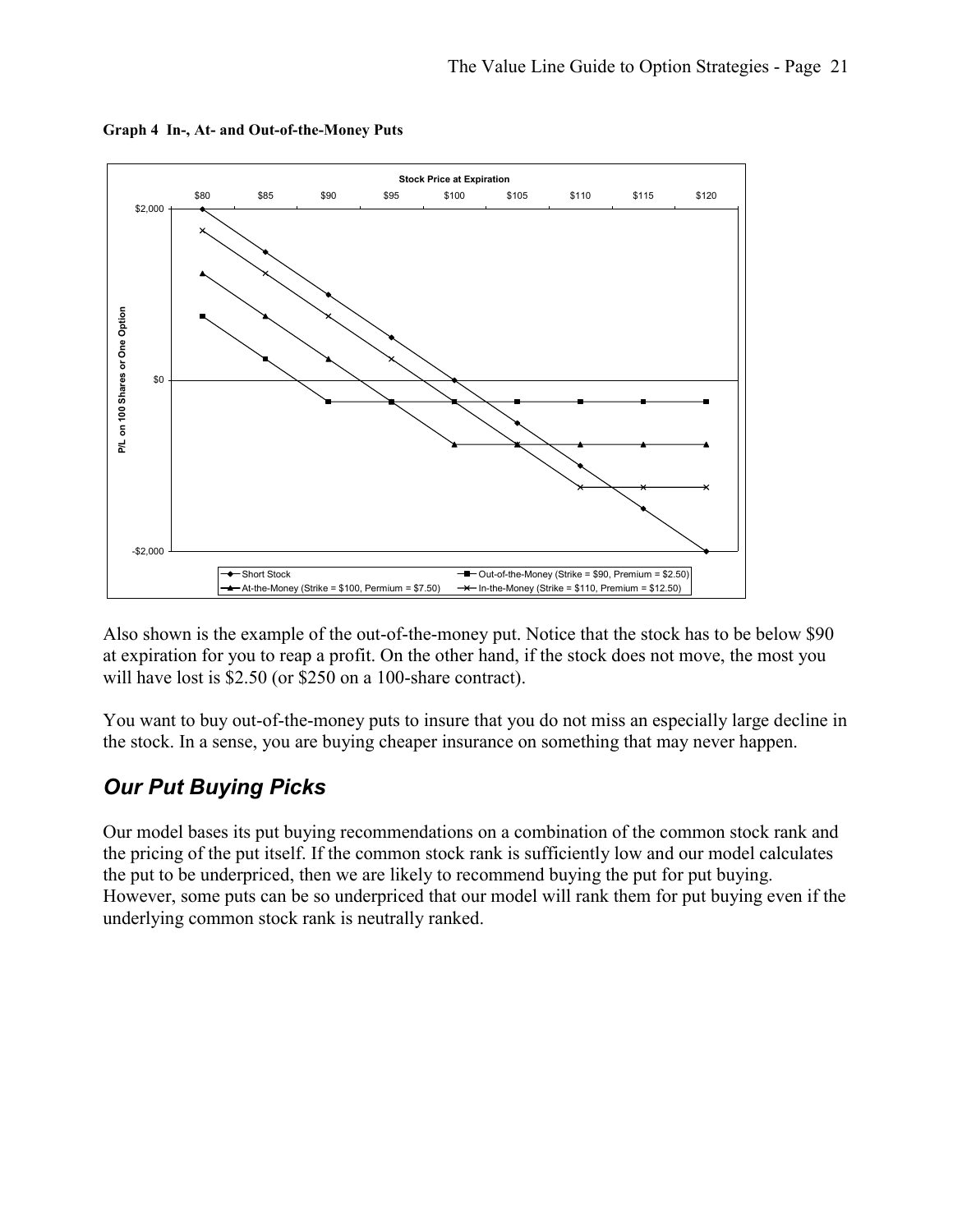**Graph 4 In-, At- and Out-of-the-Money Puts**

Also shown is the example of the out-of-the-money put. Notice that the stock has to be below $90 at expiration for you to reap a profit. On the other hand, if the stock does not move, the most you will have lost is $2.50 (or $250 on a 100-share contract).

You want to buy out-of-the-money puts to insure that you do not miss an especially large decline in the stock. In a sense, you are buying cheaper insurance on something that may never happen.

## *Our Put Buying Picks*

Our model bases its put buying recommendations on a combination of the common stock rank and the pricing of the put itself. If the common stock rank is sufficiently low and our model calculates the put to be underpriced, then we are likely to recommend buying the put for put buying. However, some puts can be so underpriced that our model will rank them for put buying even if the underlying common stock rank is neutrally ranked.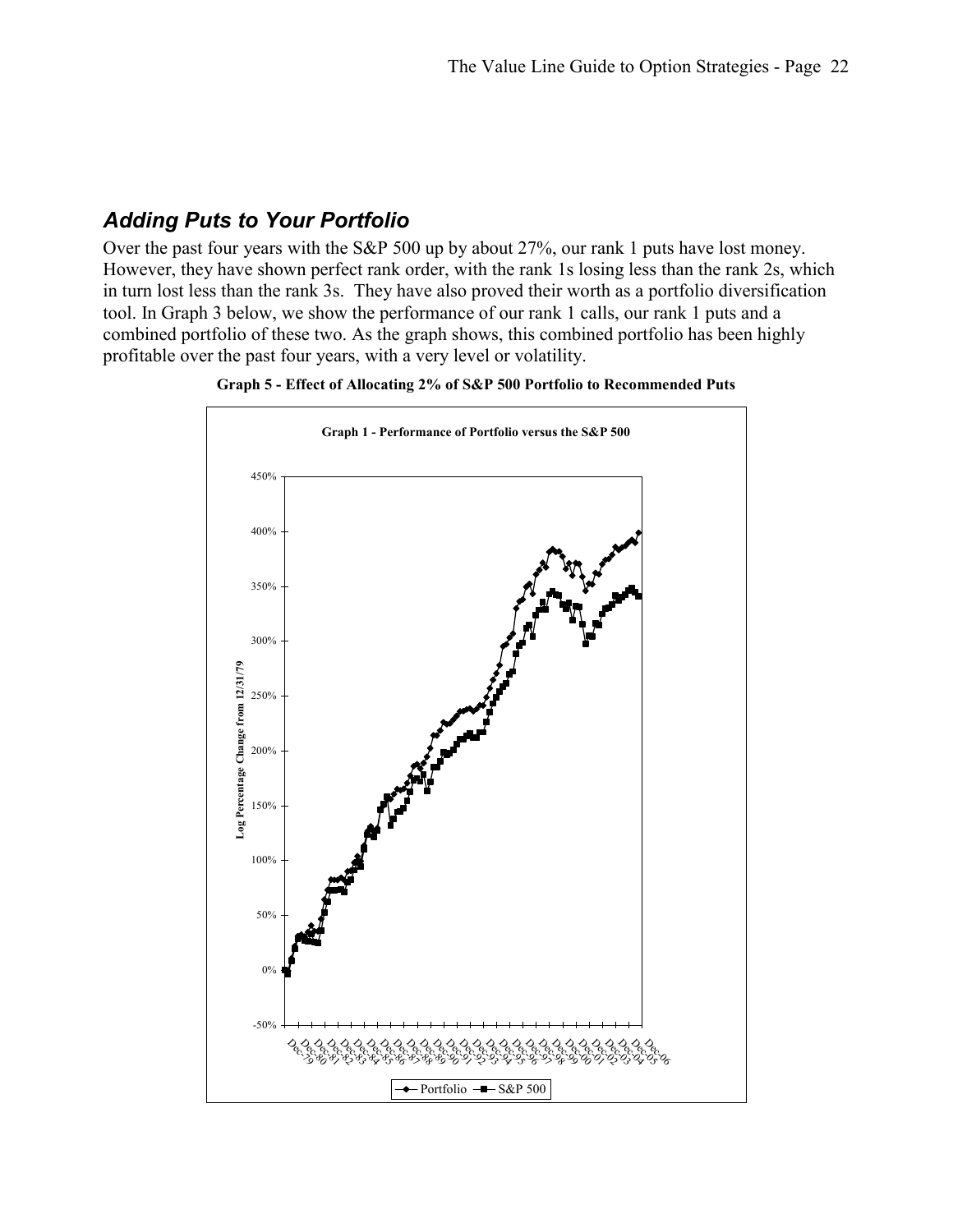## *Adding Puts to Your Portfolio*

Over the past four years with the S&P 500 up by about 27%, our rank 1 puts have lost money. However, they have shown perfect rank order, with the rank 1s losing less than the rank 2s, which in turn lost less than the rank 3s. They have also proved their worth as a portfolio diversification tool. In Graph 3 below, we show the performance of our rank 1 calls, our rank 1 puts and a combined portfolio of these two. As the graph shows, this combined portfolio has been highly profitable over the past four years, with a very level or volatility.

**Graph 5 - Effect of Allocating 2% of S&P 500 Portfolio to Recommended Puts**

**Graph 1 - Performance of Portfolio versus the S&P 500**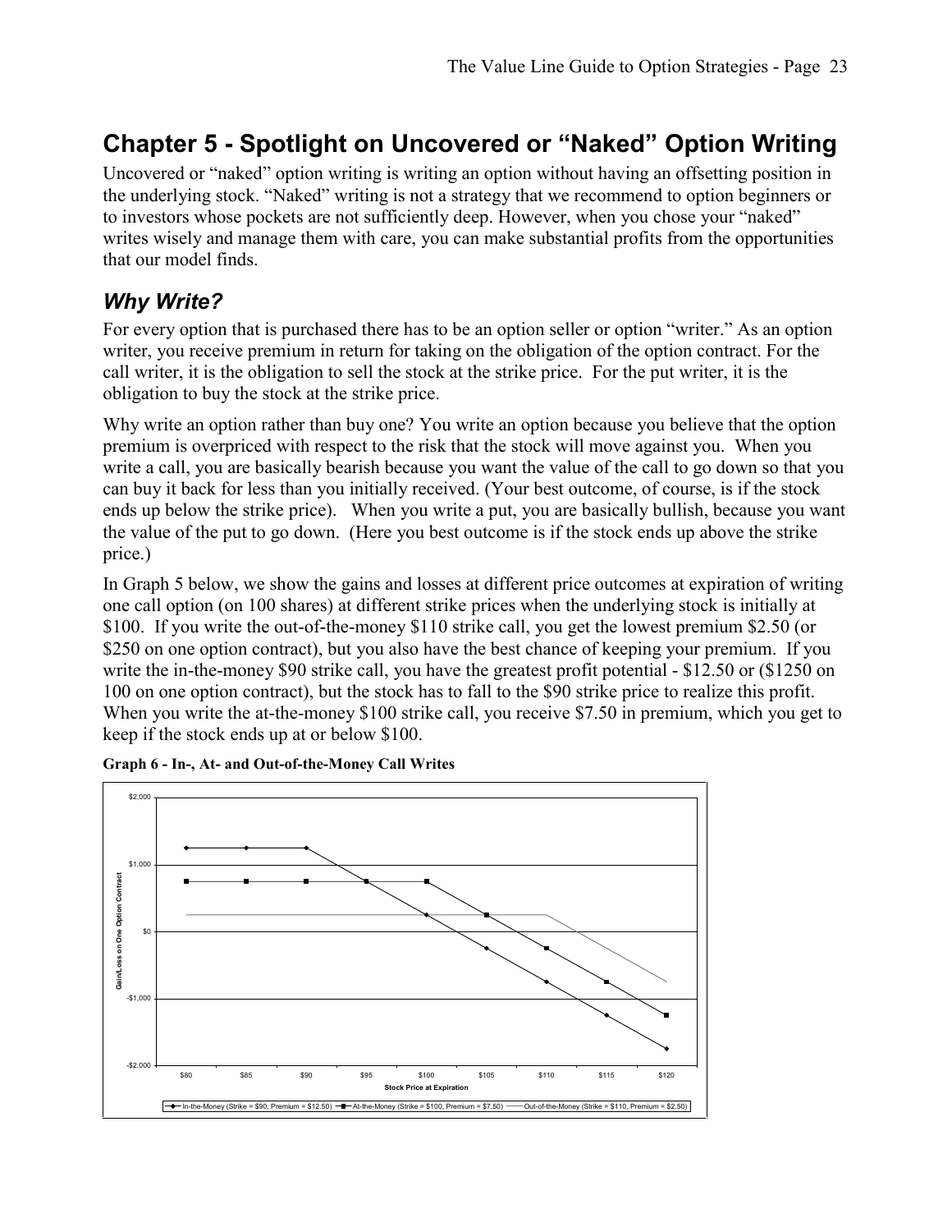# Chapter 5 - Spotlight on Uncovered or "Naked" Option Writing

Uncovered or "naked" option writing is writing an option without having an offsetting position in the underlying stock. "Naked" writing is not a strategy that we recommend to option beginners or to investors whose pockets are not sufficiently deep. However, when you chose your "naked" writes wisely and manage them with care, you can make substantial profits from the opportunities that our model finds.

## *Why Write?*

For every option that is purchased there has to be an option seller or option "writer." As an option writer, you receive premium in return for taking on the obligation of the option contract. For the call writer, it is the obligation to sell the stock at the strike price. For the put writer, it is the obligation to buy the stock at the strike price.

Why write an option rather than buy one? You write an option because you believe that the option premium is overpriced with respect to the risk that the stock will move against you. When you write a call, you are basically bearish because you want the value of the call to go down so that you can buy it back for less than you initially received. (Your best outcome, of course, is if the stock ends up below the strike price). When you write a put, you are basically bullish, because you want the value of the put to go down. (Here you best outcome is if the stock ends up above the strike price.)

In Graph 5 below, we show the gains and losses at different price outcomes at expiration of writing one call option (on 100 shares) at different strike prices when the underlying stock is initially at $100. If you write the out-of-the-money $110 strike call, you get the lowest premium $2.50 (or $250 on one option contract), but you also have the best chance of keeping your premium. If you write the in-the-money $90 strike call, you have the greatest profit potential - $12.50 or ($1250 on 100 on one option contract), but the stock has to fall to the $90 strike price to realize this profit. When you write the at-the-money $100 strike call, you receive $7.50 in premium, which you get to keep if the stock ends up at or below $100.

**Graph 6 - In-, At- and Out-of-the-Money Call Writes**

| Stock Price at Expiration | In-the-Money (Strike = $90, Premium = $12.50) | At-the-Money (Strike = $100, Premium = $7.50) | Out-of-the-Money (Strike = $110, Premium = $2.50) |
|---|---|---|---|
| $80 | $1,250 | $750 | $250 |
| $85 | $1,250 | $750 | $250 |
| $90 | $1,250 | $750 | $250 |
| $95 | $750 | $750 | $250 |
| $100 | $250 | $750 | $250 |
| $105 | -$250 | $250 | $250 |
| $110 | -$750 | -$250 | $250 |
| $115 | -$1,250 | -$750 | -$250 |
| $120 | -$1,750 | -$1,250 | -$750 |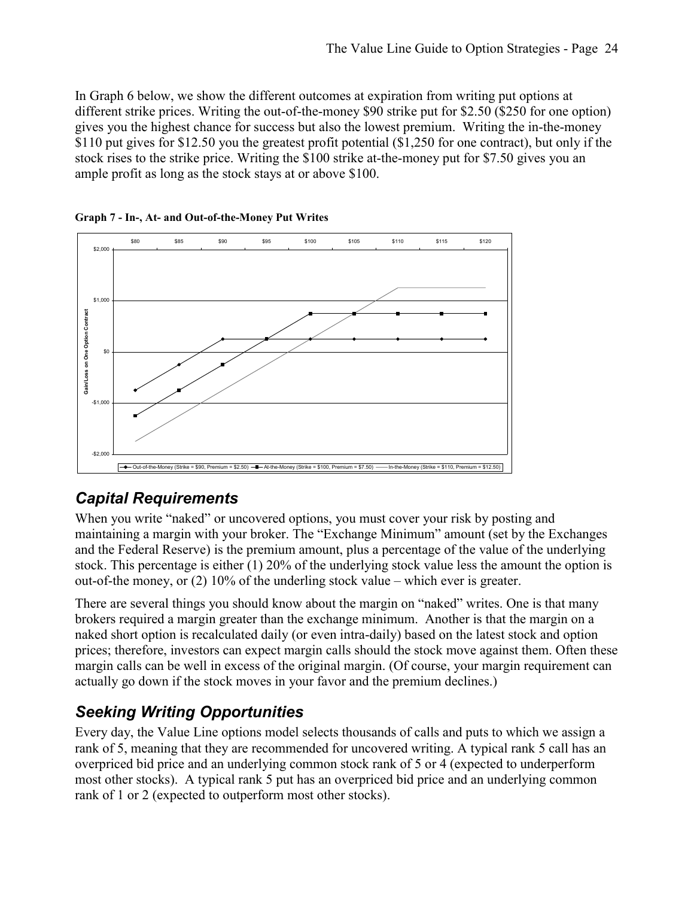In Graph 6 below, we show the different outcomes at expiration from writing put options at different strike prices. Writing the out-of-the-money $90 strike put for $2.50 ($250 for one option) gives you the highest chance for success but also the lowest premium. Writing the in-the-money $110 put gives for $12.50 you the greatest profit potential ($1,250 for one contract), but only if the stock rises to the strike price. Writing the $100 strike at-the-money put for $7.50 gives you an ample profit as long as the stock stays at or above $100.

**Graph 7 - In-, At- and Out-of-the-Money Put Writes**

## *Capital Requirements*

When you write "naked" or uncovered options, you must cover your risk by posting and maintaining a margin with your broker. The "Exchange Minimum" amount (set by the Exchanges and the Federal Reserve) is the premium amount, plus a percentage of the value of the underlying stock. This percentage is either (1) 20% of the underlying stock value less the amount the option is out-of-the money, or (2) 10% of the underling stock value – which ever is greater.

There are several things you should know about the margin on "naked" writes. One is that many brokers required a margin greater than the exchange minimum. Another is that the margin on a naked short option is recalculated daily (or even intra-daily) based on the latest stock and option prices; therefore, investors can expect margin calls should the stock move against them. Often these margin calls can be well in excess of the original margin. (Of course, your margin requirement can actually go down if the stock moves in your favor and the premium declines.)

## *Seeking Writing Opportunities*

Every day, the Value Line options model selects thousands of calls and puts to which we assign a rank of 5, meaning that they are recommended for uncovered writing. A typical rank 5 call has an overpriced bid price and an underlying common stock rank of 5 or 4 (expected to underperform most other stocks). A typical rank 5 put has an overpriced bid price and an underlying common rank of 1 or 2 (expected to outperform most other stocks).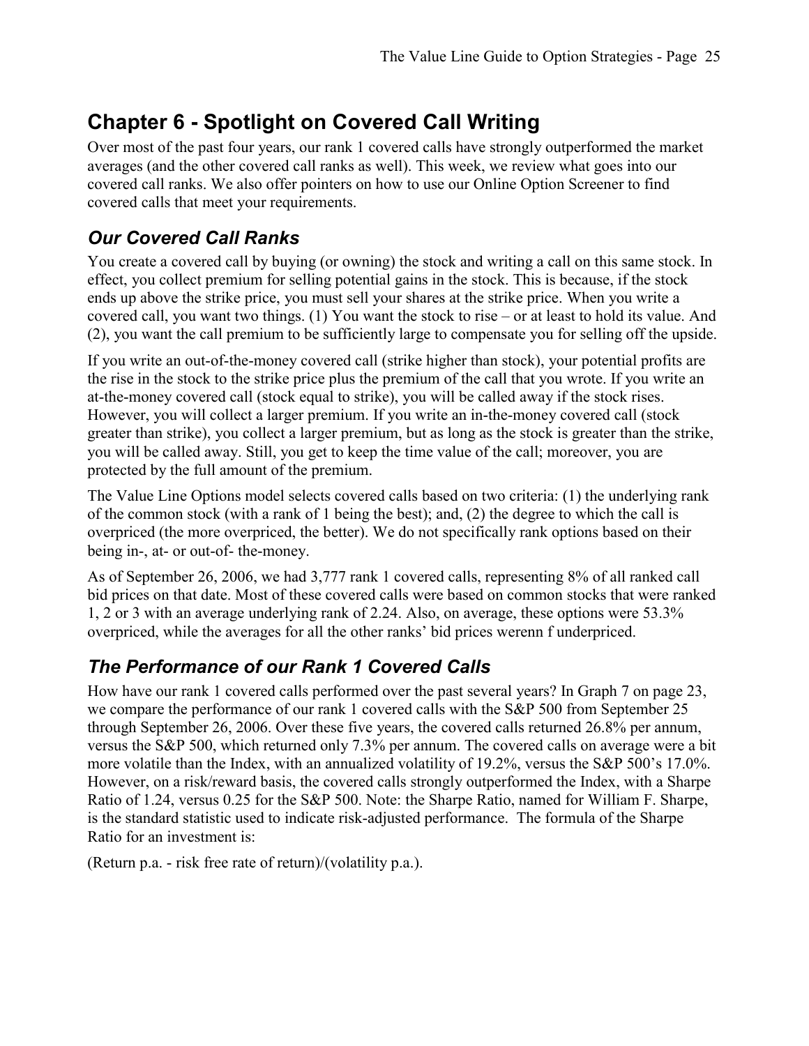## Chapter 6 - Spotlight on Covered Call Writing

Over most of the past four years, our rank 1 covered calls have strongly outperformed the market averages (and the other covered call ranks as well). This week, we review what goes into our covered call ranks. We also offer pointers on how to use our Online Option Screener to find covered calls that meet your requirements.

### *Our Covered Call Ranks*

You create a covered call by buying (or owning) the stock and writing a call on this same stock. In effect, you collect premium for selling potential gains in the stock. This is because, if the stock ends up above the strike price, you must sell your shares at the strike price. When you write a covered call, you want two things. (1) You want the stock to rise – or at least to hold its value. And (2), you want the call premium to be sufficiently large to compensate you for selling off the upside.

If you write an out-of-the-money covered call (strike higher than stock), your potential profits are the rise in the stock to the strike price plus the premium of the call that you wrote. If you write an at-the-money covered call (stock equal to strike), you will be called away if the stock rises. However, you will collect a larger premium. If you write an in-the-money covered call (stock greater than strike), you collect a larger premium, but as long as the stock is greater than the strike, you will be called away. Still, you get to keep the time value of the call; moreover, you are protected by the full amount of the premium.

The Value Line Options model selects covered calls based on two criteria: (1) the underlying rank of the common stock (with a rank of 1 being the best); and, (2) the degree to which the call is overpriced (the more overpriced, the better). We do not specifically rank options based on their being in-, at- or out-of- the-money.

As of September 26, 2006, we had 3,777 rank 1 covered calls, representing 8% of all ranked call bid prices on that date. Most of these covered calls were based on common stocks that were ranked 1, 2 or 3 with an average underlying rank of 2.24. Also, on average, these options were 53.3% overpriced, while the averages for all the other ranks' bid prices werenn f underpriced.

### *The Performance of our Rank 1 Covered Calls*

How have our rank 1 covered calls performed over the past several years? In Graph 7 on page 23, we compare the performance of our rank 1 covered calls with the S&P 500 from September 25 through September 26, 2006. Over these five years, the covered calls returned 26.8% per annum, versus the S&P 500, which returned only 7.3% per annum. The covered calls on average were a bit more volatile than the Index, with an annualized volatility of 19.2%, versus the S&P 500's 17.0%. However, on a risk/reward basis, the covered calls strongly outperformed the Index, with a Sharpe Ratio of 1.24, versus 0.25 for the S&P 500. Note: the Sharpe Ratio, named for William F. Sharpe, is the standard statistic used to indicate risk-adjusted performance. The formula of the Sharpe Ratio for an investment is:

(Return p.a. - risk free rate of return)/(volatility p.a.).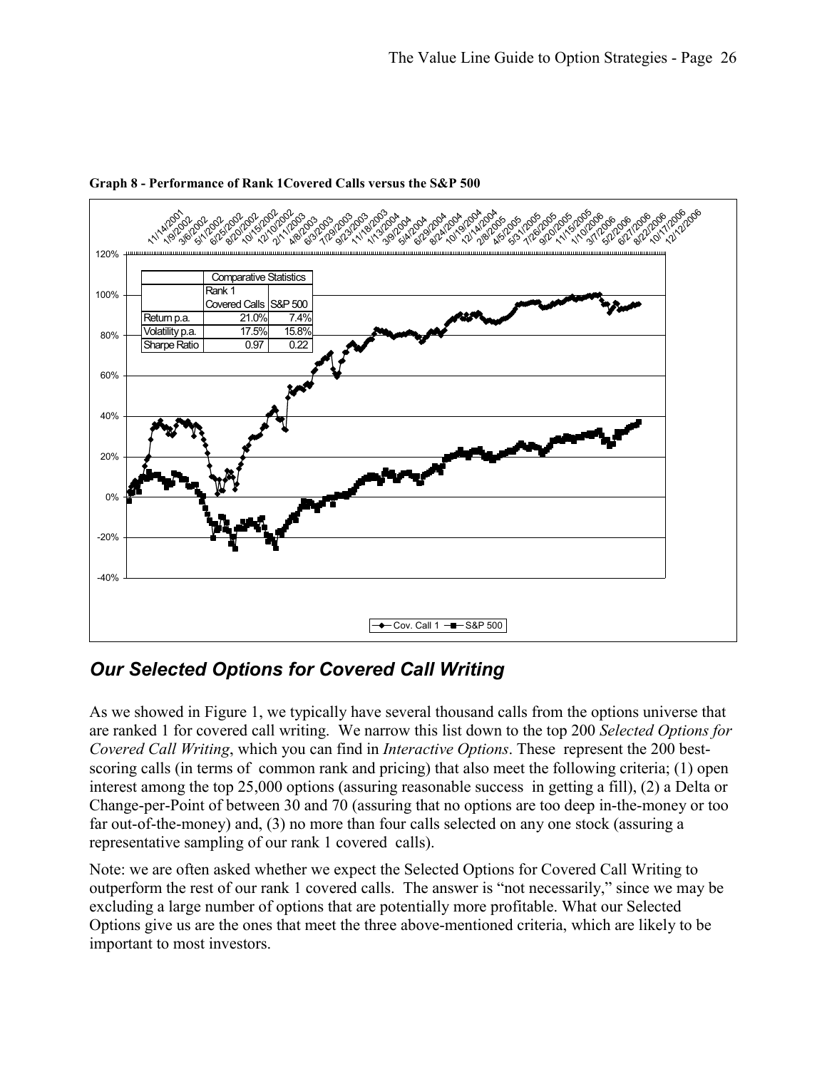**Graph 8 - Performance of Rank 1Covered Calls versus the S&P 500**

| | Comparative Statistics | |
|---|---|---|
| | Rank 1 Covered Calls | S&P 500 |
| Return p.a. | 21.0% | 7.4% |
| Volatility p.a. | 17.5% | 15.8% |
| Sharpe Ratio | 0.97 | 0.22 |

## *Our Selected Options for Covered Call Writing*

As we showed in Figure 1, we typically have several thousand calls from the options universe that are ranked 1 for covered call writing. We narrow this list down to the top 200 *Selected Options for Covered Call Writing*, which you can find in *Interactive Options*. These represent the 200 best-scoring calls (in terms of common rank and pricing) that also meet the following criteria; (1) open interest among the top 25,000 options (assuring reasonable success in getting a fill), (2) a Delta or Change-per-Point of between 30 and 70 (assuring that no options are too deep in-the-money or too far out-of-the-money) and, (3) no more than four calls selected on any one stock (assuring a representative sampling of our rank 1 covered calls).

Note: we are often asked whether we expect the Selected Options for Covered Call Writing to outperform the rest of our rank 1 covered calls. The answer is "not necessarily," since we may be excluding a large number of options that are potentially more profitable. What our Selected Options give us are the ones that meet the three above-mentioned criteria, which are likely to be important to most investors.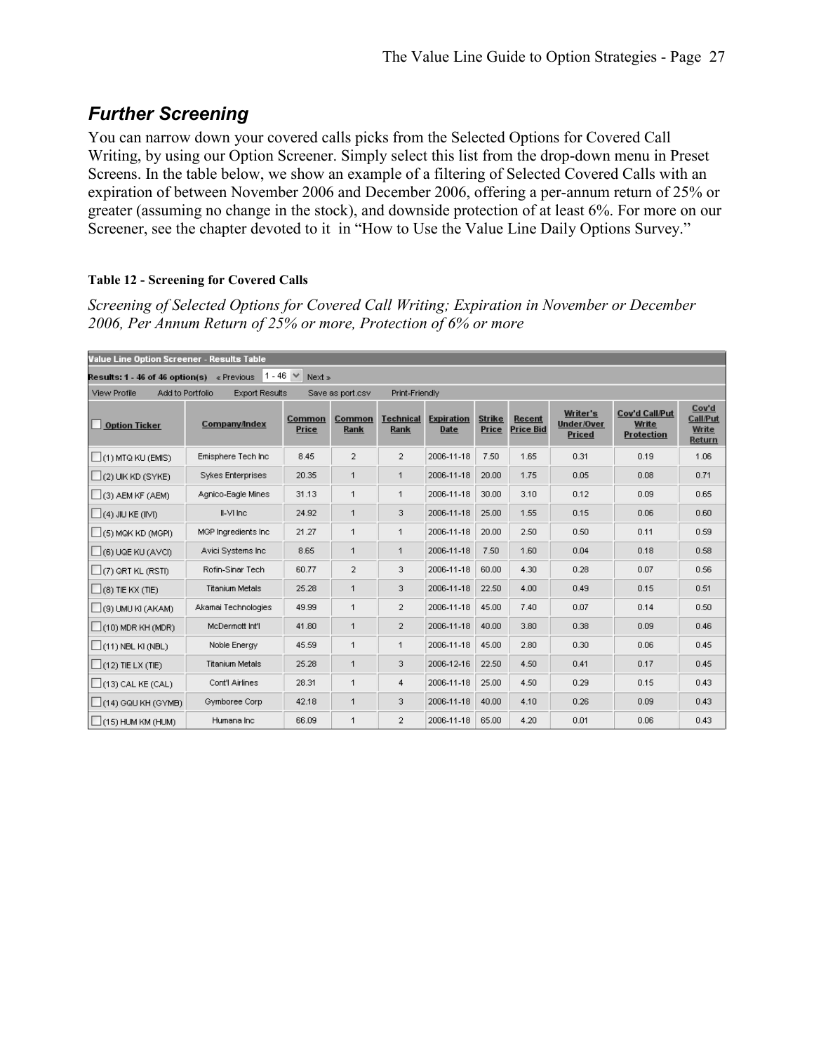## *Further Screening*

You can narrow down your covered calls picks from the Selected Options for Covered Call Writing, by using our Option Screener. Simply select this list from the drop-down menu in Preset Screens. In the table below, we show an example of a filtering of Selected Covered Calls with an expiration of between November 2006 and December 2006, offering a per-annum return of 25% or greater (assuming no change in the stock), and downside protection of at least 6%. For more on our Screener, see the chapter devoted to it in "How to Use the Value Line Daily Options Survey."

**Table 12 - Screening for Covered Calls**

*Screening of Selected Options for Covered Call Writing; Expiration in November or December 2006, Per Annum Return of 25% or more, Protection of 6% or more*

Value Line Option Screener - Results Table

Results: 1 - 46 of 46 option(s) « Previous 1 - 46 Next »

View Profile Add to Portfolio Export Results Save as port.csv Print-Friendly

| Option Ticker | Company/Index | Common Price | Common Rank | Technical Rank | Expiration Date | Strike Price | Recent Price Bid | Writer's Under/Over Priced | Cov'd Call/Put Write Protection | Cov'd Call/Put Write Return |
|---|---|---|---|---|---|---|---|---|---|---|
| (1) MTQ KU (EMIS) | Emisphere Tech Inc | 8.45 | 2 | 2 | 2006-11-18 | 7.50 | 1.65 | 0.31 | 0.19 | 1.06 |
| (2) UIK KD (SYKE) | Sykes Enterprises | 20.35 | 1 | 1 | 2006-11-18 | 20.00 | 1.75 | 0.05 | 0.08 | 0.71 |
| (3) AEM KF (AEM) | Agnico-Eagle Mines | 31.13 | 1 | 1 | 2006-11-18 | 30.00 | 3.10 | 0.12 | 0.09 | 0.65 |
| (4) JIU KE (IIVI) | II-VI Inc | 24.92 | 1 | 3 | 2006-11-18 | 25.00 | 1.55 | 0.15 | 0.06 | 0.60 |
| (5) MQK KD (MGPI) | MGP Ingredients Inc | 21.27 | 1 | 1 | 2006-11-18 | 20.00 | 2.50 | 0.50 | 0.11 | 0.59 |
| (6) UQE KU (AVCI) | Avici Systems Inc | 8.65 | 1 | 1 | 2006-11-18 | 7.50 | 1.60 | 0.04 | 0.18 | 0.58 |
| (7) QRT KL (RSTI) | Rofin-Sinar Tech | 60.77 | 2 | 3 | 2006-11-18 | 60.00 | 4.30 | 0.28 | 0.07 | 0.56 |
| (8) TIE KX (TIE) | Titanium Metals | 25.28 | 1 | 3 | 2006-11-18 | 22.50 | 4.00 | 0.49 | 0.15 | 0.51 |
| (9) UMU KI (AKAM) | Akamai Technologies | 49.99 | 1 | 2 | 2006-11-18 | 45.00 | 7.40 | 0.07 | 0.14 | 0.50 |
| (10) MDR KH (MDR) | McDermott Int'l | 41.80 | 1 | 2 | 2006-11-18 | 40.00 | 3.80 | 0.38 | 0.09 | 0.46 |
| (11) NBL KI (NBL) | Noble Energy | 45.59 | 1 | 1 | 2006-11-18 | 45.00 | 2.80 | 0.30 | 0.06 | 0.45 |
| (12) TIE LX (TIE) | Titanium Metals | 25.28 | 1 | 3 | 2006-12-16 | 22.50 | 4.50 | 0.41 | 0.17 | 0.45 |
| (13) CAL KE (CAL) | Cont'l Airlines | 28.31 | 1 | 4 | 2006-11-18 | 25.00 | 4.50 | 0.29 | 0.15 | 0.43 |
| (14) GQU KH (GYMB) | Gymboree Corp | 42.18 | 1 | 3 | 2006-11-18 | 40.00 | 4.10 | 0.26 | 0.09 | 0.43 |
| (15) HUM KM (HUM) | Humana Inc | 66.09 | 1 | 2 | 2006-11-18 | 65.00 | 4.20 | 0.01 | 0.06 | 0.43 |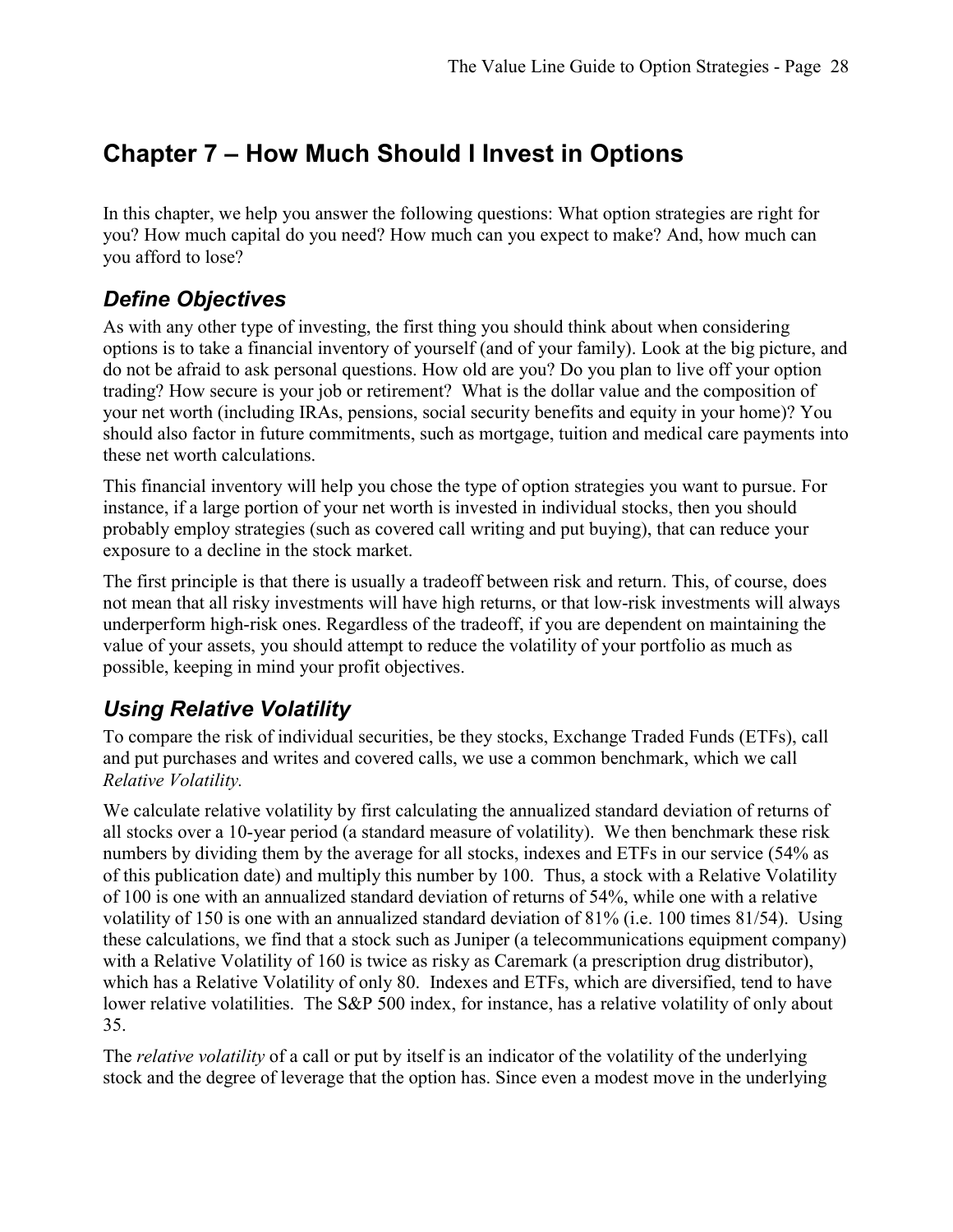# Chapter 7 – How Much Should I Invest in Options

In this chapter, we help you answer the following questions: What option strategies are right for you? How much capital do you need? How much can you expect to make? And, how much can you afford to lose?

## *Define Objectives*

As with any other type of investing, the first thing you should think about when considering options is to take a financial inventory of yourself (and of your family). Look at the big picture, and do not be afraid to ask personal questions. How old are you? Do you plan to live off your option trading? How secure is your job or retirement? What is the dollar value and the composition of your net worth (including IRAs, pensions, social security benefits and equity in your home)? You should also factor in future commitments, such as mortgage, tuition and medical care payments into these net worth calculations.

This financial inventory will help you chose the type of option strategies you want to pursue. For instance, if a large portion of your net worth is invested in individual stocks, then you should probably employ strategies (such as covered call writing and put buying), that can reduce your exposure to a decline in the stock market.

The first principle is that there is usually a tradeoff between risk and return. This, of course, does not mean that all risky investments will have high returns, or that low-risk investments will always underperform high-risk ones. Regardless of the tradeoff, if you are dependent on maintaining the value of your assets, you should attempt to reduce the volatility of your portfolio as much as possible, keeping in mind your profit objectives.

## *Using Relative Volatility*

To compare the risk of individual securities, be they stocks, Exchange Traded Funds (ETFs), call and put purchases and writes and covered calls, we use a common benchmark, which we call *Relative Volatility.*

We calculate relative volatility by first calculating the annualized standard deviation of returns of all stocks over a 10-year period (a standard measure of volatility). We then benchmark these risk numbers by dividing them by the average for all stocks, indexes and ETFs in our service (54% as of this publication date) and multiply this number by 100. Thus, a stock with a Relative Volatility of 100 is one with an annualized standard deviation of returns of 54%, while one with a relative volatility of 150 is one with an annualized standard deviation of 81% (i.e. 100 times 81/54). Using these calculations, we find that a stock such as Juniper (a telecommunications equipment company) with a Relative Volatility of 160 is twice as risky as Caremark (a prescription drug distributor), which has a Relative Volatility of only 80. Indexes and ETFs, which are diversified, tend to have lower relative volatilities. The S&P 500 index, for instance, has a relative volatility of only about 35.

The *relative volatility* of a call or put by itself is an indicator of the volatility of the underlying stock and the degree of leverage that the option has. Since even a modest move in the underlying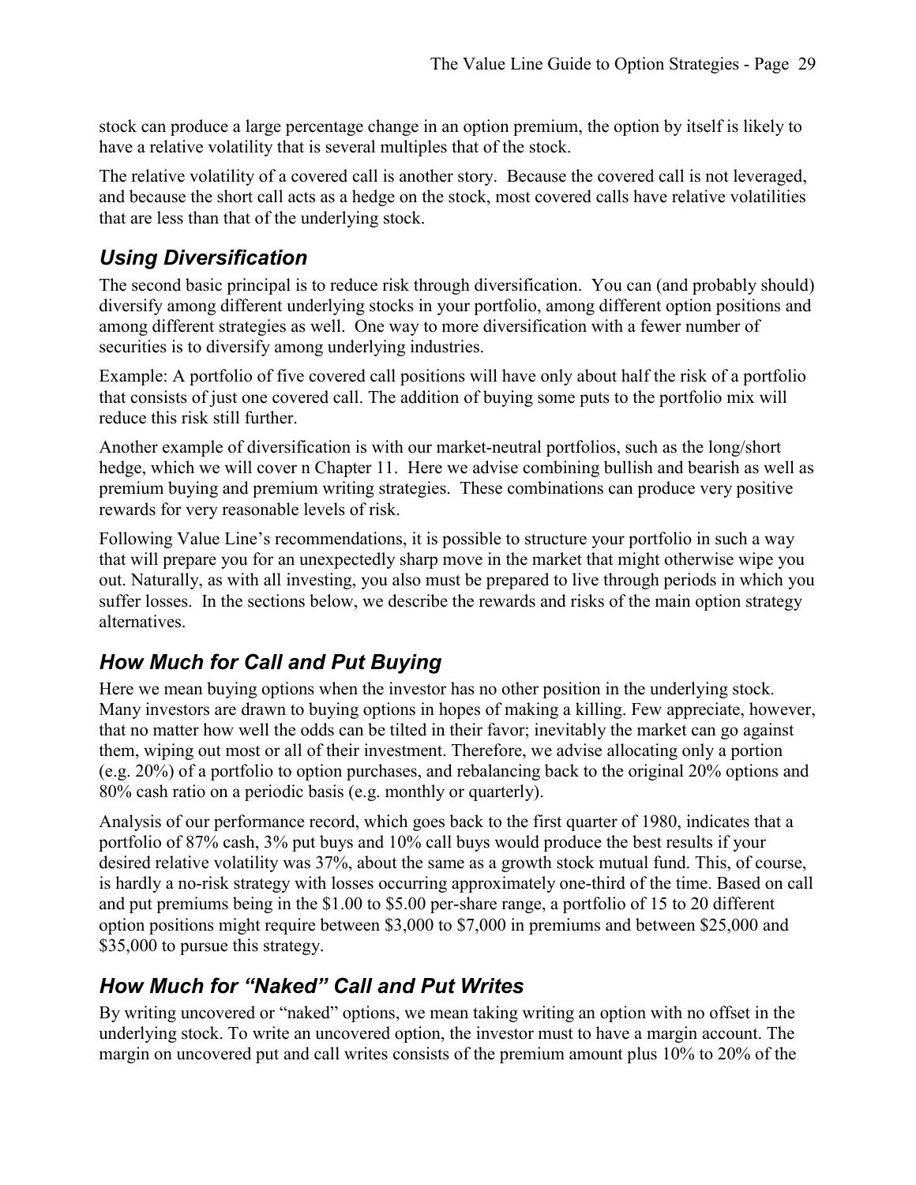stock can produce a large percentage change in an option premium, the option by itself is likely to have a relative volatility that is several multiples that of the stock.

The relative volatility of a covered call is another story. Because the covered call is not leveraged, and because the short call acts as a hedge on the stock, most covered calls have relative volatilities that are less than that of the underlying stock.

## *Using Diversification*

The second basic principal is to reduce risk through diversification. You can (and probably should) diversify among different underlying stocks in your portfolio, among different option positions and among different strategies as well. One way to more diversification with a fewer number of securities is to diversify among underlying industries.

Example: A portfolio of five covered call positions will have only about half the risk of a portfolio that consists of just one covered call. The addition of buying some puts to the portfolio mix will reduce this risk still further.

Another example of diversification is with our market-neutral portfolios, such as the long/short hedge, which we will cover n Chapter 11. Here we advise combining bullish and bearish as well as premium buying and premium writing strategies. These combinations can produce very positive rewards for very reasonable levels of risk.

Following Value Line's recommendations, it is possible to structure your portfolio in such a way that will prepare you for an unexpectedly sharp move in the market that might otherwise wipe you out. Naturally, as with all investing, you also must be prepared to live through periods in which you suffer losses. In the sections below, we describe the rewards and risks of the main option strategy alternatives.

## *How Much for Call and Put Buying*

Here we mean buying options when the investor has no other position in the underlying stock. Many investors are drawn to buying options in hopes of making a killing. Few appreciate, however, that no matter how well the odds can be tilted in their favor; inevitably the market can go against them, wiping out most or all of their investment. Therefore, we advise allocating only a portion (e.g. 20%) of a portfolio to option purchases, and rebalancing back to the original 20% options and 80% cash ratio on a periodic basis (e.g. monthly or quarterly).

Analysis of our performance record, which goes back to the first quarter of 1980, indicates that a portfolio of 87% cash, 3% put buys and 10% call buys would produce the best results if your desired relative volatility was 37%, about the same as a growth stock mutual fund. This, of course, is hardly a no-risk strategy with losses occurring approximately one-third of the time. Based on call and put premiums being in the $1.00 to $5.00 per-share range, a portfolio of 15 to 20 different option positions might require between $3,000 to $7,000 in premiums and between $25,000 and $35,000 to pursue this strategy.

## *How Much for "Naked" Call and Put Writes*

By writing uncovered or "naked" options, we mean taking writing an option with no offset in the underlying stock. To write an uncovered option, the investor must to have a margin account. The margin on uncovered put and call writes consists of the premium amount plus 10% to 20% of the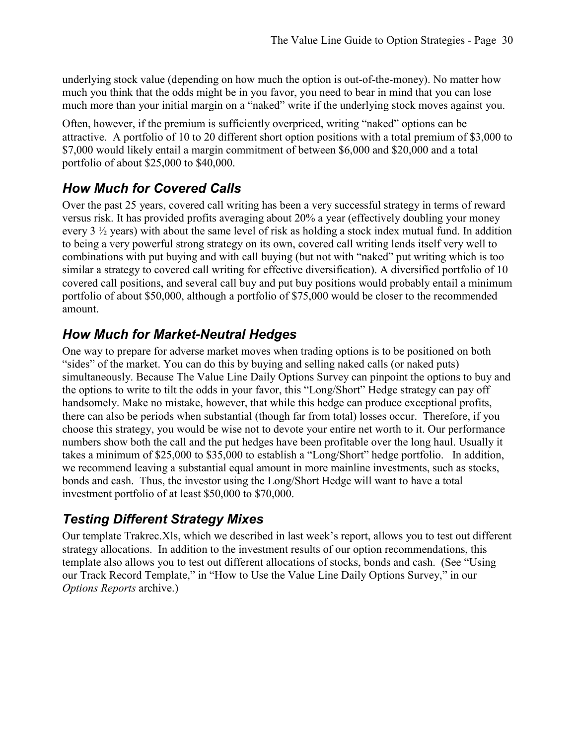underlying stock value (depending on how much the option is out-of-the-money). No matter how much you think that the odds might be in you favor, you need to bear in mind that you can lose much more than your initial margin on a "naked" write if the underlying stock moves against you.

Often, however, if the premium is sufficiently overpriced, writing "naked" options can be attractive. A portfolio of 10 to 20 different short option positions with a total premium of $3,000 to $7,000 would likely entail a margin commitment of between $6,000 and $20,000 and a total portfolio of about $25,000 to $40,000.

## *How Much for Covered Calls*

Over the past 25 years, covered call writing has been a very successful strategy in terms of reward versus risk. It has provided profits averaging about 20% a year (effectively doubling your money every 3 ½ years) with about the same level of risk as holding a stock index mutual fund. In addition to being a very powerful strong strategy on its own, covered call writing lends itself very well to combinations with put buying and with call buying (but not with "naked" put writing which is too similar a strategy to covered call writing for effective diversification). A diversified portfolio of 10 covered call positions, and several call buy and put buy positions would probably entail a minimum portfolio of about $50,000, although a portfolio of $75,000 would be closer to the recommended amount.

## *How Much for Market-Neutral Hedges*

One way to prepare for adverse market moves when trading options is to be positioned on both "sides" of the market. You can do this by buying and selling naked calls (or naked puts) simultaneously. Because The Value Line Daily Options Survey can pinpoint the options to buy and the options to write to tilt the odds in your favor, this "Long/Short" Hedge strategy can pay off handsomely. Make no mistake, however, that while this hedge can produce exceptional profits, there can also be periods when substantial (though far from total) losses occur. Therefore, if you choose this strategy, you would be wise not to devote your entire net worth to it. Our performance numbers show both the call and the put hedges have been profitable over the long haul. Usually it takes a minimum of $25,000 to $35,000 to establish a "Long/Short" hedge portfolio. In addition, we recommend leaving a substantial equal amount in more mainline investments, such as stocks, bonds and cash. Thus, the investor using the Long/Short Hedge will want to have a total investment portfolio of at least $50,000 to $70,000.

## *Testing Different Strategy Mixes*

Our template Trakrec.Xls, which we described in last week's report, allows you to test out different strategy allocations. In addition to the investment results of our option recommendations, this template also allows you to test out different allocations of stocks, bonds and cash. (See "Using our Track Record Template," in "How to Use the Value Line Daily Options Survey," in our *Options Reports* archive.)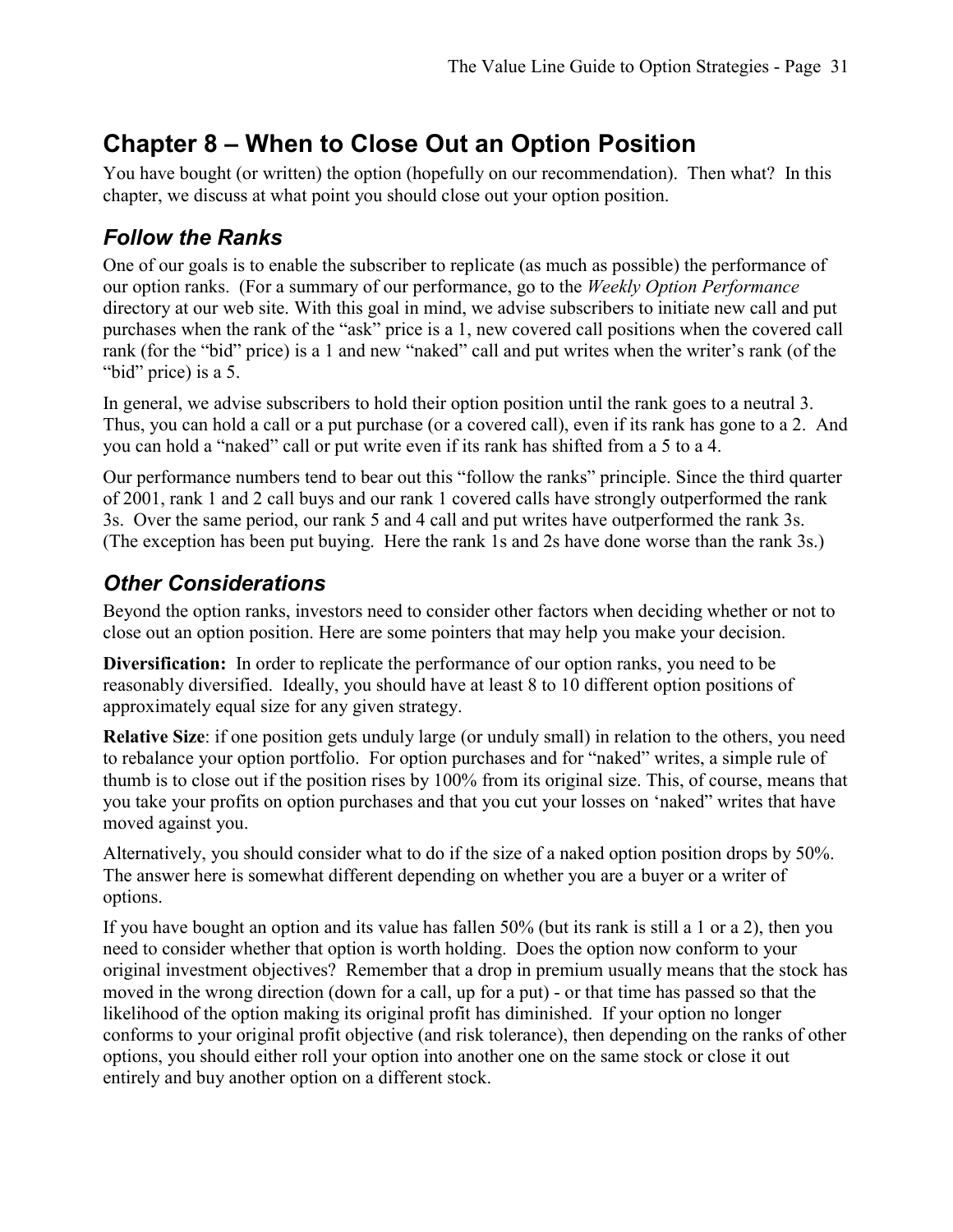# Chapter 8 – When to Close Out an Option Position

You have bought (or written) the option (hopefully on our recommendation). Then what? In this chapter, we discuss at what point you should close out your option position.

## *Follow the Ranks*

One of our goals is to enable the subscriber to replicate (as much as possible) the performance of our option ranks. (For a summary of our performance, go to the *Weekly Option Performance* directory at our web site. With this goal in mind, we advise subscribers to initiate new call and put purchases when the rank of the “ask” price is a 1, new covered call positions when the covered call rank (for the “bid” price) is a 1 and new “naked” call and put writes when the writer’s rank (of the “bid” price) is a 5.

In general, we advise subscribers to hold their option position until the rank goes to a neutral 3. Thus, you can hold a call or a put purchase (or a covered call), even if its rank has gone to a 2. And you can hold a “naked” call or put write even if its rank has shifted from a 5 to a 4.

Our performance numbers tend to bear out this “follow the ranks” principle. Since the third quarter of 2001, rank 1 and 2 call buys and our rank 1 covered calls have strongly outperformed the rank 3s. Over the same period, our rank 5 and 4 call and put writes have outperformed the rank 3s. (The exception has been put buying. Here the rank 1s and 2s have done worse than the rank 3s.)

## *Other Considerations*

Beyond the option ranks, investors need to consider other factors when deciding whether or not to close out an option position. Here are some pointers that may help you make your decision.

**Diversification:** In order to replicate the performance of our option ranks, you need to be reasonably diversified. Ideally, you should have at least 8 to 10 different option positions of approximately equal size for any given strategy.

**Relative Size**: if one position gets unduly large (or unduly small) in relation to the others, you need to rebalance your option portfolio. For option purchases and for “naked” writes, a simple rule of thumb is to close out if the position rises by 100% from its original size. This, of course, means that you take your profits on option purchases and that you cut your losses on ‘naked” writes that have moved against you.

Alternatively, you should consider what to do if the size of a naked option position drops by 50%. The answer here is somewhat different depending on whether you are a buyer or a writer of options.

If you have bought an option and its value has fallen 50% (but its rank is still a 1 or a 2), then you need to consider whether that option is worth holding. Does the option now conform to your original investment objectives? Remember that a drop in premium usually means that the stock has moved in the wrong direction (down for a call, up for a put) - or that time has passed so that the likelihood of the option making its original profit has diminished. If your option no longer conforms to your original profit objective (and risk tolerance), then depending on the ranks of other options, you should either roll your option into another one on the same stock or close it out entirely and buy another option on a different stock.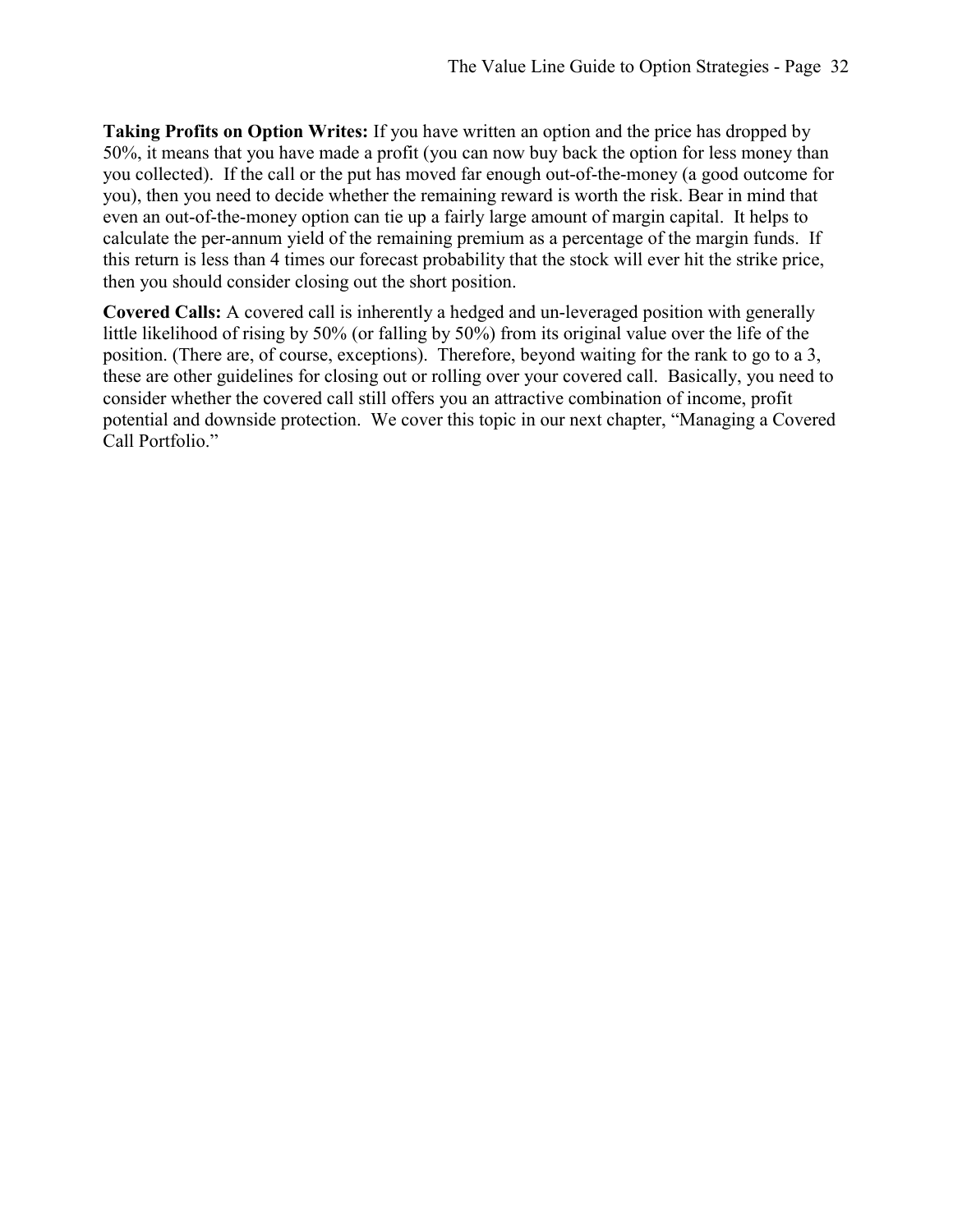**Taking Profits on Option Writes:** If you have written an option and the price has dropped by 50%, it means that you have made a profit (you can now buy back the option for less money than you collected). If the call or the put has moved far enough out-of-the-money (a good outcome for you), then you need to decide whether the remaining reward is worth the risk. Bear in mind that even an out-of-the-money option can tie up a fairly large amount of margin capital. It helps to calculate the per-annum yield of the remaining premium as a percentage of the margin funds. If this return is less than 4 times our forecast probability that the stock will ever hit the strike price, then you should consider closing out the short position.

**Covered Calls:** A covered call is inherently a hedged and un-leveraged position with generally little likelihood of rising by 50% (or falling by 50%) from its original value over the life of the position. (There are, of course, exceptions). Therefore, beyond waiting for the rank to go to a 3, these are other guidelines for closing out or rolling over your covered call. Basically, you need to consider whether the covered call still offers you an attractive combination of income, profit potential and downside protection. We cover this topic in our next chapter, "Managing a Covered Call Portfolio."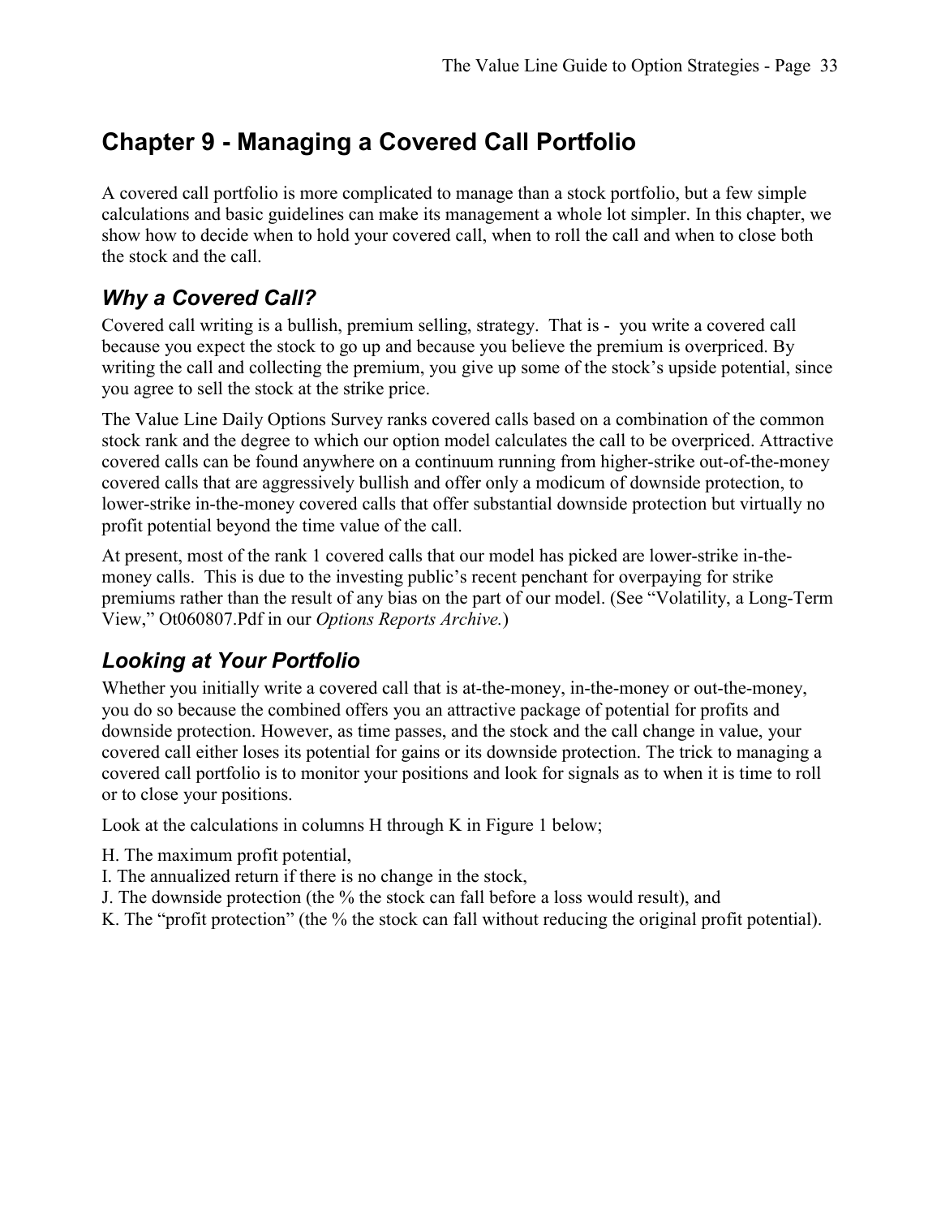# Chapter 9 - Managing a Covered Call Portfolio

A covered call portfolio is more complicated to manage than a stock portfolio, but a few simple calculations and basic guidelines can make its management a whole lot simpler. In this chapter, we show how to decide when to hold your covered call, when to roll the call and when to close both the stock and the call.

## *Why a Covered Call?*

Covered call writing is a bullish, premium selling, strategy. That is - you write a covered call because you expect the stock to go up and because you believe the premium is overpriced. By writing the call and collecting the premium, you give up some of the stock's upside potential, since you agree to sell the stock at the strike price.

The Value Line Daily Options Survey ranks covered calls based on a combination of the common stock rank and the degree to which our option model calculates the call to be overpriced. Attractive covered calls can be found anywhere on a continuum running from higher-strike out-of-the-money covered calls that are aggressively bullish and offer only a modicum of downside protection, to lower-strike in-the-money covered calls that offer substantial downside protection but virtually no profit potential beyond the time value of the call.

At present, most of the rank 1 covered calls that our model has picked are lower-strike in-the-money calls. This is due to the investing public's recent penchant for overpaying for strike premiums rather than the result of any bias on the part of our model. (See "Volatility, a Long-Term View," Ot060807.Pdf in our *Options Reports Archive.*)

## *Looking at Your Portfolio*

Whether you initially write a covered call that is at-the-money, in-the-money or out-the-money, you do so because the combined offers you an attractive package of potential for profits and downside protection. However, as time passes, and the stock and the call change in value, your covered call either loses its potential for gains or its downside protection. The trick to managing a covered call portfolio is to monitor your positions and look for signals as to when it is time to roll or to close your positions.

Look at the calculations in columns H through K in Figure 1 below;

H. The maximum profit potential,
I. The annualized return if there is no change in the stock,
J. The downside protection (the % the stock can fall before a loss would result), and
K. The "profit protection" (the % the stock can fall without reducing the original profit potential).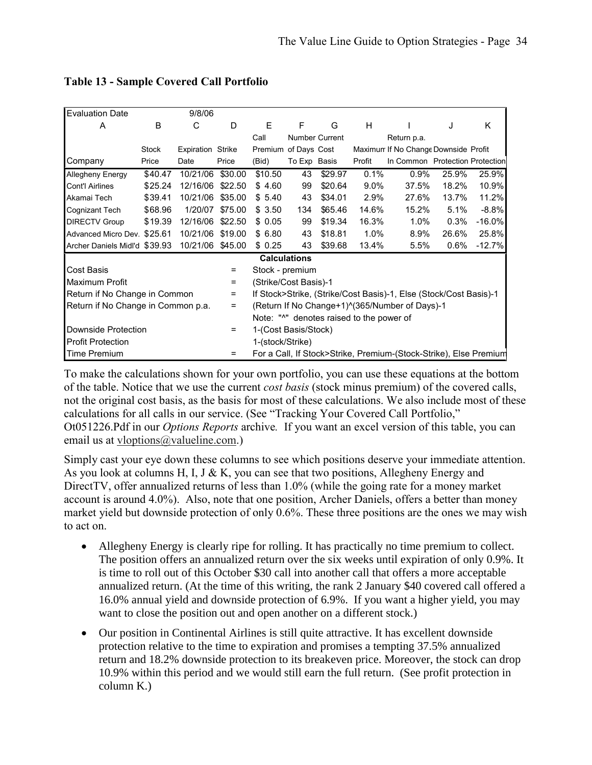**Table 13 - Sample Covered Call Portfolio**

| Evaluation Date | | 9/8/06 | | | | | | | | |
|---|---|---|---|---|---|---|---|---|---|---|
| A | B | C | D | E | F | G | H | I | J | K |
| Company | Stock Price | Expiration Date | Strike Price | Call Premium (Bid) | Number of Days To Exp | Current Cost Basis | Maximum Profit | Return p.a. If No Change In Common | Downside Protection | Profit Protection |
| Allegheny Energy | $40.47 | 10/21/06 | $30.00 | $10.50 | 43 | $29.97 | 0.1% | 0.9% | 25.9% | 25.9% |
| Cont'l Airlines | $25.24 | 12/16/06 | $22.50 | $ 4.60 | 99 | $20.64 | 9.0% | 37.5% | 18.2% | 10.9% |
| Akamai Tech | $39.41 | 10/21/06 | $35.00 | $ 5.40 | 43 | $34.01 | 2.9% | 27.6% | 13.7% | 11.2% |
| Cognizant Tech | $68.96 | 1/20/07 | $75.00 | $ 3.50 | 134 | $65.46 | 14.6% | 15.2% | 5.1% | -8.8% |
| DIRECTV Group | $19.39 | 12/16/06 | $22.50 | $ 0.05 | 99 | $19.34 | 16.3% | 1.0% | 0.3% | -16.0% |
| Advanced Micro Dev. | $25.61 | 10/21/06 | $19.00 | $ 6.80 | 43 | $18.81 | 1.0% | 8.9% | 26.6% | 25.8% |
| Archer Daniels Midl'd | $39.93 | 10/21/06 | $45.00 | $ 0.25 | 43 | $39.68 | 13.4% | 5.5% | 0.6% | -12.7% |

**Calculations**

| | | |
|---|---|---|
| Cost Basis | = | Stock - premium |
| Maximum Profit | = | (Strike/Cost Basis)-1 |
| Return if No Change in Common | = | If Stock>Strike, (Strike/Cost Basis)-1, Else (Stock/Cost Basis)-1 |
| Return if No Change in Common p.a. | = | (Return If No Change+1)^(365/Number of Days)-1 |
| | | Note: "^" denotes raised to the power of |
| Downside Protection | = | 1-(Cost Basis/Stock) |
| Profit Protection | | 1-(stock/Strike) |
| Time Premium | = | For a Call, If Stock>Strike, Premium-(Stock-Strike), Else Premium |

To make the calculations shown for your own portfolio, you can use these equations at the bottom of the table. Notice that we use the current *cost basis* (stock minus premium) of the covered calls, not the original cost basis, as the basis for most of these calculations. We also include most of these calculations for all calls in our service. (See "Tracking Your Covered Call Portfolio," Ot051226.Pdf in our *Options Reports* archive*.* If you want an excel version of this table, you can email us at vloptions@valueline.com.)

Simply cast your eye down these columns to see which positions deserve your immediate attention. As you look at columns H, I, J & K, you can see that two positions, Allegheny Energy and DirectTV, offer annualized returns of less than 1.0% (while the going rate for a money market account is around 4.0%). Also, note that one position, Archer Daniels, offers a better than money market yield but downside protection of only 0.6%. These three positions are the ones we may wish to act on.

- Allegheny Energy is clearly ripe for rolling. It has practically no time premium to collect. The position offers an annualized return over the six weeks until expiration of only 0.9%. It is time to roll out of this October $30 call into another call that offers a more acceptable annualized return. (At the time of this writing, the rank 2 January $40 covered call offered a 16.0% annual yield and downside protection of 6.9%. If you want a higher yield, you may want to close the position out and open another on a different stock.)
- Our position in Continental Airlines is still quite attractive. It has excellent downside protection relative to the time to expiration and promises a tempting 37.5% annualized return and 18.2% downside protection to its breakeven price. Moreover, the stock can drop 10.9% within this period and we would still earn the full return. (See profit protection in column K.)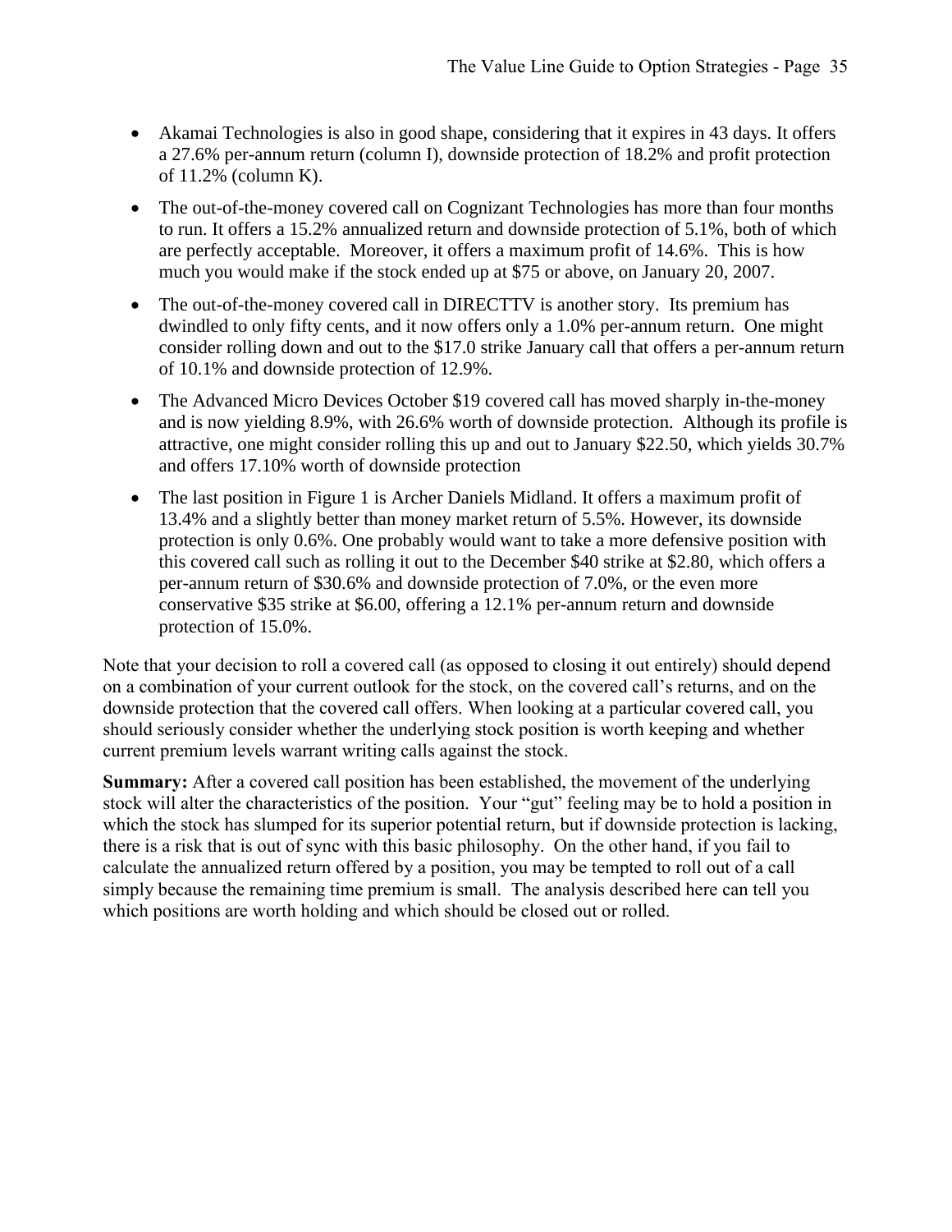- Akamai Technologies is also in good shape, considering that it expires in 43 days. It offers a 27.6% per-annum return (column I), downside protection of 18.2% and profit protection of 11.2% (column K).
- The out-of-the-money covered call on Cognizant Technologies has more than four months to run. It offers a 15.2% annualized return and downside protection of 5.1%, both of which are perfectly acceptable. Moreover, it offers a maximum profit of 14.6%. This is how much you would make if the stock ended up at $75 or above, on January 20, 2007.
- The out-of-the-money covered call in DIRECTTV is another story. Its premium has dwindled to only fifty cents, and it now offers only a 1.0% per-annum return. One might consider rolling down and out to the $17.0 strike January call that offers a per-annum return of 10.1% and downside protection of 12.9%.
- The Advanced Micro Devices October $19 covered call has moved sharply in-the-money and is now yielding 8.9%, with 26.6% worth of downside protection. Although its profile is attractive, one might consider rolling this up and out to January $22.50, which yields 30.7% and offers 17.10% worth of downside protection
- The last position in Figure 1 is Archer Daniels Midland. It offers a maximum profit of 13.4% and a slightly better than money market return of 5.5%. However, its downside protection is only 0.6%. One probably would want to take a more defensive position with this covered call such as rolling it out to the December $40 strike at $2.80, which offers a per-annum return of $30.6% and downside protection of 7.0%, or the even more conservative $35 strike at $6.00, offering a 12.1% per-annum return and downside protection of 15.0%.

Note that your decision to roll a covered call (as opposed to closing it out entirely) should depend on a combination of your current outlook for the stock, on the covered call's returns, and on the downside protection that the covered call offers. When looking at a particular covered call, you should seriously consider whether the underlying stock position is worth keeping and whether current premium levels warrant writing calls against the stock.

**Summary:** After a covered call position has been established, the movement of the underlying stock will alter the characteristics of the position. Your "gut" feeling may be to hold a position in which the stock has slumped for its superior potential return, but if downside protection is lacking, there is a risk that is out of sync with this basic philosophy. On the other hand, if you fail to calculate the annualized return offered by a position, you may be tempted to roll out of a call simply because the remaining time premium is small. The analysis described here can tell you which positions are worth holding and which should be closed out or rolled.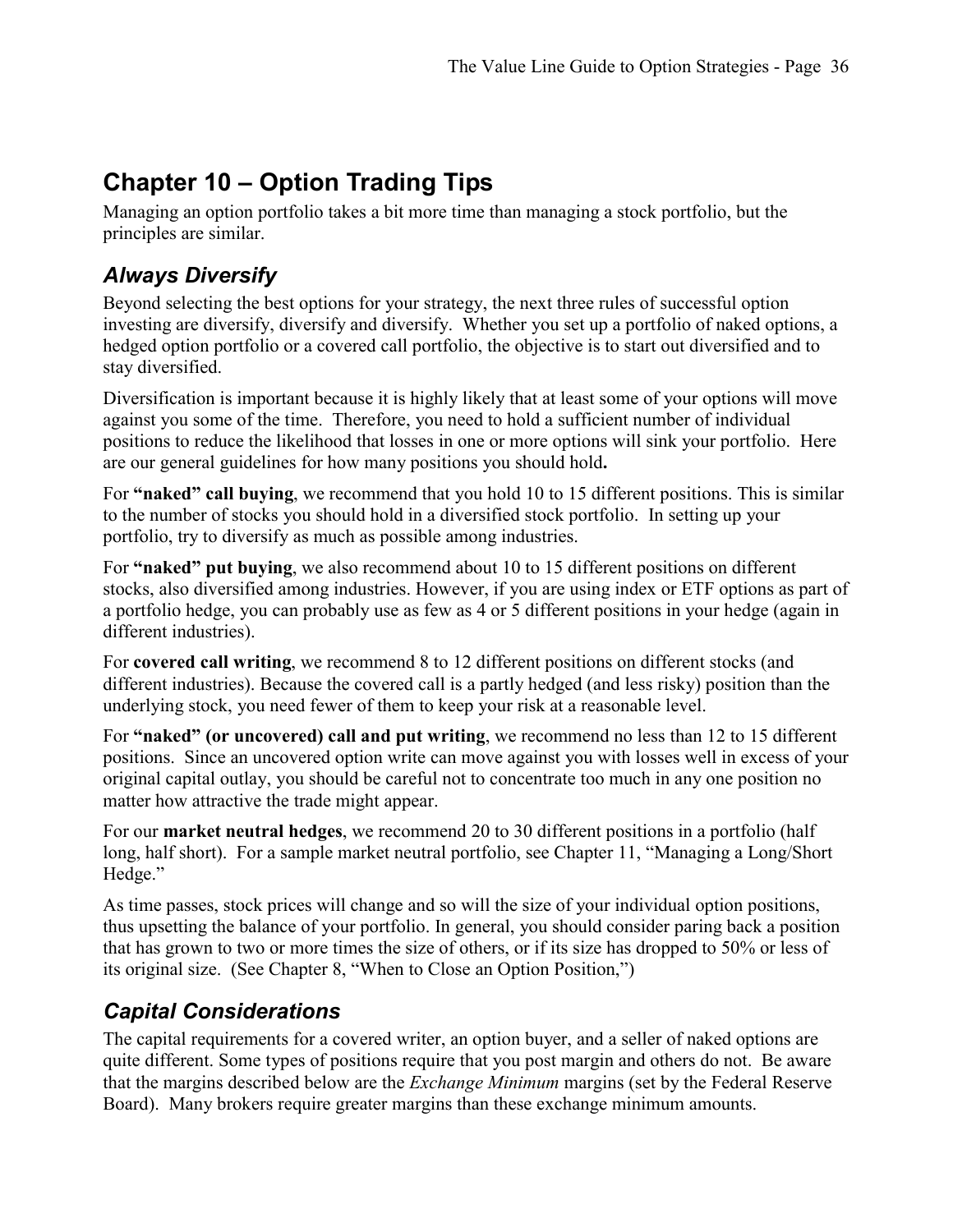# Chapter 10 – Option Trading Tips

Managing an option portfolio takes a bit more time than managing a stock portfolio, but the principles are similar.

## *Always Diversify*

Beyond selecting the best options for your strategy, the next three rules of successful option investing are diversify, diversify and diversify. Whether you set up a portfolio of naked options, a hedged option portfolio or a covered call portfolio, the objective is to start out diversified and to stay diversified.

Diversification is important because it is highly likely that at least some of your options will move against you some of the time. Therefore, you need to hold a sufficient number of individual positions to reduce the likelihood that losses in one or more options will sink your portfolio. Here are our general guidelines for how many positions you should hold**.**

For **"naked" call buying**, we recommend that you hold 10 to 15 different positions. This is similar to the number of stocks you should hold in a diversified stock portfolio. In setting up your portfolio, try to diversify as much as possible among industries.

For **"naked" put buying**, we also recommend about 10 to 15 different positions on different stocks, also diversified among industries. However, if you are using index or ETF options as part of a portfolio hedge, you can probably use as few as 4 or 5 different positions in your hedge (again in different industries).

For **covered call writing**, we recommend 8 to 12 different positions on different stocks (and different industries). Because the covered call is a partly hedged (and less risky) position than the underlying stock, you need fewer of them to keep your risk at a reasonable level.

For **"naked" (or uncovered) call and put writing**, we recommend no less than 12 to 15 different positions. Since an uncovered option write can move against you with losses well in excess of your original capital outlay, you should be careful not to concentrate too much in any one position no matter how attractive the trade might appear.

For our **market neutral hedges**, we recommend 20 to 30 different positions in a portfolio (half long, half short). For a sample market neutral portfolio, see Chapter 11, "Managing a Long/Short Hedge."

As time passes, stock prices will change and so will the size of your individual option positions, thus upsetting the balance of your portfolio. In general, you should consider paring back a position that has grown to two or more times the size of others, or if its size has dropped to 50% or less of its original size. (See Chapter 8, "When to Close an Option Position,")

## *Capital Considerations*

The capital requirements for a covered writer, an option buyer, and a seller of naked options are quite different. Some types of positions require that you post margin and others do not. Be aware that the margins described below are the *Exchange Minimum* margins (set by the Federal Reserve Board). Many brokers require greater margins than these exchange minimum amounts.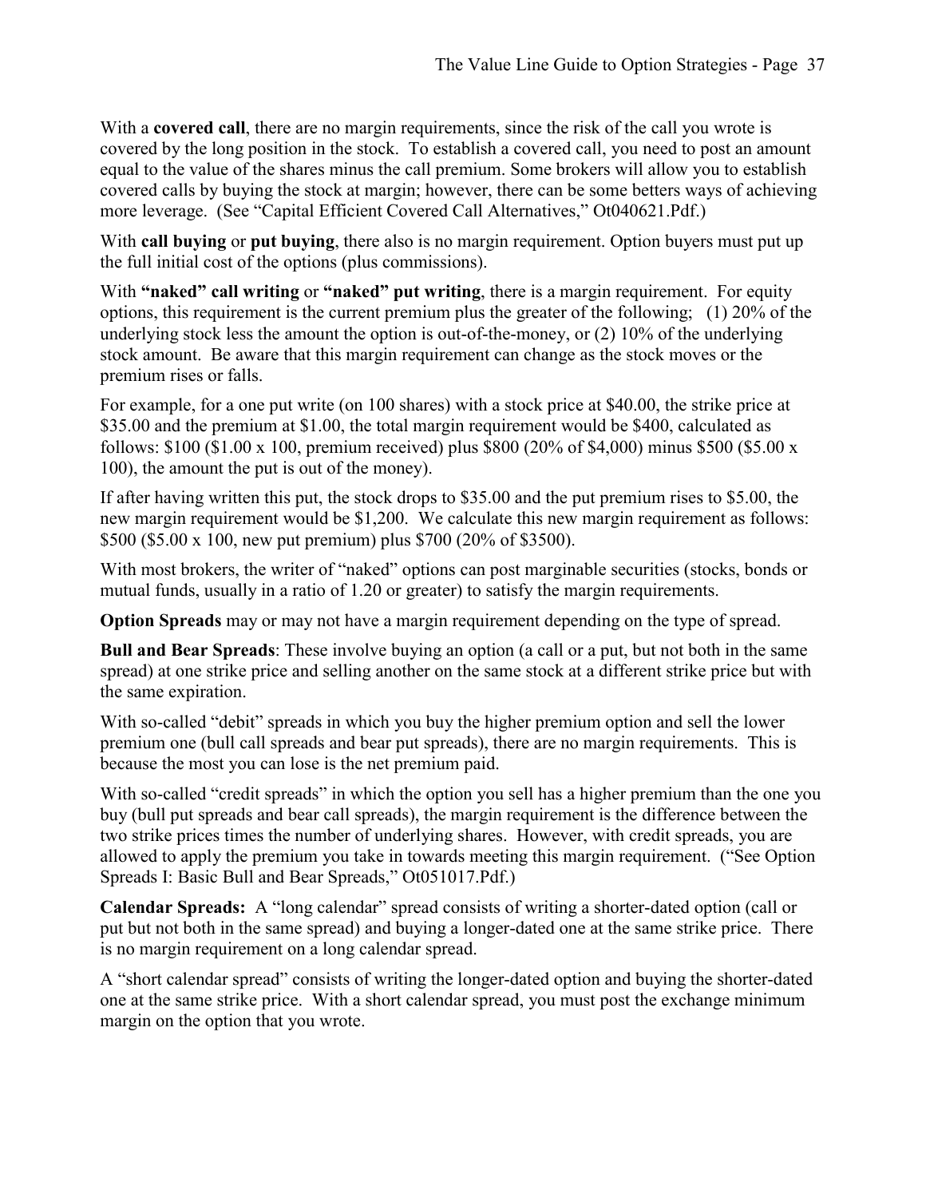With a **covered call**, there are no margin requirements, since the risk of the call you wrote is covered by the long position in the stock. To establish a covered call, you need to post an amount equal to the value of the shares minus the call premium. Some brokers will allow you to establish covered calls by buying the stock at margin; however, there can be some betters ways of achieving more leverage. (See "Capital Efficient Covered Call Alternatives," Ot040621.Pdf.)

With **call buying** or **put buying**, there also is no margin requirement. Option buyers must put up the full initial cost of the options (plus commissions).

With **"naked" call writing** or **"naked" put writing**, there is a margin requirement. For equity options, this requirement is the current premium plus the greater of the following; (1) 20% of the underlying stock less the amount the option is out-of-the-money, or (2) 10% of the underlying stock amount. Be aware that this margin requirement can change as the stock moves or the premium rises or falls.

For example, for a one put write (on 100 shares) with a stock price at $40.00, the strike price at $35.00 and the premium at $1.00, the total margin requirement would be $400, calculated as follows: $100 ($1.00 x 100, premium received) plus $800 (20% of $4,000) minus $500 ($5.00 x 100), the amount the put is out of the money).

If after having written this put, the stock drops to $35.00 and the put premium rises to $5.00, the new margin requirement would be $1,200. We calculate this new margin requirement as follows: $500 ($5.00 x 100, new put premium) plus $700 (20% of $3500).

With most brokers, the writer of "naked" options can post marginable securities (stocks, bonds or mutual funds, usually in a ratio of 1.20 or greater) to satisfy the margin requirements.

**Option Spreads** may or may not have a margin requirement depending on the type of spread.

**Bull and Bear Spreads**: These involve buying an option (a call or a put, but not both in the same spread) at one strike price and selling another on the same stock at a different strike price but with the same expiration.

With so-called "debit" spreads in which you buy the higher premium option and sell the lower premium one (bull call spreads and bear put spreads), there are no margin requirements. This is because the most you can lose is the net premium paid.

With so-called "credit spreads" in which the option you sell has a higher premium than the one you buy (bull put spreads and bear call spreads), the margin requirement is the difference between the two strike prices times the number of underlying shares. However, with credit spreads, you are allowed to apply the premium you take in towards meeting this margin requirement. ("See Option Spreads I: Basic Bull and Bear Spreads," Ot051017.Pdf.)

**Calendar Spreads:** A "long calendar" spread consists of writing a shorter-dated option (call or put but not both in the same spread) and buying a longer-dated one at the same strike price. There is no margin requirement on a long calendar spread.

A "short calendar spread" consists of writing the longer-dated option and buying the shorter-dated one at the same strike price. With a short calendar spread, you must post the exchange minimum margin on the option that you wrote.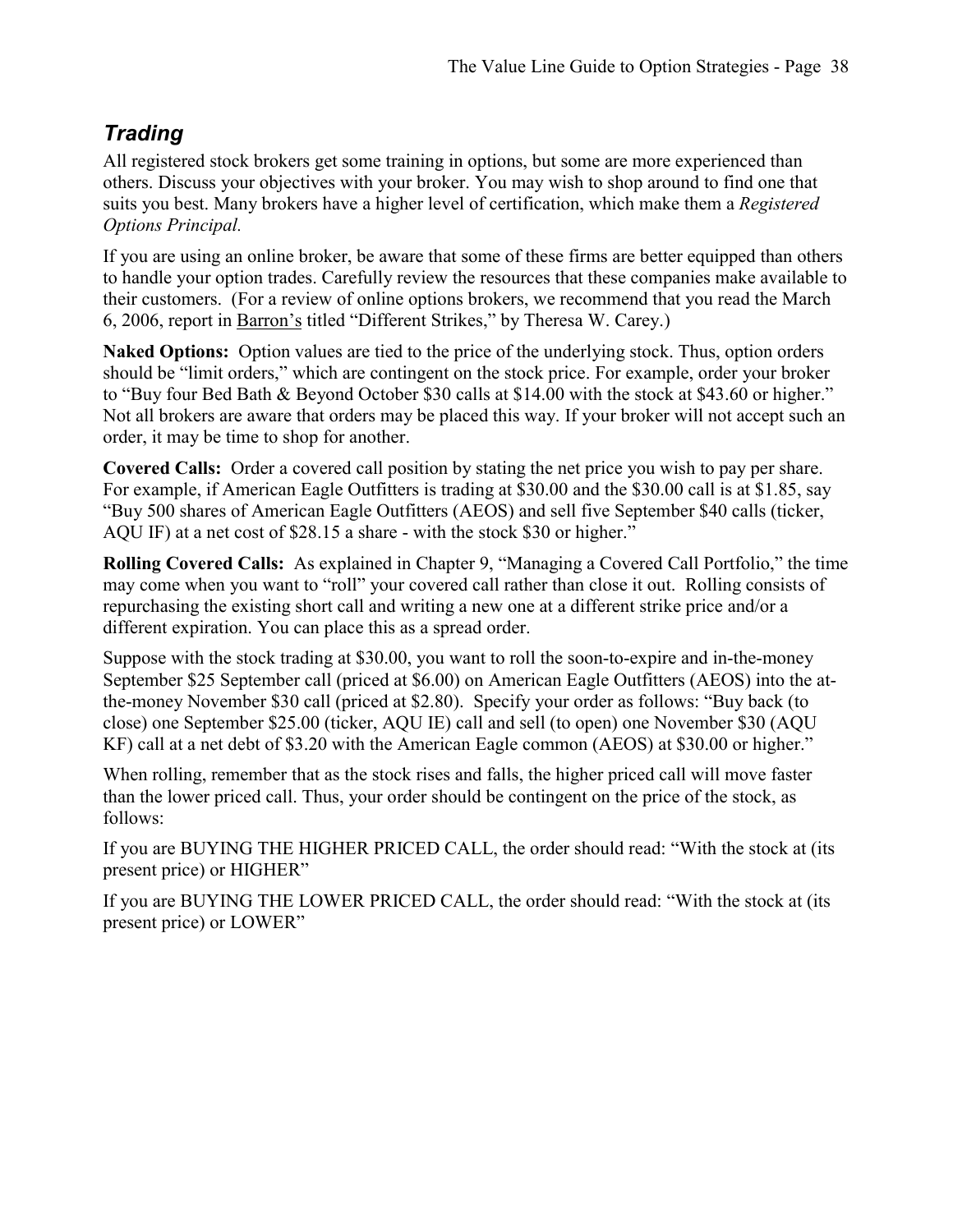## *Trading*

All registered stock brokers get some training in options, but some are more experienced than others. Discuss your objectives with your broker. You may wish to shop around to find one that suits you best. Many brokers have a higher level of certification, which make them a *Registered Options Principal.*

If you are using an online broker, be aware that some of these firms are better equipped than others to handle your option trades. Carefully review the resources that these companies make available to their customers. (For a review of online options brokers, we recommend that you read the March 6, 2006, report in Barron's titled "Different Strikes," by Theresa W. Carey.)

**Naked Options:** Option values are tied to the price of the underlying stock. Thus, option orders should be "limit orders," which are contingent on the stock price. For example, order your broker to "Buy four Bed Bath & Beyond October $30 calls at $14.00 with the stock at $43.60 or higher." Not all brokers are aware that orders may be placed this way. If your broker will not accept such an order, it may be time to shop for another.

**Covered Calls:** Order a covered call position by stating the net price you wish to pay per share. For example, if American Eagle Outfitters is trading at $30.00 and the $30.00 call is at $1.85, say "Buy 500 shares of American Eagle Outfitters (AEOS) and sell five September $40 calls (ticker, AQU IF) at a net cost of $28.15 a share - with the stock $30 or higher."

**Rolling Covered Calls:** As explained in Chapter 9, "Managing a Covered Call Portfolio," the time may come when you want to "roll" your covered call rather than close it out. Rolling consists of repurchasing the existing short call and writing a new one at a different strike price and/or a different expiration. You can place this as a spread order.

Suppose with the stock trading at $30.00, you want to roll the soon-to-expire and in-the-money September $25 September call (priced at $6.00) on American Eagle Outfitters (AEOS) into the at-the-money November $30 call (priced at $2.80). Specify your order as follows: "Buy back (to close) one September $25.00 (ticker, AQU IE) call and sell (to open) one November $30 (AQU KF) call at a net debt of $3.20 with the American Eagle common (AEOS) at $30.00 or higher."

When rolling, remember that as the stock rises and falls, the higher priced call will move faster than the lower priced call. Thus, your order should be contingent on the price of the stock, as follows:

If you are BUYING THE HIGHER PRICED CALL, the order should read: "With the stock at (its present price) or HIGHER"

If you are BUYING THE LOWER PRICED CALL, the order should read: "With the stock at (its present price) or LOWER"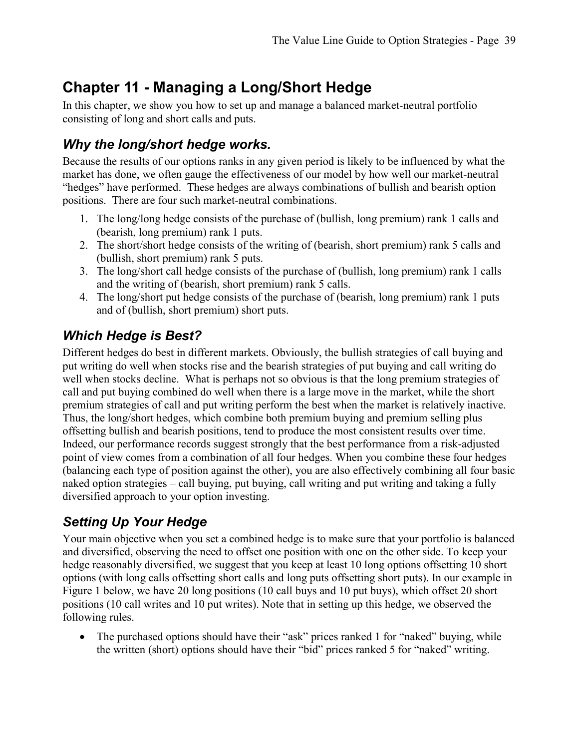# Chapter 11 - Managing a Long/Short Hedge

In this chapter, we show you how to set up and manage a balanced market-neutral portfolio consisting of long and short calls and puts.

## *Why the long/short hedge works.*

Because the results of our options ranks in any given period is likely to be influenced by what the market has done, we often gauge the effectiveness of our model by how well our market-neutral "hedges" have performed. These hedges are always combinations of bullish and bearish option positions. There are four such market-neutral combinations.

1. The long/long hedge consists of the purchase of (bullish, long premium) rank 1 calls and (bearish, long premium) rank 1 puts.
2. The short/short hedge consists of the writing of (bearish, short premium) rank 5 calls and (bullish, short premium) rank 5 puts.
3. The long/short call hedge consists of the purchase of (bullish, long premium) rank 1 calls and the writing of (bearish, short premium) rank 5 calls.
4. The long/short put hedge consists of the purchase of (bearish, long premium) rank 1 puts and of (bullish, short premium) short puts.

## *Which Hedge is Best?*

Different hedges do best in different markets. Obviously, the bullish strategies of call buying and put writing do well when stocks rise and the bearish strategies of put buying and call writing do well when stocks decline. What is perhaps not so obvious is that the long premium strategies of call and put buying combined do well when there is a large move in the market, while the short premium strategies of call and put writing perform the best when the market is relatively inactive. Thus, the long/short hedges, which combine both premium buying and premium selling plus offsetting bullish and bearish positions, tend to produce the most consistent results over time. Indeed, our performance records suggest strongly that the best performance from a risk-adjusted point of view comes from a combination of all four hedges. When you combine these four hedges (balancing each type of position against the other), you are also effectively combining all four basic naked option strategies – call buying, put buying, call writing and put writing and taking a fully diversified approach to your option investing.

## *Setting Up Your Hedge*

Your main objective when you set a combined hedge is to make sure that your portfolio is balanced and diversified, observing the need to offset one position with one on the other side. To keep your hedge reasonably diversified, we suggest that you keep at least 10 long options offsetting 10 short options (with long calls offsetting short calls and long puts offsetting short puts). In our example in Figure 1 below, we have 20 long positions (10 call buys and 10 put buys), which offset 20 short positions (10 call writes and 10 put writes). Note that in setting up this hedge, we observed the following rules.

- The purchased options should have their "ask" prices ranked 1 for "naked" buying, while the written (short) options should have their "bid" prices ranked 5 for "naked" writing.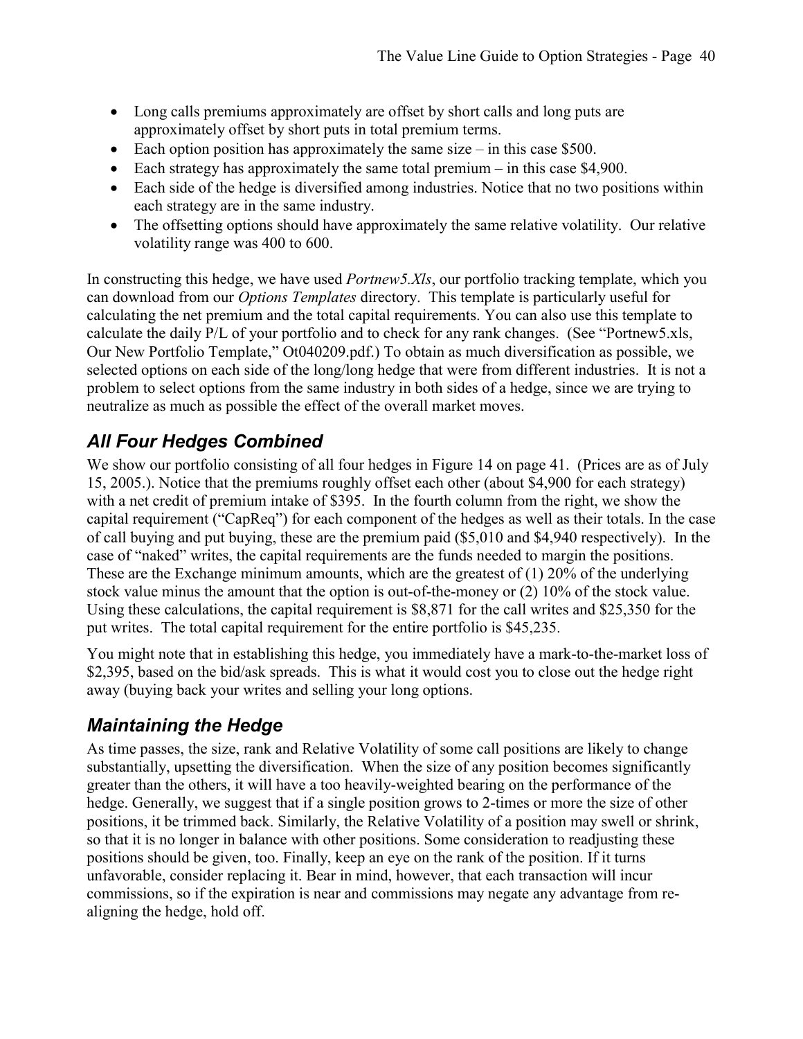- Long calls premiums approximately are offset by short calls and long puts are approximately offset by short puts in total premium terms.
- Each option position has approximately the same size – in this case $500.
- Each strategy has approximately the same total premium – in this case $4,900.
- Each side of the hedge is diversified among industries. Notice that no two positions within each strategy are in the same industry.
- The offsetting options should have approximately the same relative volatility. Our relative volatility range was 400 to 600.

In constructing this hedge, we have used *Portnew5.Xls*, our portfolio tracking template, which you can download from our *Options Templates* directory. This template is particularly useful for calculating the net premium and the total capital requirements. You can also use this template to calculate the daily P/L of your portfolio and to check for any rank changes. (See "Portnew5.xls, Our New Portfolio Template," Ot040209.pdf.) To obtain as much diversification as possible, we selected options on each side of the long/long hedge that were from different industries. It is not a problem to select options from the same industry in both sides of a hedge, since we are trying to neutralize as much as possible the effect of the overall market moves.

## *All Four Hedges Combined*

We show our portfolio consisting of all four hedges in Figure 14 on page 41. (Prices are as of July 15, 2005.). Notice that the premiums roughly offset each other (about $4,900 for each strategy) with a net credit of premium intake of $395. In the fourth column from the right, we show the capital requirement ("CapReq") for each component of the hedges as well as their totals. In the case of call buying and put buying, these are the premium paid ($5,010 and $4,940 respectively). In the case of "naked" writes, the capital requirements are the funds needed to margin the positions. These are the Exchange minimum amounts, which are the greatest of (1) 20% of the underlying stock value minus the amount that the option is out-of-the-money or (2) 10% of the stock value. Using these calculations, the capital requirement is $8,871 for the call writes and $25,350 for the put writes. The total capital requirement for the entire portfolio is $45,235.

You might note that in establishing this hedge, you immediately have a mark-to-the-market loss of $2,395, based on the bid/ask spreads. This is what it would cost you to close out the hedge right away (buying back your writes and selling your long options.

## *Maintaining the Hedge*

As time passes, the size, rank and Relative Volatility of some call positions are likely to change substantially, upsetting the diversification. When the size of any position becomes significantly greater than the others, it will have a too heavily-weighted bearing on the performance of the hedge. Generally, we suggest that if a single position grows to 2-times or more the size of other positions, it be trimmed back. Similarly, the Relative Volatility of a position may swell or shrink, so that it is no longer in balance with other positions. Some consideration to readjusting these positions should be given, too. Finally, keep an eye on the rank of the position. If it turns unfavorable, consider replacing it. Bear in mind, however, that each transaction will incur commissions, so if the expiration is near and commissions may negate any advantage from re-aligning the hedge, hold off.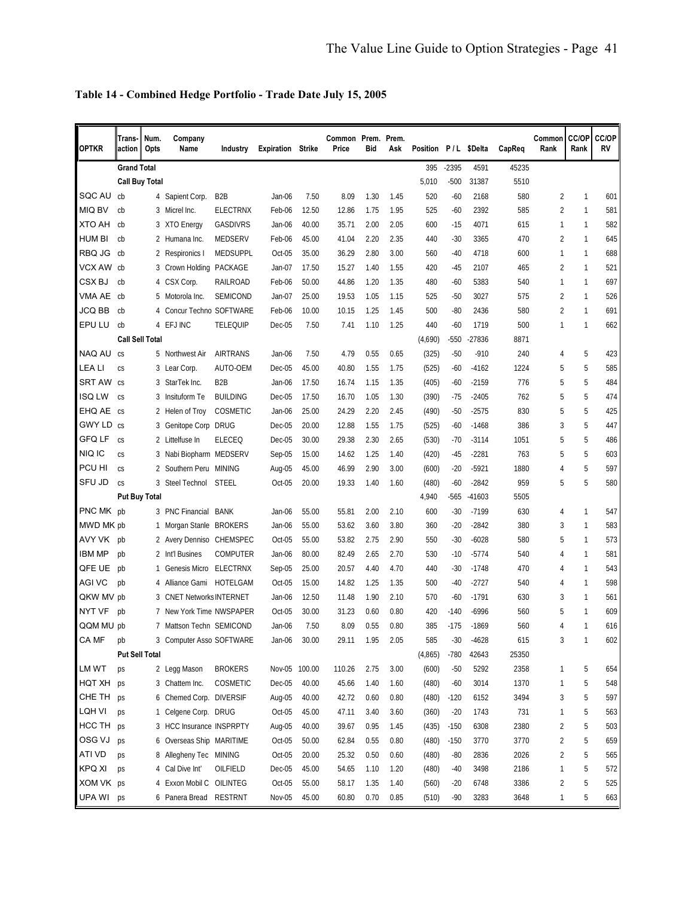**Table 14 - Combined Hedge Portfolio - Trade Date July 15, 2005**

| OPTKR | Trans-action | Num. Opts | Company Name | Industry | Expiration | Strike | Common Price | Prem. Bid | Prem. Ask | Position | P / L | $Delta | CapReq | Common Rank | CC/OP Rank | CC/OP RV |
|---|---|---|---|---|---|---|---|---|---|---|---|---|---|---|---|---|
| | **Grand Total** | | | | | | | | | 395 | -2395 | 4591 | 45235 | | | |
| | **Call Buy Total** | | | | | | | | | 5,010 | -500 | 31387 | 5510 | | | |
| SQC AU | cb | 4 | Sapient Corp. | B2B | Jan-06 | 7.50 | 8.09 | 1.30 | 1.45 | 520 | -60 | 2168 | 580 | 2 | 1 | 601 |
| MIQ BV | cb | 3 | Micrel Inc. | ELECTRNX | Feb-06 | 12.50 | 12.86 | 1.75 | 1.95 | 525 | -60 | 2392 | 585 | 2 | 1 | 581 |
| XTO AH | cb | 3 | XTO Energy | GASDIVRS | Jan-06 | 40.00 | 35.71 | 2.00 | 2.05 | 600 | -15 | 4071 | 615 | 1 | 1 | 582 |
| HUM BI | cb | 2 | Humana Inc. | MEDSERV | Feb-06 | 45.00 | 41.04 | 2.20 | 2.35 | 440 | -30 | 3365 | 470 | 2 | 1 | 645 |
| RBQ JG | cb | 2 | Respironics I | MEDSUPPL | Oct-05 | 35.00 | 36.29 | 2.80 | 3.00 | 560 | -40 | 4718 | 600 | 1 | 1 | 688 |
| VCX AW | cb | 3 | Crown Holding | PACKAGE | Jan-07 | 17.50 | 15.27 | 1.40 | 1.55 | 420 | -45 | 2107 | 465 | 2 | 1 | 521 |
| CSX BJ | cb | 4 | CSX Corp. | RAILROAD | Feb-06 | 50.00 | 44.86 | 1.20 | 1.35 | 480 | -60 | 5383 | 540 | 1 | 1 | 697 |
| VMA AE | cb | 5 | Motorola Inc. | SEMICOND | Jan-07 | 25.00 | 19.53 | 1.05 | 1.15 | 525 | -50 | 3027 | 575 | 2 | 1 | 526 |
| JCQ BB | cb | 4 | Concur Techno | SOFTWARE | Feb-06 | 10.00 | 10.15 | 1.25 | 1.45 | 500 | -80 | 2436 | 580 | 2 | 1 | 691 |
| EPU LU | cb | 4 | EFJ INC | TELEQUIP | Dec-05 | 7.50 | 7.41 | 1.10 | 1.25 | 440 | -60 | 1719 | 500 | 1 | 1 | 662 |
| | **Call Sell Total** | | | | | | | | | (4,690) | -550 | -27836 | 8871 | | | |
| NAQ AU | cs | 5 | Northwest Air | AIRTRANS | Jan-06 | 7.50 | 4.79 | 0.55 | 0.65 | (325) | -50 | -910 | 240 | 4 | 5 | 423 |
| LEA LI | cs | 3 | Lear Corp. | AUTO-OEM | Dec-05 | 45.00 | 40.80 | 1.55 | 1.75 | (525) | -60 | -4162 | 1224 | 5 | 5 | 585 |
| SRT AW | cs | 3 | StarTek Inc. | B2B | Jan-06 | 17.50 | 16.74 | 1.15 | 1.35 | (405) | -60 | -2159 | 776 | 5 | 5 | 484 |
| ISQ LW | cs | 3 | Insituform Te | BUILDING | Dec-05 | 17.50 | 16.70 | 1.05 | 1.30 | (390) | -75 | -2405 | 762 | 5 | 5 | 474 |
| EHQ AE | cs | 2 | Helen of Troy | COSMETIC | Jan-06 | 25.00 | 24.29 | 2.20 | 2.45 | (490) | -50 | -2575 | 830 | 5 | 5 | 425 |
| GWY LD | cs | 3 | Genitope Corp | DRUG | Dec-05 | 20.00 | 12.88 | 1.55 | 1.75 | (525) | -60 | -1468 | 386 | 3 | 5 | 447 |
| GFQ LF | cs | 2 | Littelfuse In | ELECEQ | Dec-05 | 30.00 | 29.38 | 2.30 | 2.65 | (530) | -70 | -3114 | 1051 | 5 | 5 | 486 |
| NIQ IC | cs | 3 | Nabi Biopharm | MEDSERV | Sep-05 | 15.00 | 14.62 | 1.25 | 1.40 | (420) | -45 | -2281 | 763 | 5 | 5 | 603 |
| PCU HI | cs | 2 | Southern Peru | MINING | Aug-05 | 45.00 | 46.99 | 2.90 | 3.00 | (600) | -20 | -5921 | 1880 | 4 | 5 | 597 |
| SFU JD | cs | 3 | Steel Technol | STEEL | Oct-05 | 20.00 | 19.33 | 1.40 | 1.60 | (480) | -60 | -2842 | 959 | 5 | 5 | 580 |
| | **Put Buy Total** | | | | | | | | | 4,940 | -565 | -41603 | 5505 | | | |
| PNC MK | pb | 3 | PNC Financial | BANK | Jan-06 | 55.00 | 55.81 | 2.00 | 2.10 | 600 | -30 | -7199 | 630 | 4 | 1 | 547 |
| MWD MK | pb | 1 | Morgan Stanle | BROKERS | Jan-06 | 55.00 | 53.62 | 3.60 | 3.80 | 360 | -20 | -2842 | 380 | 3 | 1 | 583 |
| AVY VK | pb | 2 | Avery Denniso | CHEMSPEC | Oct-05 | 55.00 | 53.82 | 2.75 | 2.90 | 550 | -30 | -6028 | 580 | 5 | 1 | 573 |
| IBM MP | pb | 2 | Int'l Busines | COMPUTER | Jan-06 | 80.00 | 82.49 | 2.65 | 2.70 | 530 | -10 | -5774 | 540 | 4 | 1 | 581 |
| QFE UE | pb | 1 | Genesis Micro | ELECTRNX | Sep-05 | 25.00 | 20.57 | 4.40 | 4.70 | 440 | -30 | -1748 | 470 | 4 | 1 | 543 |
| AGI VC | pb | 4 | Alliance Gami | HOTELGAM | Oct-05 | 15.00 | 14.82 | 1.25 | 1.35 | 500 | -40 | -2727 | 540 | 4 | 1 | 598 |
| QKW MV | pb | 3 | CNET Networks | INTERNET | Jan-06 | 12.50 | 11.48 | 1.90 | 2.10 | 570 | -60 | -1791 | 630 | 3 | 1 | 561 |
| NYT VF | pb | 7 | New York Time | NWSPAPER | Oct-05 | 30.00 | 31.23 | 0.60 | 0.80 | 420 | -140 | -6996 | 560 | 5 | 1 | 609 |
| QQM MU | pb | 7 | Mattson Techn | SEMICOND | Jan-06 | 7.50 | 8.09 | 0.55 | 0.80 | 385 | -175 | -1869 | 560 | 4 | 1 | 616 |
| CA MF | pb | 3 | Computer Asso | SOFTWARE | Jan-06 | 30.00 | 29.11 | 1.95 | 2.05 | 585 | -30 | -4628 | 615 | 3 | 1 | 602 |
| | **Put Sell Total** | | | | | | | | | (4,865) | -780 | 42643 | 25350 | | | |
| LM WT | ps | 2 | Legg Mason | BROKERS | Nov-05 | 100.00 | 110.26 | 2.75 | 3.00 | (600) | -50 | 5292 | 2358 | 1 | 5 | 654 |
| HQT XH | ps | 3 | Chattem Inc. | COSMETIC | Dec-05 | 40.00 | 45.66 | 1.40 | 1.60 | (480) | -60 | 3014 | 1370 | 1 | 5 | 548 |
| CHE TH | ps | 6 | Chemed Corp. | DIVERSIF | Aug-05 | 40.00 | 42.72 | 0.60 | 0.80 | (480) | -120 | 6152 | 3494 | 3 | 5 | 597 |
| LQH VI | ps | 1 | Celgene Corp. | DRUG | Oct-05 | 45.00 | 47.11 | 3.40 | 3.60 | (360) | -20 | 1743 | 731 | 1 | 5 | 563 |
| HCC TH | ps | 3 | HCC Insurance | INSPRPTY | Aug-05 | 40.00 | 39.67 | 0.95 | 1.45 | (435) | -150 | 6308 | 2380 | 2 | 5 | 503 |
| OSG VJ | ps | 6 | Overseas Ship | MARITIME | Oct-05 | 50.00 | 62.84 | 0.55 | 0.80 | (480) | -150 | 3770 | 3770 | 2 | 5 | 659 |
| ATI VD | ps | 8 | Allegheny Tec | MINING | Oct-05 | 20.00 | 25.32 | 0.50 | 0.60 | (480) | -80 | 2836 | 2026 | 2 | 5 | 565 |
| KPQ XI | ps | 4 | Cal Dive Int' | OILFIELD | Dec-05 | 45.00 | 54.65 | 1.10 | 1.20 | (480) | -40 | 3498 | 2186 | 1 | 5 | 572 |
| XOM VK | ps | 4 | Exxon Mobil C | OILINTEG | Oct-05 | 55.00 | 58.17 | 1.35 | 1.40 | (560) | -20 | 6748 | 3386 | 2 | 5 | 525 |
| UPA WI | ps | 6 | Panera Bread | RESTRNT | Nov-05 | 45.00 | 60.80 | 0.70 | 0.85 | (510) | -90 | 3283 | 3648 | 1 | 5 | 663 |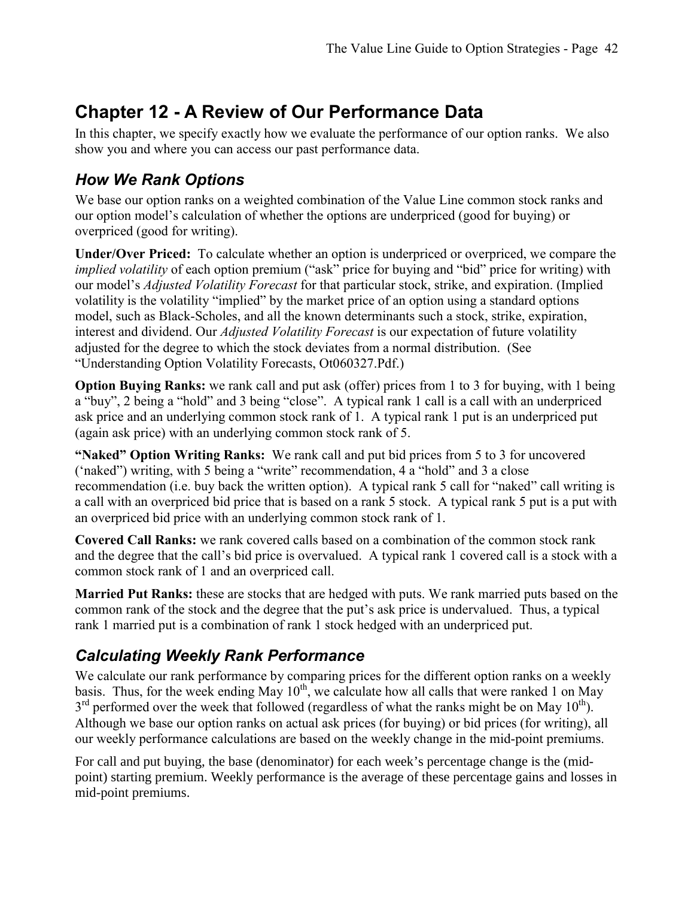# Chapter 12 - A Review of Our Performance Data

In this chapter, we specify exactly how we evaluate the performance of our option ranks. We also show you and where you can access our past performance data.

## *How We Rank Options*

We base our option ranks on a weighted combination of the Value Line common stock ranks and our option model's calculation of whether the options are underpriced (good for buying) or overpriced (good for writing).

**Under/Over Priced:** To calculate whether an option is underpriced or overpriced, we compare the *implied volatility* of each option premium ("ask" price for buying and "bid" price for writing) with our model's *Adjusted Volatility Forecast* for that particular stock, strike, and expiration. (Implied volatility is the volatility "implied" by the market price of an option using a standard options model, such as Black-Scholes, and all the known determinants such a stock, strike, expiration, interest and dividend. Our *Adjusted Volatility Forecast* is our expectation of future volatility adjusted for the degree to which the stock deviates from a normal distribution. (See "Understanding Option Volatility Forecasts, Ot060327.Pdf.)

**Option Buying Ranks:** we rank call and put ask (offer) prices from 1 to 3 for buying, with 1 being a "buy", 2 being a "hold" and 3 being "close". A typical rank 1 call is a call with an underpriced ask price and an underlying common stock rank of 1. A typical rank 1 put is an underpriced put (again ask price) with an underlying common stock rank of 5.

**"Naked" Option Writing Ranks:** We rank call and put bid prices from 5 to 3 for uncovered ('naked") writing, with 5 being a "write" recommendation, 4 a "hold" and 3 a close recommendation (i.e. buy back the written option). A typical rank 5 call for "naked" call writing is a call with an overpriced bid price that is based on a rank 5 stock. A typical rank 5 put is a put with an overpriced bid price with an underlying common stock rank of 1.

**Covered Call Ranks:** we rank covered calls based on a combination of the common stock rank and the degree that the call's bid price is overvalued. A typical rank 1 covered call is a stock with a common stock rank of 1 and an overpriced call.

**Married Put Ranks:** these are stocks that are hedged with puts. We rank married puts based on the common rank of the stock and the degree that the put's ask price is undervalued. Thus, a typical rank 1 married put is a combination of rank 1 stock hedged with an underpriced put.

## *Calculating Weekly Rank Performance*

We calculate our rank performance by comparing prices for the different option ranks on a weekly basis. Thus, for the week ending May 10th, we calculate how all calls that were ranked 1 on May 3rd performed over the week that followed (regardless of what the ranks might be on May 10th). Although we base our option ranks on actual ask prices (for buying) or bid prices (for writing), all our weekly performance calculations are based on the weekly change in the mid-point premiums.

For call and put buying, the base (denominator) for each week's percentage change is the (mid-point) starting premium. Weekly performance is the average of these percentage gains and losses in mid-point premiums.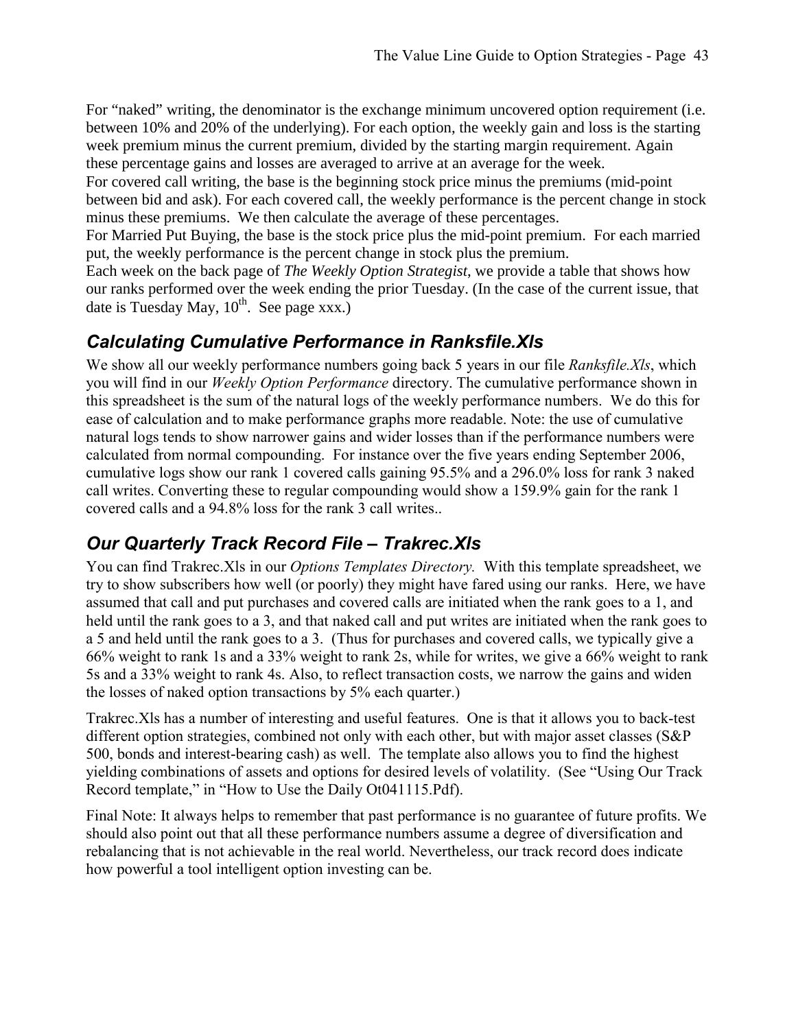For "naked" writing, the denominator is the exchange minimum uncovered option requirement (i.e. between 10% and 20% of the underlying). For each option, the weekly gain and loss is the starting week premium minus the current premium, divided by the starting margin requirement. Again these percentage gains and losses are averaged to arrive at an average for the week.
For covered call writing, the base is the beginning stock price minus the premiums (mid-point between bid and ask). For each covered call, the weekly performance is the percent change in stock minus these premiums. We then calculate the average of these percentages.
For Married Put Buying, the base is the stock price plus the mid-point premium. For each married put, the weekly performance is the percent change in stock plus the premium.
Each week on the back page of *The Weekly Option Strategist*, we provide a table that shows how our ranks performed over the week ending the prior Tuesday. (In the case of the current issue, that date is Tuesday May, 10th. See page xxx.)

## *Calculating Cumulative Performance in Ranksfile.Xls*

We show all our weekly performance numbers going back 5 years in our file *Ranksfile.Xls*, which you will find in our *Weekly Option Performance* directory. The cumulative performance shown in this spreadsheet is the sum of the natural logs of the weekly performance numbers. We do this for ease of calculation and to make performance graphs more readable. Note: the use of cumulative natural logs tends to show narrower gains and wider losses than if the performance numbers were calculated from normal compounding. For instance over the five years ending September 2006, cumulative logs show our rank 1 covered calls gaining 95.5% and a 296.0% loss for rank 3 naked call writes. Converting these to regular compounding would show a 159.9% gain for the rank 1 covered calls and a 94.8% loss for the rank 3 call writes..

## *Our Quarterly Track Record File – Trakrec.Xls*

You can find Trakrec.Xls in our *Options Templates Directory.* With this template spreadsheet, we try to show subscribers how well (or poorly) they might have fared using our ranks. Here, we have assumed that call and put purchases and covered calls are initiated when the rank goes to a 1, and held until the rank goes to a 3, and that naked call and put writes are initiated when the rank goes to a 5 and held until the rank goes to a 3. (Thus for purchases and covered calls, we typically give a 66% weight to rank 1s and a 33% weight to rank 2s, while for writes, we give a 66% weight to rank 5s and a 33% weight to rank 4s. Also, to reflect transaction costs, we narrow the gains and widen the losses of naked option transactions by 5% each quarter.)

Trakrec.Xls has a number of interesting and useful features. One is that it allows you to back-test different option strategies, combined not only with each other, but with major asset classes (S&P 500, bonds and interest-bearing cash) as well. The template also allows you to find the highest yielding combinations of assets and options for desired levels of volatility. (See "Using Our Track Record template," in "How to Use the Daily Ot041115.Pdf).

Final Note: It always helps to remember that past performance is no guarantee of future profits. We should also point out that all these performance numbers assume a degree of diversification and rebalancing that is not achievable in the real world. Nevertheless, our track record does indicate how powerful a tool intelligent option investing can be.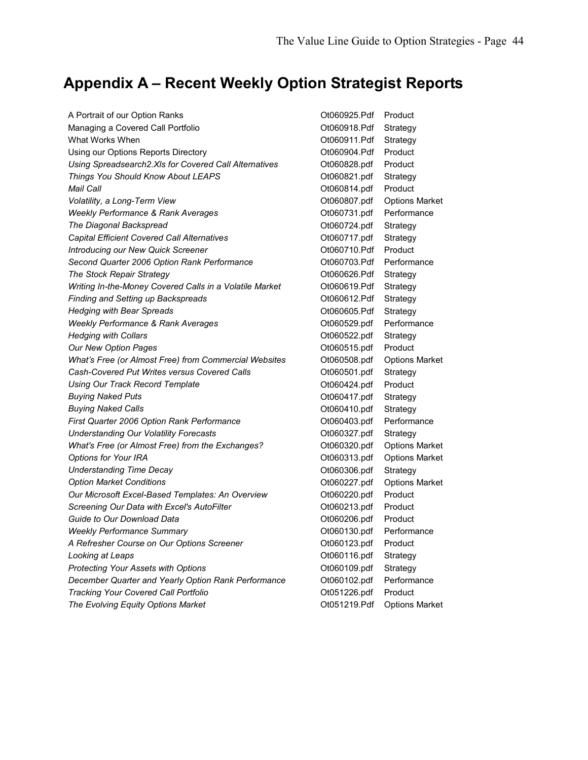# Appendix A – Recent Weekly Option Strategist Reports

| | | |
|---|---|---|
| A Portrait of our Option Ranks | Ot060925.Pdf | Product |
| Managing a Covered Call Portfolio | Ot060918.Pdf | Strategy |
| What Works When | Ot060911.Pdf | Strategy |
| Using our Options Reports Directory | Ot060904.Pdf | Product |
| *Using Spreadsearch2.Xls for Covered Call Alternatives* | Ot060828.pdf | Product |
| *Things You Should Know About LEAPS* | Ot060821.pdf | Strategy |
| *Mail Call* | Ot060814.pdf | Product |
| *Volatility, a Long-Term View* | Ot060807.pdf | Options Market |
| *Weekly Performance & Rank Averages* | Ot060731.pdf | Performance |
| *The Diagonal Backspread* | Ot060724.pdf | Strategy |
| *Capital Efficient Covered Call Alternatives* | Ot060717.pdf | Strategy |
| *Introducing our New Quick Screener* | Ot060710.Pdf | Product |
| *Second Quarter 2006 Option Rank Performance* | Ot060703.Pdf | Performance |
| *The Stock Repair Strategy* | Ot060626.Pdf | Strategy |
| *Writing In-the-Money Covered Calls in a Volatile Market* | Ot060619.Pdf | Strategy |
| *Finding and Setting up Backspreads* | Ot060612.Pdf | Strategy |
| *Hedging with Bear Spreads* | Ot060605.Pdf | Strategy |
| *Weekly Performance & Rank Averages* | Ot060529.pdf | Performance |
| *Hedging with Collars* | Ot060522.pdf | Strategy |
| *Our New Option Pages* | Ot060515.pdf | Product |
| *What's Free (or Almost Free) from Commercial Websites* | Ot060508.pdf | Options Market |
| *Cash-Covered Put Writes versus Covered Calls* | Ot060501.pdf | Strategy |
| *Using Our Track Record Template* | Ot060424.pdf | Product |
| *Buying Naked Puts* | Ot060417.pdf | Strategy |
| *Buying Naked Calls* | Ot060410.pdf | Strategy |
| *First Quarter 2006 Option Rank Performance* | Ot060403.pdf | Performance |
| *Understanding Our Volatility Forecasts* | Ot060327.pdf | Strategy |
| *What's Free (or Almost Free) from the Exchanges?* | Ot060320.pdf | Options Market |
| *Options for Your IRA* | Ot060313.pdf | Options Market |
| *Understanding Time Decay* | Ot060306.pdf | Strategy |
| *Option Market Conditions* | Ot060227.pdf | Options Market |
| *Our Microsoft Excel-Based Templates: An Overview* | Ot060220.pdf | Product |
| *Screening Our Data with Excel's AutoFilter* | Ot060213.pdf | Product |
| *Guide to Our Download Data* | Ot060206.pdf | Product |
| *Weekly Performance Summary* | Ot060130.pdf | Performance |
| *A Refresher Course on Our Options Screener* | Ot060123.pdf | Product |
| *Looking at Leaps* | Ot060116.pdf | Strategy |
| *Protecting Your Assets with Options* | Ot060109.pdf | Strategy |
| *December Quarter and Yearly Option Rank Performance* | Ot060102.pdf | Performance |
| *Tracking Your Covered Call Portfolio* | Ot051226.pdf | Product |
| *The Evolving Equity Options Market* | Ot051219.Pdf | Options Market |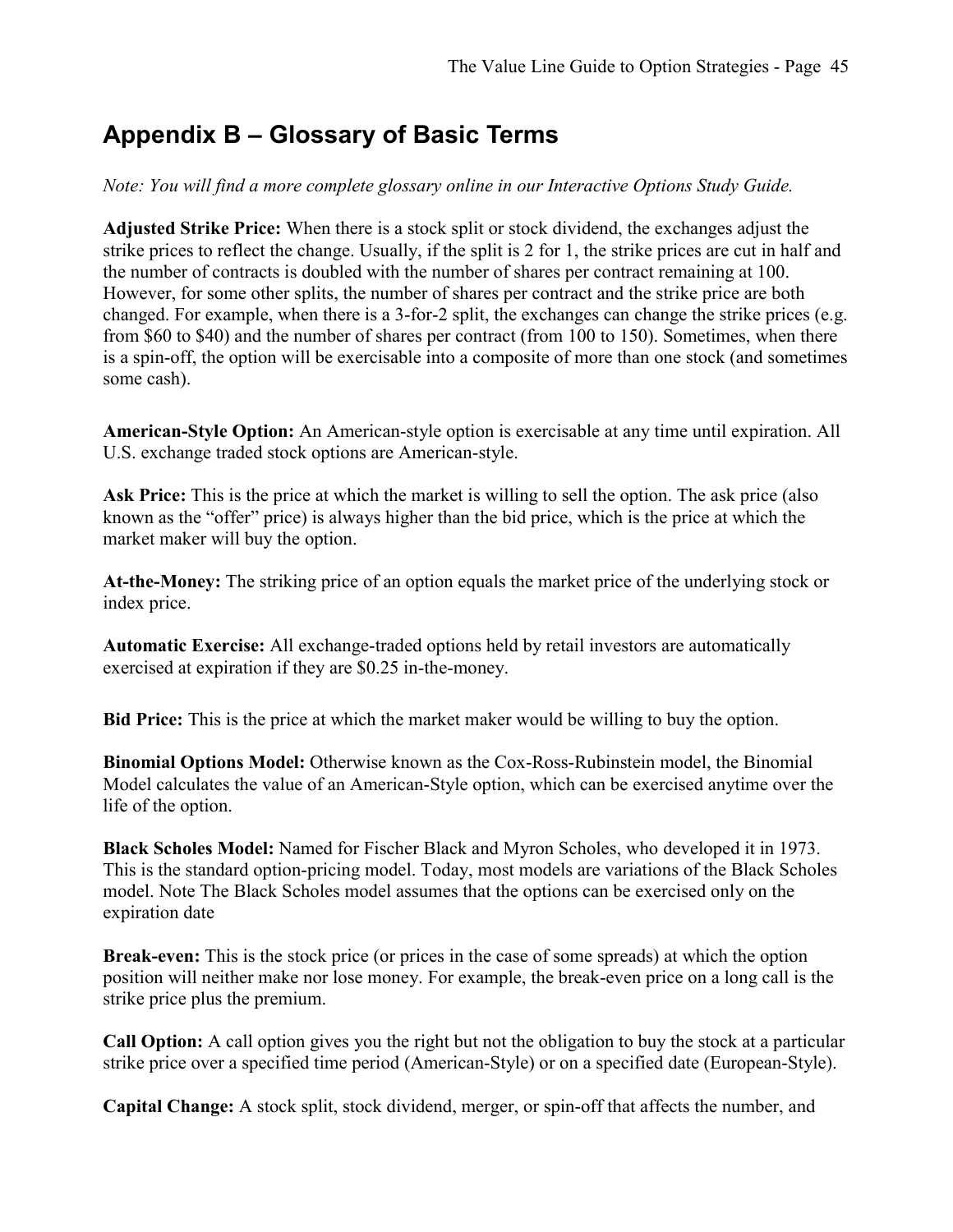## Appendix B – Glossary of Basic Terms

*Note: You will find a more complete glossary online in our Interactive Options Study Guide.*

**Adjusted Strike Price:** When there is a stock split or stock dividend, the exchanges adjust the strike prices to reflect the change. Usually, if the split is 2 for 1, the strike prices are cut in half and the number of contracts is doubled with the number of shares per contract remaining at 100. However, for some other splits, the number of shares per contract and the strike price are both changed. For example, when there is a 3-for-2 split, the exchanges can change the strike prices (e.g. from $60 to $40) and the number of shares per contract (from 100 to 150). Sometimes, when there is a spin-off, the option will be exercisable into a composite of more than one stock (and sometimes some cash).

**American-Style Option:** An American-style option is exercisable at any time until expiration. All U.S. exchange traded stock options are American-style.

**Ask Price:** This is the price at which the market is willing to sell the option. The ask price (also known as the "offer" price) is always higher than the bid price, which is the price at which the market maker will buy the option.

**At-the-Money:** The striking price of an option equals the market price of the underlying stock or index price.

**Automatic Exercise:** All exchange-traded options held by retail investors are automatically exercised at expiration if they are $0.25 in-the-money.

**Bid Price:** This is the price at which the market maker would be willing to buy the option.

**Binomial Options Model:** Otherwise known as the Cox-Ross-Rubinstein model, the Binomial Model calculates the value of an American-Style option, which can be exercised anytime over the life of the option.

**Black Scholes Model:** Named for Fischer Black and Myron Scholes, who developed it in 1973. This is the standard option-pricing model. Today, most models are variations of the Black Scholes model. Note The Black Scholes model assumes that the options can be exercised only on the expiration date

**Break-even:** This is the stock price (or prices in the case of some spreads) at which the option position will neither make nor lose money. For example, the break-even price on a long call is the strike price plus the premium.

**Call Option:** A call option gives you the right but not the obligation to buy the stock at a particular strike price over a specified time period (American-Style) or on a specified date (European-Style).

**Capital Change:** A stock split, stock dividend, merger, or spin-off that affects the number, and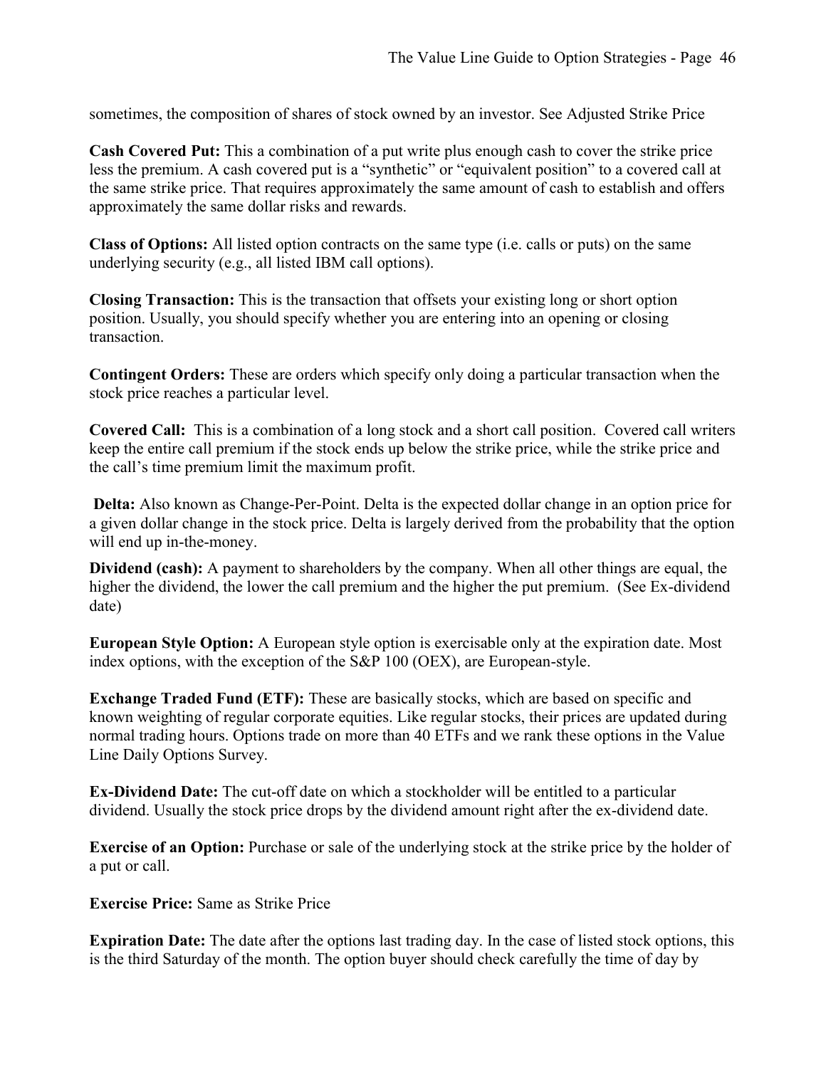sometimes, the composition of shares of stock owned by an investor. See Adjusted Strike Price

**Cash Covered Put:** This a combination of a put write plus enough cash to cover the strike price less the premium. A cash covered put is a "synthetic" or "equivalent position" to a covered call at the same strike price. That requires approximately the same amount of cash to establish and offers approximately the same dollar risks and rewards.

**Class of Options:** All listed option contracts on the same type (i.e. calls or puts) on the same underlying security (e.g., all listed IBM call options).

**Closing Transaction:** This is the transaction that offsets your existing long or short option position. Usually, you should specify whether you are entering into an opening or closing transaction.

**Contingent Orders:** These are orders which specify only doing a particular transaction when the stock price reaches a particular level.

**Covered Call:** This is a combination of a long stock and a short call position. Covered call writers keep the entire call premium if the stock ends up below the strike price, while the strike price and the call's time premium limit the maximum profit.

**Delta:** Also known as Change-Per-Point. Delta is the expected dollar change in an option price for a given dollar change in the stock price. Delta is largely derived from the probability that the option will end up in-the-money.

**Dividend (cash):** A payment to shareholders by the company. When all other things are equal, the higher the dividend, the lower the call premium and the higher the put premium. (See Ex-dividend date)

**European Style Option:** A European style option is exercisable only at the expiration date. Most index options, with the exception of the S&P 100 (OEX), are European-style.

**Exchange Traded Fund (ETF):** These are basically stocks, which are based on specific and known weighting of regular corporate equities. Like regular stocks, their prices are updated during normal trading hours. Options trade on more than 40 ETFs and we rank these options in the Value Line Daily Options Survey.

**Ex-Dividend Date:** The cut-off date on which a stockholder will be entitled to a particular dividend. Usually the stock price drops by the dividend amount right after the ex-dividend date.

**Exercise of an Option:** Purchase or sale of the underlying stock at the strike price by the holder of a put or call.

**Exercise Price:** Same as Strike Price

**Expiration Date:** The date after the options last trading day. In the case of listed stock options, this is the third Saturday of the month. The option buyer should check carefully the time of day by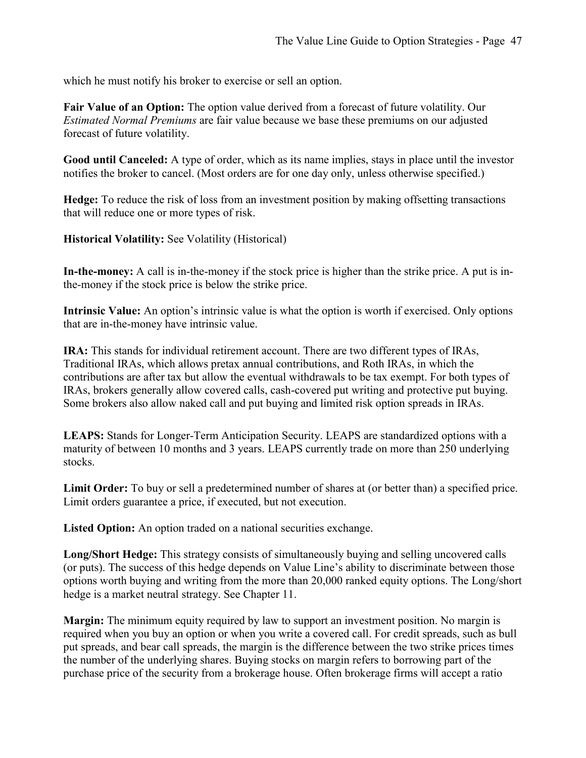which he must notify his broker to exercise or sell an option.

**Fair Value of an Option:** The option value derived from a forecast of future volatility. Our *Estimated Normal Premiums* are fair value because we base these premiums on our adjusted forecast of future volatility.

**Good until Canceled:** A type of order, which as its name implies, stays in place until the investor notifies the broker to cancel. (Most orders are for one day only, unless otherwise specified.)

**Hedge:** To reduce the risk of loss from an investment position by making offsetting transactions that will reduce one or more types of risk.

**Historical Volatility:** See Volatility (Historical)

**In-the-money:** A call is in-the-money if the stock price is higher than the strike price. A put is in-the-money if the stock price is below the strike price.

**Intrinsic Value:** An option's intrinsic value is what the option is worth if exercised. Only options that are in-the-money have intrinsic value.

**IRA:** This stands for individual retirement account. There are two different types of IRAs, Traditional IRAs, which allows pretax annual contributions, and Roth IRAs, in which the contributions are after tax but allow the eventual withdrawals to be tax exempt. For both types of IRAs, brokers generally allow covered calls, cash-covered put writing and protective put buying. Some brokers also allow naked call and put buying and limited risk option spreads in IRAs.

**LEAPS:** Stands for Longer-Term Anticipation Security. LEAPS are standardized options with a maturity of between 10 months and 3 years. LEAPS currently trade on more than 250 underlying stocks.

**Limit Order:** To buy or sell a predetermined number of shares at (or better than) a specified price. Limit orders guarantee a price, if executed, but not execution.

**Listed Option:** An option traded on a national securities exchange.

**Long/Short Hedge:** This strategy consists of simultaneously buying and selling uncovered calls (or puts). The success of this hedge depends on Value Line's ability to discriminate between those options worth buying and writing from the more than 20,000 ranked equity options. The Long/short hedge is a market neutral strategy. See Chapter 11.

**Margin:** The minimum equity required by law to support an investment position. No margin is required when you buy an option or when you write a covered call. For credit spreads, such as bull put spreads, and bear call spreads, the margin is the difference between the two strike prices times the number of the underlying shares. Buying stocks on margin refers to borrowing part of the purchase price of the security from a brokerage house. Often brokerage firms will accept a ratio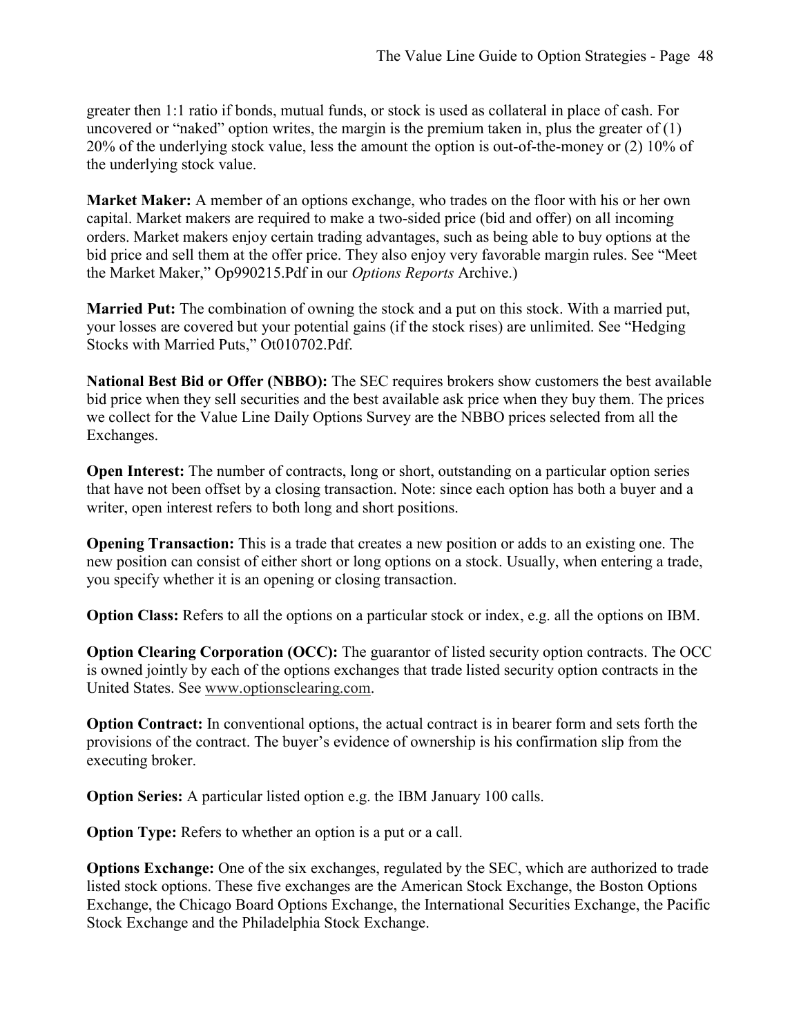greater then 1:1 ratio if bonds, mutual funds, or stock is used as collateral in place of cash. For uncovered or "naked" option writes, the margin is the premium taken in, plus the greater of (1) 20% of the underlying stock value, less the amount the option is out-of-the-money or (2) 10% of the underlying stock value.

**Market Maker:** A member of an options exchange, who trades on the floor with his or her own capital. Market makers are required to make a two-sided price (bid and offer) on all incoming orders. Market makers enjoy certain trading advantages, such as being able to buy options at the bid price and sell them at the offer price. They also enjoy very favorable margin rules. See "Meet the Market Maker," Op990215.Pdf in our *Options Reports* Archive.)

**Married Put:** The combination of owning the stock and a put on this stock. With a married put, your losses are covered but your potential gains (if the stock rises) are unlimited. See "Hedging Stocks with Married Puts," Ot010702.Pdf.

**National Best Bid or Offer (NBBO):** The SEC requires brokers show customers the best available bid price when they sell securities and the best available ask price when they buy them. The prices we collect for the Value Line Daily Options Survey are the NBBO prices selected from all the Exchanges.

**Open Interest:** The number of contracts, long or short, outstanding on a particular option series that have not been offset by a closing transaction. Note: since each option has both a buyer and a writer, open interest refers to both long and short positions.

**Opening Transaction:** This is a trade that creates a new position or adds to an existing one. The new position can consist of either short or long options on a stock. Usually, when entering a trade, you specify whether it is an opening or closing transaction.

**Option Class:** Refers to all the options on a particular stock or index, e.g. all the options on IBM.

**Option Clearing Corporation (OCC):** The guarantor of listed security option contracts. The OCC is owned jointly by each of the options exchanges that trade listed security option contracts in the United States. See www.optionsclearing.com.

**Option Contract:** In conventional options, the actual contract is in bearer form and sets forth the provisions of the contract. The buyer's evidence of ownership is his confirmation slip from the executing broker.

**Option Series:** A particular listed option e.g. the IBM January 100 calls.

**Option Type:** Refers to whether an option is a put or a call.

**Options Exchange:** One of the six exchanges, regulated by the SEC, which are authorized to trade listed stock options. These five exchanges are the American Stock Exchange, the Boston Options Exchange, the Chicago Board Options Exchange, the International Securities Exchange, the Pacific Stock Exchange and the Philadelphia Stock Exchange.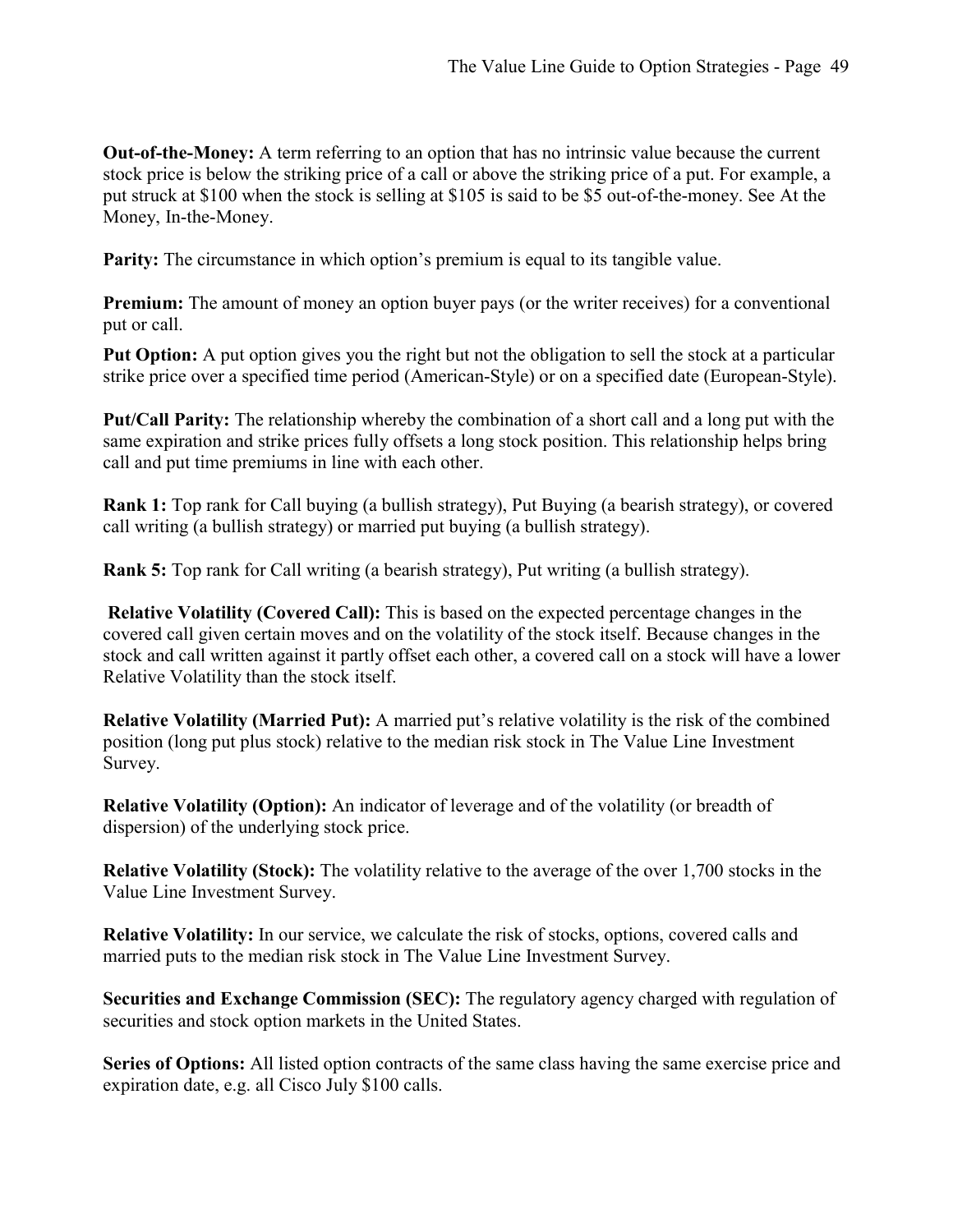**Out-of-the-Money:** A term referring to an option that has no intrinsic value because the current stock price is below the striking price of a call or above the striking price of a put. For example, a put struck at $100 when the stock is selling at $105 is said to be $5 out-of-the-money. See At the Money, In-the-Money.

**Parity:** The circumstance in which option's premium is equal to its tangible value.

**Premium:** The amount of money an option buyer pays (or the writer receives) for a conventional put or call.

**Put Option:** A put option gives you the right but not the obligation to sell the stock at a particular strike price over a specified time period (American-Style) or on a specified date (European-Style).

**Put/Call Parity:** The relationship whereby the combination of a short call and a long put with the same expiration and strike prices fully offsets a long stock position. This relationship helps bring call and put time premiums in line with each other.

**Rank 1:** Top rank for Call buying (a bullish strategy), Put Buying (a bearish strategy), or covered call writing (a bullish strategy) or married put buying (a bullish strategy).

**Rank 5:** Top rank for Call writing (a bearish strategy), Put writing (a bullish strategy).

**Relative Volatility (Covered Call):** This is based on the expected percentage changes in the covered call given certain moves and on the volatility of the stock itself. Because changes in the stock and call written against it partly offset each other, a covered call on a stock will have a lower Relative Volatility than the stock itself.

**Relative Volatility (Married Put):** A married put's relative volatility is the risk of the combined position (long put plus stock) relative to the median risk stock in The Value Line Investment Survey.

**Relative Volatility (Option):** An indicator of leverage and of the volatility (or breadth of dispersion) of the underlying stock price.

**Relative Volatility (Stock):** The volatility relative to the average of the over 1,700 stocks in the Value Line Investment Survey.

**Relative Volatility:** In our service, we calculate the risk of stocks, options, covered calls and married puts to the median risk stock in The Value Line Investment Survey.

**Securities and Exchange Commission (SEC):** The regulatory agency charged with regulation of securities and stock option markets in the United States.

**Series of Options:** All listed option contracts of the same class having the same exercise price and expiration date, e.g. all Cisco July $100 calls.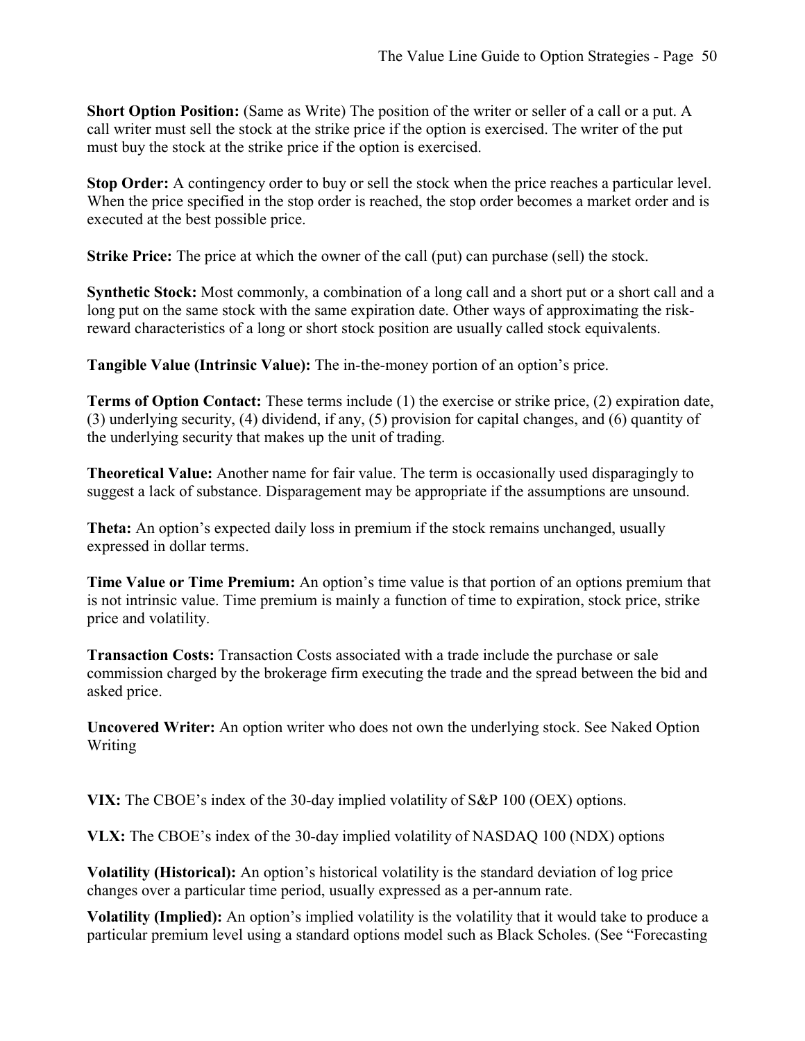**Short Option Position:** (Same as Write) The position of the writer or seller of a call or a put. A call writer must sell the stock at the strike price if the option is exercised. The writer of the put must buy the stock at the strike price if the option is exercised.

**Stop Order:** A contingency order to buy or sell the stock when the price reaches a particular level. When the price specified in the stop order is reached, the stop order becomes a market order and is executed at the best possible price.

**Strike Price:** The price at which the owner of the call (put) can purchase (sell) the stock.

**Synthetic Stock:** Most commonly, a combination of a long call and a short put or a short call and a long put on the same stock with the same expiration date. Other ways of approximating the risk-reward characteristics of a long or short stock position are usually called stock equivalents.

**Tangible Value (Intrinsic Value):** The in-the-money portion of an option's price.

**Terms of Option Contact:** These terms include (1) the exercise or strike price, (2) expiration date, (3) underlying security, (4) dividend, if any, (5) provision for capital changes, and (6) quantity of the underlying security that makes up the unit of trading.

**Theoretical Value:** Another name for fair value. The term is occasionally used disparagingly to suggest a lack of substance. Disparagement may be appropriate if the assumptions are unsound.

**Theta:** An option's expected daily loss in premium if the stock remains unchanged, usually expressed in dollar terms.

**Time Value or Time Premium:** An option's time value is that portion of an options premium that is not intrinsic value. Time premium is mainly a function of time to expiration, stock price, strike price and volatility.

**Transaction Costs:** Transaction Costs associated with a trade include the purchase or sale commission charged by the brokerage firm executing the trade and the spread between the bid and asked price.

**Uncovered Writer:** An option writer who does not own the underlying stock. See Naked Option Writing

**VIX:** The CBOE's index of the 30-day implied volatility of S&P 100 (OEX) options.

**VLX:** The CBOE's index of the 30-day implied volatility of NASDAQ 100 (NDX) options

**Volatility (Historical):** An option's historical volatility is the standard deviation of log price changes over a particular time period, usually expressed as a per-annum rate.

**Volatility (Implied):** An option's implied volatility is the volatility that it would take to produce a particular premium level using a standard options model such as Black Scholes. (See "Forecasting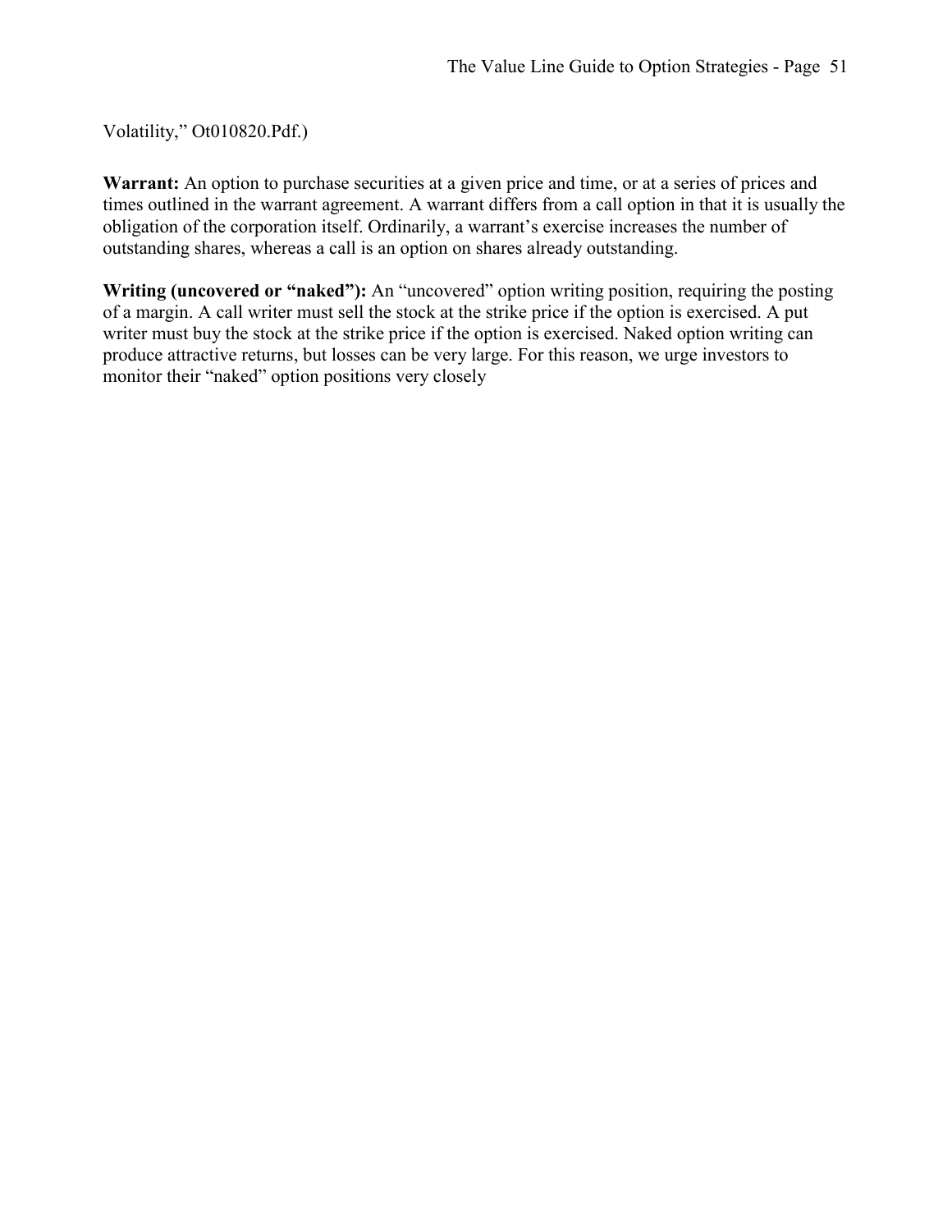Volatility," Ot010820.Pdf.)

**Warrant:** An option to purchase securities at a given price and time, or at a series of prices and times outlined in the warrant agreement. A warrant differs from a call option in that it is usually the obligation of the corporation itself. Ordinarily, a warrant's exercise increases the number of outstanding shares, whereas a call is an option on shares already outstanding.

**Writing (uncovered or "naked"):** An "uncovered" option writing position, requiring the posting of a margin. A call writer must sell the stock at the strike price if the option is exercised. A put writer must buy the stock at the strike price if the option is exercised. Naked option writing can produce attractive returns, but losses can be very large. For this reason, we urge investors to monitor their "naked" option positions very closely